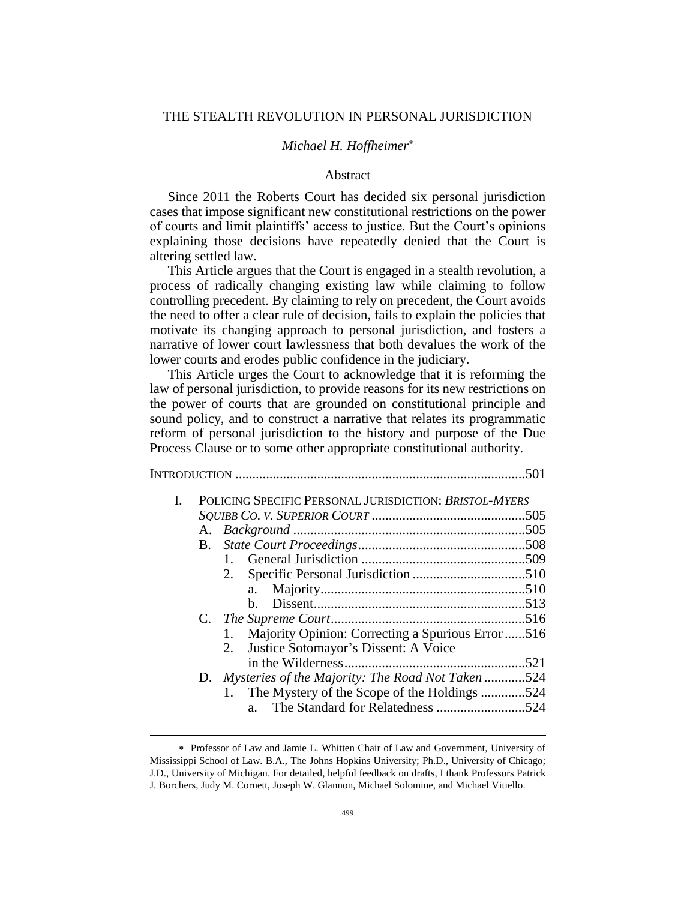# THE STEALTH REVOLUTION IN PERSONAL JURISDICTION

*Michael H. Hoffheimer*[*]

## Abstract

Since 2011 the Roberts Court has decided six personal jurisdiction cases that impose significant new constitutional restrictions on the power of courts and limit plaintiffs' access to justice. But the Court's opinions explaining those decisions have repeatedly denied that the Court is altering settled law.

This Article argues that the Court is engaged in a stealth revolution, a process of radically changing existing law while claiming to follow controlling precedent. By claiming to rely on precedent, the Court avoids the need to offer a clear rule of decision, fails to explain the policies that motivate its changing approach to personal jurisdiction, and fosters a narrative of lower court lawlessness that both devalues the work of the lower courts and erodes public confidence in the judiciary.

This Article urges the Court to acknowledge that it is reforming the law of personal jurisdiction, to provide reasons for its new restrictions on the power of courts that are grounded on constitutional principle and sound policy, and to construct a narrative that relates its programmatic reform of personal jurisdiction to the history and purpose of the Due Process Clause or to some other appropriate constitutional authority.

INTRODUCTION ....................................................................................501

I. POLICING SPECIFIC PERSONAL JURISDICTION: *BRISTOL-MYERS SQUIBB CO. V. SUPERIOR COURT* ............................................505
   - A. *Background* ...................................................................505
   - B. *State Court Proceedings*................................................508
     - 1. General Jurisdiction ................................................509
     - 2. Specific Personal Jurisdiction .................................510
       - a. Majority...........................................................510
       - b. Dissent.............................................................513
   - C. *The Supreme Court*........................................................516
     - 1. Majority Opinion: Correcting a Spurious Error ......516
     - 2. Justice Sotomayor's Dissent: A Voice in the Wilderness....................................................521
   - D. *Mysteries of the Majority: The Road Not Taken* ............524
     - 1. The Mystery of the Scope of the Holdings .............524
       - a. The Standard for Relatedness ..........................524

[*] Professor of Law and Jamie L. Whitten Chair of Law and Government, University of Mississippi School of Law. B.A., The Johns Hopkins University; Ph.D., University of Chicago; J.D., University of Michigan. For detailed, helpful feedback on drafts, I thank Professors Patrick J. Borchers, Judy M. Cornett, Joseph W. Glannon, Michael Solomine, and Michael Vitiello.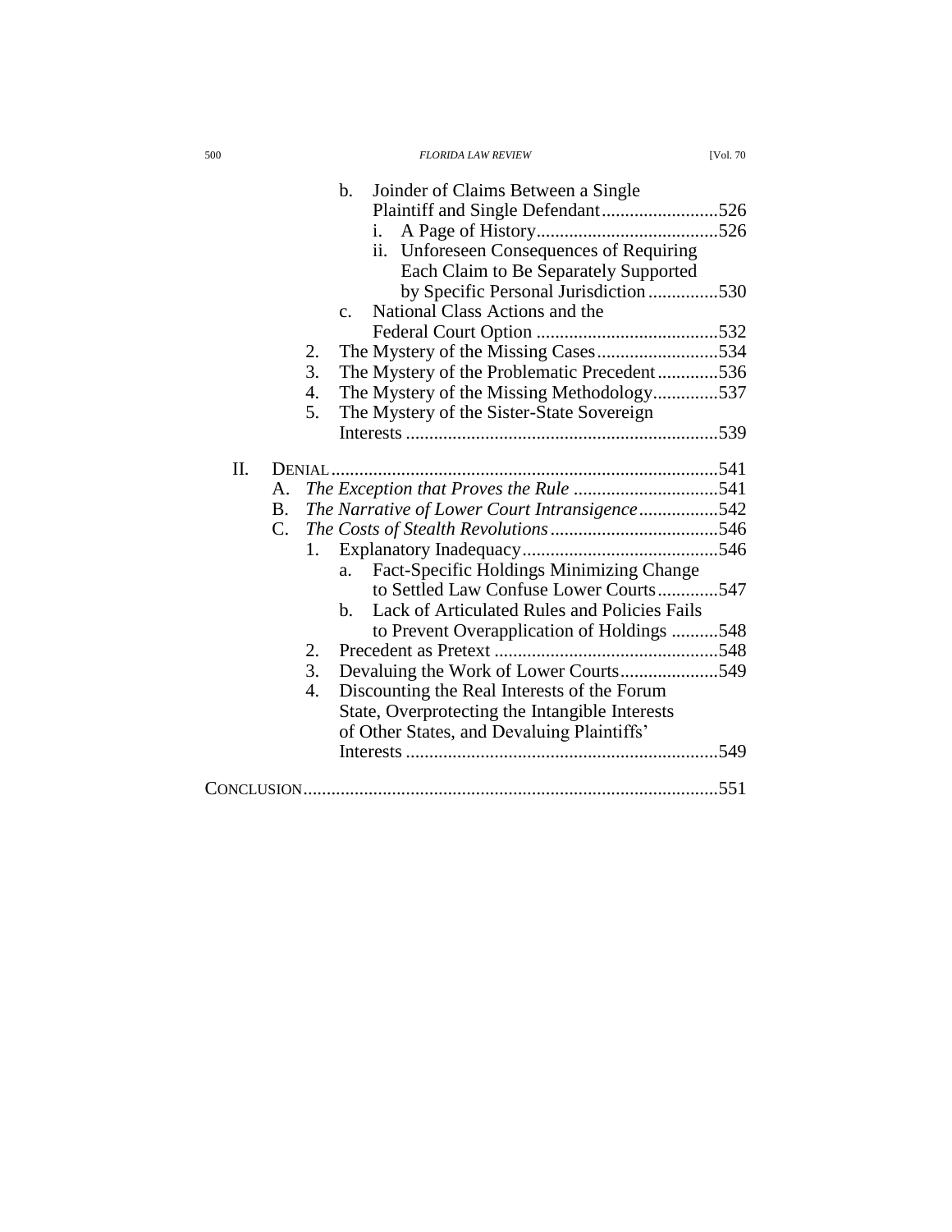- b. Joinder of Claims Between a Single Plaintiff and Single Defendant.........................526
  - i. A Page of History.......................................526
  - ii. Unforeseen Consequences of Requiring Each Claim to Be Separately Supported by Specific Personal Jurisdiction...............530
- c. National Class Actions and the Federal Court Option .......................................532

2. The Mystery of the Missing Cases..........................534
3. The Mystery of the Problematic Precedent.............536
4. The Mystery of the Missing Methodology..............537
5. The Mystery of the Sister-State Sovereign Interests ..................................................................539

II. DENIAL..................................................................................541

- A. *The Exception that Proves the Rule* ...............................541
- B. *The Narrative of Lower Court Intransigence*.................542
- C. *The Costs of Stealth Revolutions*....................................546
  1. Explanatory Inadequacy..........................................546
     - a. Fact-Specific Holdings Minimizing Change to Settled Law Confuse Lower Courts.............547
     - b. Lack of Articulated Rules and Policies Fails to Prevent Overapplication of Holdings ..........548
  2. Precedent as Pretext ................................................548
  3. Devaluing the Work of Lower Courts.....................549
  4. Discounting the Real Interests of the Forum State, Overprotecting the Intangible Interests of Other States, and Devaluing Plaintiffs' Interests ..................................................................549

CONCLUSION.........................................................................................551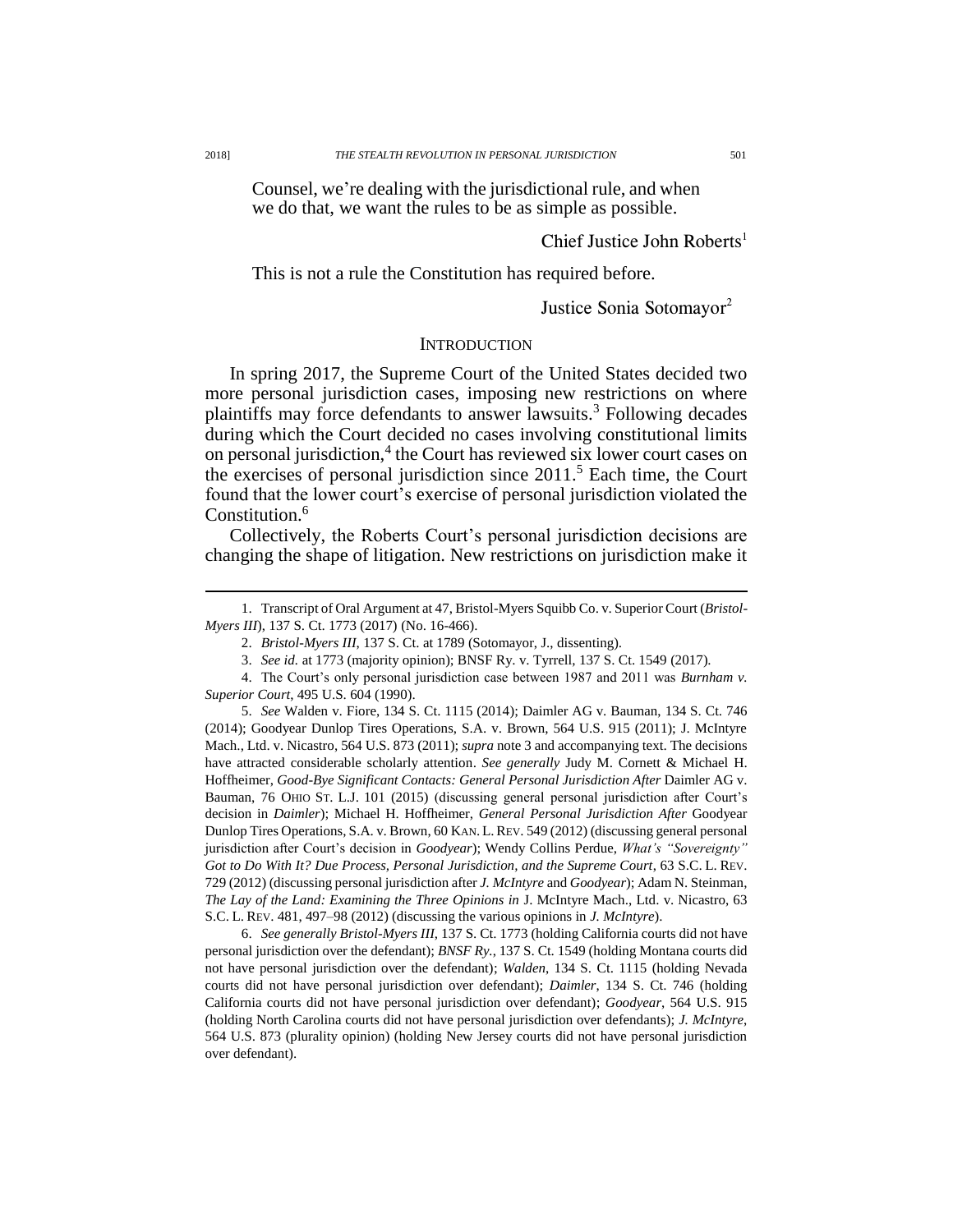Counsel, we're dealing with the jurisdictional rule, and when we do that, we want the rules to be as simple as possible.

Chief Justice John Roberts[1]

This is not a rule the Constitution has required before.

Justice Sonia Sotomayor[2]

## INTRODUCTION

In spring 2017, the Supreme Court of the United States decided two more personal jurisdiction cases, imposing new restrictions on where plaintiffs may force defendants to answer lawsuits.[3] Following decades during which the Court decided no cases involving constitutional limits on personal jurisdiction,[4] the Court has reviewed six lower court cases on the exercises of personal jurisdiction since 2011.[5] Each time, the Court found that the lower court's exercise of personal jurisdiction violated the Constitution.[6]

Collectively, the Roberts Court's personal jurisdiction decisions are changing the shape of litigation. New restrictions on jurisdiction make it

---

1. Transcript of Oral Argument at 47, Bristol-Myers Squibb Co. v. Superior Court (*Bristol-Myers III*), 137 S. Ct. 1773 (2017) (No. 16-466).

2. *Bristol-Myers III*, 137 S. Ct. at 1789 (Sotomayor, J., dissenting).

3. *See id.* at 1773 (majority opinion); BNSF Ry. v. Tyrrell, 137 S. Ct. 1549 (2017).

4. The Court's only personal jurisdiction case between 1987 and 2011 was *Burnham v. Superior Court*, 495 U.S. 604 (1990).

5. *See* Walden v. Fiore, 134 S. Ct. 1115 (2014); Daimler AG v. Bauman, 134 S. Ct. 746 (2014); Goodyear Dunlop Tires Operations, S.A. v. Brown, 564 U.S. 915 (2011); J. McIntyre Mach., Ltd. v. Nicastro, 564 U.S. 873 (2011); *supra* note 3 and accompanying text. The decisions have attracted considerable scholarly attention. *See generally* Judy M. Cornett & Michael H. Hoffheimer, *Good-Bye Significant Contacts: General Personal Jurisdiction After* Daimler AG v. Bauman, 76 OHIO ST. L.J. 101 (2015) (discussing general personal jurisdiction after Court's decision in *Daimler*); Michael H. Hoffheimer, *General Personal Jurisdiction After* Goodyear Dunlop Tires Operations, S.A. v. Brown, 60 KAN. L. REV. 549 (2012) (discussing general personal jurisdiction after Court's decision in *Goodyear*); Wendy Collins Perdue, *What's "Sovereignty" Got to Do With It? Due Process, Personal Jurisdiction, and the Supreme Court*, 63 S.C. L. REV. 729 (2012) (discussing personal jurisdiction after *J. McIntyre* and *Goodyear*); Adam N. Steinman, *The Lay of the Land: Examining the Three Opinions in* J. McIntyre Mach., Ltd. v. Nicastro, 63 S.C. L. REV. 481, 497–98 (2012) (discussing the various opinions in *J. McIntyre*).

6. *See generally Bristol-Myers III*, 137 S. Ct. 1773 (holding California courts did not have personal jurisdiction over the defendant); *BNSF Ry.*, 137 S. Ct. 1549 (holding Montana courts did not have personal jurisdiction over the defendant); *Walden*, 134 S. Ct. 1115 (holding Nevada courts did not have personal jurisdiction over defendant); *Daimler*, 134 S. Ct. 746 (holding California courts did not have personal jurisdiction over defendant); *Goodyear*, 564 U.S. 915 (holding North Carolina courts did not have personal jurisdiction over defendants); *J. McIntyre*, 564 U.S. 873 (plurality opinion) (holding New Jersey courts did not have personal jurisdiction over defendant).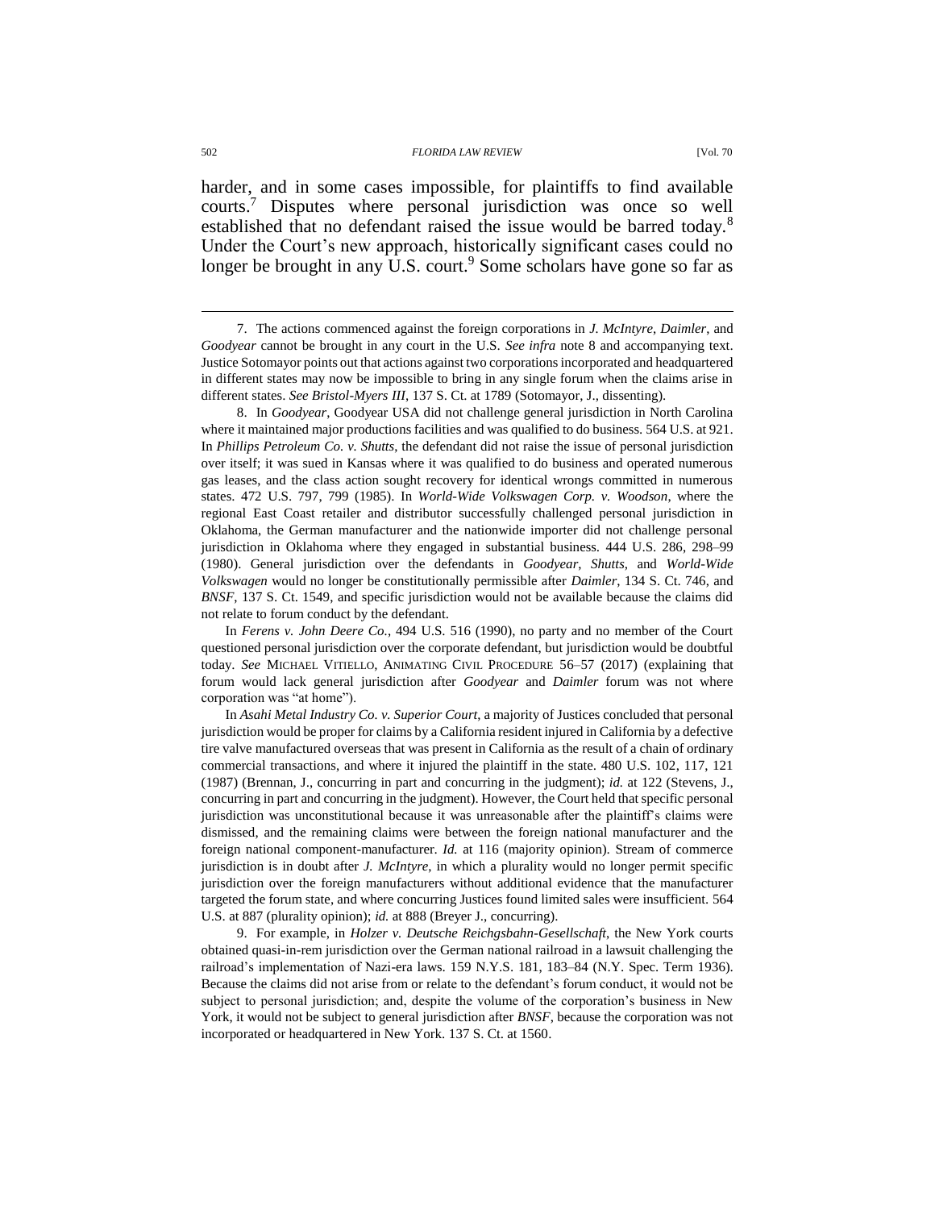harder, and in some cases impossible, for plaintiffs to find available courts.[7] Disputes where personal jurisdiction was once so well established that no defendant raised the issue would be barred today.[8] Under the Court's new approach, historically significant cases could no longer be brought in any U.S. court.[9] Some scholars have gone so far as

---

7. The actions commenced against the foreign corporations in *J. McIntyre*, *Daimler*, and *Goodyear* cannot be brought in any court in the U.S. *See infra* note 8 and accompanying text. Justice Sotomayor points out that actions against two corporations incorporated and headquartered in different states may now be impossible to bring in any single forum when the claims arise in different states. *See Bristol-Myers III*, 137 S. Ct. at 1789 (Sotomayor, J., dissenting).

8. In *Goodyear*, Goodyear USA did not challenge general jurisdiction in North Carolina where it maintained major productions facilities and was qualified to do business. 564 U.S. at 921. In *Phillips Petroleum Co. v. Shutts*, the defendant did not raise the issue of personal jurisdiction over itself; it was sued in Kansas where it was qualified to do business and operated numerous gas leases, and the class action sought recovery for identical wrongs committed in numerous states. 472 U.S. 797, 799 (1985). In *World-Wide Volkswagen Corp. v. Woodson*, where the regional East Coast retailer and distributor successfully challenged personal jurisdiction in Oklahoma, the German manufacturer and the nationwide importer did not challenge personal jurisdiction in Oklahoma where they engaged in substantial business. 444 U.S. 286, 298–99 (1980). General jurisdiction over the defendants in *Goodyear*, *Shutts*, and *World-Wide Volkswagen* would no longer be constitutionally permissible after *Daimler*, 134 S. Ct. 746, and *BNSF*, 137 S. Ct. 1549, and specific jurisdiction would not be available because the claims did not relate to forum conduct by the defendant.

In *Ferens v. John Deere Co.*, 494 U.S. 516 (1990), no party and no member of the Court questioned personal jurisdiction over the corporate defendant, but jurisdiction would be doubtful today. *See* MICHAEL VITIELLO, ANIMATING CIVIL PROCEDURE 56–57 (2017) (explaining that forum would lack general jurisdiction after *Goodyear* and *Daimler* forum was not where corporation was "at home").

In *Asahi Metal Industry Co. v. Superior Court*, a majority of Justices concluded that personal jurisdiction would be proper for claims by a California resident injured in California by a defective tire valve manufactured overseas that was present in California as the result of a chain of ordinary commercial transactions, and where it injured the plaintiff in the state. 480 U.S. 102, 117, 121 (1987) (Brennan, J., concurring in part and concurring in the judgment); *id.* at 122 (Stevens, J., concurring in part and concurring in the judgment). However, the Court held that specific personal jurisdiction was unconstitutional because it was unreasonable after the plaintiff's claims were dismissed, and the remaining claims were between the foreign national manufacturer and the foreign national component-manufacturer. *Id.* at 116 (majority opinion). Stream of commerce jurisdiction is in doubt after *J. McIntyre*, in which a plurality would no longer permit specific jurisdiction over the foreign manufacturers without additional evidence that the manufacturer targeted the forum state, and where concurring Justices found limited sales were insufficient. 564 U.S. at 887 (plurality opinion); *id.* at 888 (Breyer J., concurring).

9. For example, in *Holzer v. Deutsche Reichsgbahn-Gesellschaft*, the New York courts obtained quasi-in-rem jurisdiction over the German national railroad in a lawsuit challenging the railroad's implementation of Nazi-era laws. 159 N.Y.S. 181, 183–84 (N.Y. Spec. Term 1936). Because the claims did not arise from or relate to the defendant's forum conduct, it would not be subject to personal jurisdiction; and, despite the volume of the corporation's business in New York, it would not be subject to general jurisdiction after *BNSF*, because the corporation was not incorporated or headquartered in New York. 137 S. Ct. at 1560.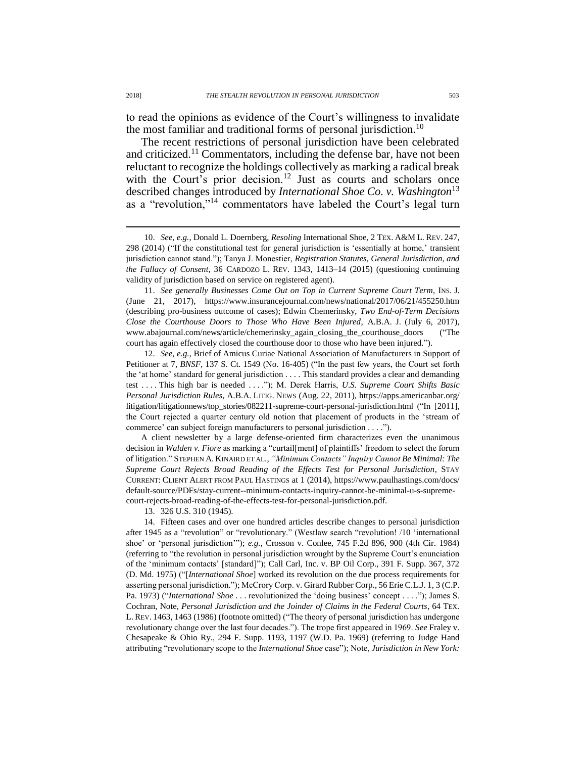to read the opinions as evidence of the Court's willingness to invalidate the most familiar and traditional forms of personal jurisdiction.[10]

The recent restrictions of personal jurisdiction have been celebrated and criticized.[11] Commentators, including the defense bar, have not been reluctant to recognize the holdings collectively as marking a radical break with the Court's prior decision.[12] Just as courts and scholars once described changes introduced by *International Shoe Co. v. Washington*[13] as a "revolution,"[14] commentators have labeled the Court's legal turn

---

10. *See, e.g.*, Donald L. Doernberg, *Resoling* International Shoe, 2 TEX. A&M L. REV. 247, 298 (2014) ("If the constitutional test for general jurisdiction is 'essentially at home,' transient jurisdiction cannot stand."); Tanya J. Monestier, *Registration Statutes, General Jurisdiction, and the Fallacy of Consent*, 36 CARDOZO L. REV. 1343, 1413–14 (2015) (questioning continuing validity of jurisdiction based on service on registered agent).

11. *See generally Businesses Come Out on Top in Current Supreme Court Term*, INS. J. (June 21, 2017), https://www.insurancejournal.com/news/national/2017/06/21/455250.htm (describing pro-business outcome of cases); Edwin Chemerinsky, *Two End-of-Term Decisions Close the Courthouse Doors to Those Who Have Been Injured*, A.B.A. J. (July 6, 2017), www.abajournal.com/news/article/chemerinsky_again_closing_the_courthouse_doors ("The court has again effectively closed the courthouse door to those who have been injured.").

12. *See, e.g.*, Brief of Amicus Curiae National Association of Manufacturers in Support of Petitioner at 7, *BNSF*, 137 S. Ct. 1549 (No. 16-405) ("In the past few years, the Court set forth the 'at home' standard for general jurisdiction . . . . This standard provides a clear and demanding test . . . . This high bar is needed . . . ."); M. Derek Harris, *U.S. Supreme Court Shifts Basic Personal Jurisdiction Rules*, A.B.A. LITIG. NEWS (Aug. 22, 2011), https://apps.americanbar.org/litigation/litigationnews/top_stories/082211-supreme-court-personal-jurisdiction.html ("In [2011], the Court rejected a quarter century old notion that placement of products in the 'stream of commerce' can subject foreign manufacturers to personal jurisdiction . . . .").

A client newsletter by a large defense-oriented firm characterizes even the unanimous decision in *Walden v. Fiore* as marking a "curtail[ment] of plaintiffs' freedom to select the forum of litigation." STEPHEN A. KINAIRD ET AL., *"Minimum Contacts" Inquiry Cannot Be Minimal: The Supreme Court Rejects Broad Reading of the Effects Test for Personal Jurisdiction*, STAY CURRENT: CLIENT ALERT FROM PAUL HASTINGS at 1 (2014), https://www.paulhastings.com/docs/default-source/PDFs/stay-current--minimum-contacts-inquiry-cannot-be-minimal-u-s-supreme-court-rejects-broad-reading-of-the-effects-test-for-personal-jurisdiction.pdf.

13. 326 U.S. 310 (1945).

14. Fifteen cases and over one hundred articles describe changes to personal jurisdiction after 1945 as a "revolution" or "revolutionary." (Westlaw search "revolution! /10 'international shoe' or 'personal jurisdiction'"); *e.g.*, Crosson v. Conlee, 745 F.2d 896, 900 (4th Cir. 1984) (referring to "the revolution in personal jurisdiction wrought by the Supreme Court's enunciation of the 'minimum contacts' [standard]"); Call Carl, Inc. v. BP Oil Corp., 391 F. Supp. 367, 372 (D. Md. 1975) ("[*International Shoe*] worked its revolution on the due process requirements for asserting personal jurisdiction."); McCrory Corp. v. Girard Rubber Corp., 56 Erie C.L.J. 1, 3 (C.P. Pa. 1973) ("*International Shoe* . . . revolutionized the 'doing business' concept . . . ."); James S. Cochran, Note, *Personal Jurisdiction and the Joinder of Claims in the Federal Courts*, 64 TEX. L. REV. 1463, 1463 (1986) (footnote omitted) ("The theory of personal jurisdiction has undergone revolutionary change over the last four decades."). The trope first appeared in 1969. *See* Fraley v. Chesapeake & Ohio Ry., 294 F. Supp. 1193, 1197 (W.D. Pa. 1969) (referring to Judge Hand attributing "revolutionary scope to the *International Shoe* case"); Note, *Jurisdiction in New York:*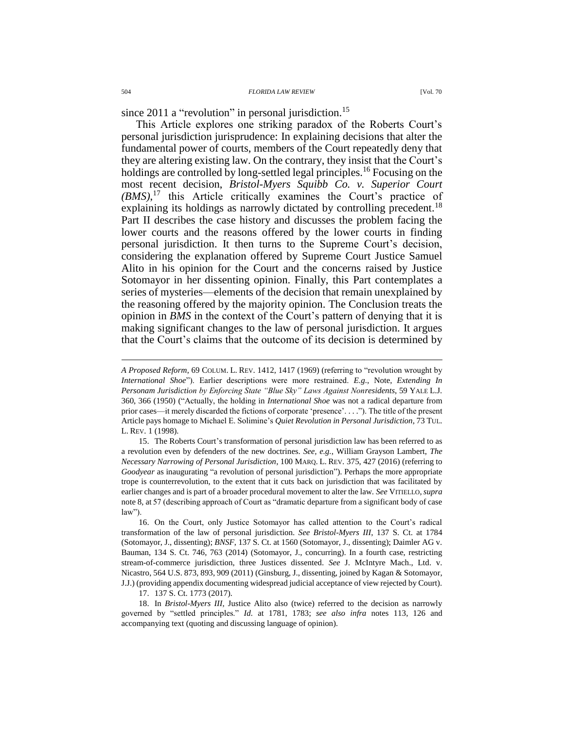since 2011 a "revolution" in personal jurisdiction.[15]

This Article explores one striking paradox of the Roberts Court's personal jurisdiction jurisprudence: In explaining decisions that alter the fundamental power of courts, members of the Court repeatedly deny that they are altering existing law. On the contrary, they insist that the Court's holdings are controlled by long-settled legal principles.[16] Focusing on the most recent decision, *Bristol-Myers Squibb Co. v. Superior Court (BMS)*,[17] this Article critically examines the Court's practice of explaining its holdings as narrowly dictated by controlling precedent.[18] Part II describes the case history and discusses the problem facing the lower courts and the reasons offered by the lower courts in finding personal jurisdiction. It then turns to the Supreme Court's decision, considering the explanation offered by Supreme Court Justice Samuel Alito in his opinion for the Court and the concerns raised by Justice Sotomayor in her dissenting opinion. Finally, this Part contemplates a series of mysteries—elements of the decision that remain unexplained by the reasoning offered by the majority opinion. The Conclusion treats the opinion in *BMS* in the context of the Court's pattern of denying that it is making significant changes to the law of personal jurisdiction. It argues that the Court's claims that the outcome of its decision is determined by

---

*A Proposed Reform*, 69 COLUM. L. REV. 1412, 1417 (1969) (referring to "revolution wrought by *International Shoe*"). Earlier descriptions were more restrained. *E.g.*, Note, *Extending In Personam Jurisdiction by Enforcing State "Blue Sky" Laws Against Nonresidents*, 59 YALE L.J. 360, 366 (1950) ("Actually, the holding in *International Shoe* was not a radical departure from prior cases—it merely discarded the fictions of corporate 'presence'. . . ."). The title of the present Article pays homage to Michael E. Solimine's *Quiet Revolution in Personal Jurisdiction*, 73 TUL. L. REV. 1 (1998).

15. The Roberts Court's transformation of personal jurisdiction law has been referred to as a revolution even by defenders of the new doctrines. *See, e.g.*, William Grayson Lambert, *The Necessary Narrowing of Personal Jurisdiction*, 100 MARQ. L. REV. 375, 427 (2016) (referring to *Goodyear* as inaugurating "a revolution of personal jurisdiction"). Perhaps the more appropriate trope is counterrevolution, to the extent that it cuts back on jurisdiction that was facilitated by earlier changes and is part of a broader procedural movement to alter the law. *See* VITIELLO, *supra* note 8, at 57 (describing approach of Court as "dramatic departure from a significant body of case law").

16. On the Court, only Justice Sotomayor has called attention to the Court's radical transformation of the law of personal jurisdiction. *See Bristol-Myers III*, 137 S. Ct. at 1784 (Sotomayor, J., dissenting); *BNSF*, 137 S. Ct. at 1560 (Sotomayor, J., dissenting); Daimler AG v. Bauman, 134 S. Ct. 746, 763 (2014) (Sotomayor, J., concurring). In a fourth case, restricting stream-of-commerce jurisdiction, three Justices dissented. *See* J. McIntyre Mach., Ltd. v. Nicastro, 564 U.S. 873, 893, 909 (2011) (Ginsburg, J., dissenting, joined by Kagan & Sotomayor, J.J.) (providing appendix documenting widespread judicial acceptance of view rejected by Court).

17. 137 S. Ct. 1773 (2017).

18. In *Bristol-Myers III*, Justice Alito also (twice) referred to the decision as narrowly governed by "settled principles." *Id.* at 1781, 1783; *see also infra* notes 113, 126 and accompanying text (quoting and discussing language of opinion).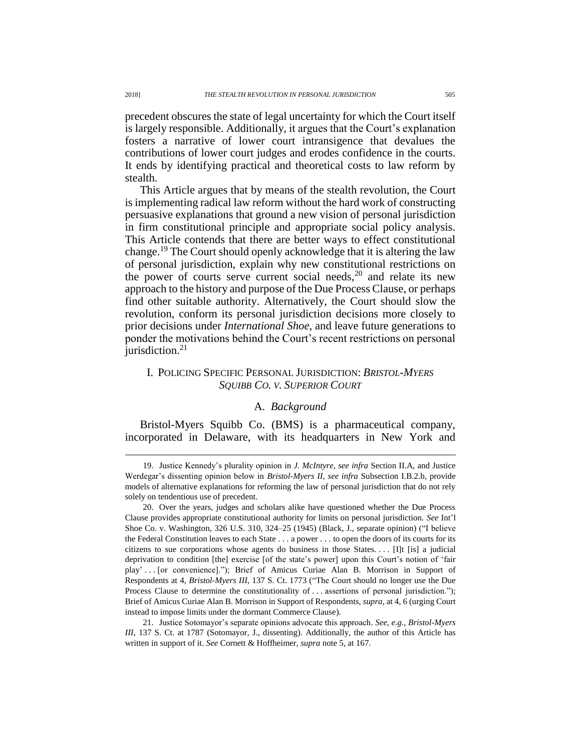precedent obscures the state of legal uncertainty for which the Court itself is largely responsible. Additionally, it argues that the Court's explanation fosters a narrative of lower court intransigence that devalues the contributions of lower court judges and erodes confidence in the courts. It ends by identifying practical and theoretical costs to law reform by stealth.

This Article argues that by means of the stealth revolution, the Court is implementing radical law reform without the hard work of constructing persuasive explanations that ground a new vision of personal jurisdiction in firm constitutional principle and appropriate social policy analysis. This Article contends that there are better ways to effect constitutional change.[19] The Court should openly acknowledge that it is altering the law of personal jurisdiction, explain why new constitutional restrictions on the power of courts serve current social needs,[20] and relate its new approach to the history and purpose of the Due Process Clause, or perhaps find other suitable authority. Alternatively, the Court should slow the revolution, conform its personal jurisdiction decisions more closely to prior decisions under *International Shoe*, and leave future generations to ponder the motivations behind the Court's recent restrictions on personal jurisdiction.[21]

## I. POLICING SPECIFIC PERSONAL JURISDICTION: *BRISTOL-MYERS SQUIBB CO. V. SUPERIOR COURT*

### A. *Background*

Bristol-Myers Squibb Co. (BMS) is a pharmaceutical company, incorporated in Delaware, with its headquarters in New York and

---

19. Justice Kennedy's plurality opinion in *J. McIntyre*, *see infra* Section II.A, and Justice Werdegar's dissenting opinion below in *Bristol-Myers II*, *see infra* Subsection I.B.2.b, provide models of alternative explanations for reforming the law of personal jurisdiction that do not rely solely on tendentious use of precedent.

20. Over the years, judges and scholars alike have questioned whether the Due Process Clause provides appropriate constitutional authority for limits on personal jurisdiction. *See* Int'l Shoe Co. v. Washington, 326 U.S. 310, 324–25 (1945) (Black, J., separate opinion) ("I believe the Federal Constitution leaves to each State . . . a power . . . to open the doors of its courts for its citizens to sue corporations whose agents do business in those States. . . . [I]t [is] a judicial deprivation to condition [the] exercise [of the state's power] upon this Court's notion of 'fair play' . . . [or convenience]."); Brief of Amicus Curiae Alan B. Morrison in Support of Respondents at 4, *Bristol-Myers III*, 137 S. Ct. 1773 ("The Court should no longer use the Due Process Clause to determine the constitutionality of . . . assertions of personal jurisdiction."); Brief of Amicus Curiae Alan B. Morrison in Support of Respondents, *supra*, at 4, 6 (urging Court instead to impose limits under the dormant Commerce Clause).

21. Justice Sotomayor's separate opinions advocate this approach. *See, e.g.*, *Bristol-Myers III*, 137 S. Ct. at 1787 (Sotomayor, J., dissenting). Additionally, the author of this Article has written in support of it. *See* Cornett & Hoffheimer, *supra* note 5, at 167.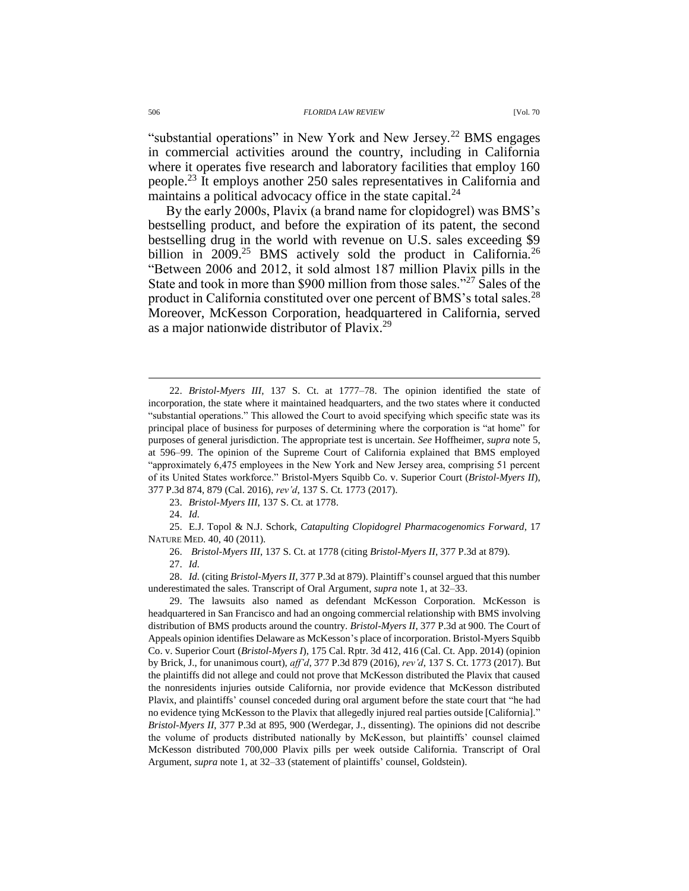"substantial operations" in New York and New Jersey.[22] BMS engages in commercial activities around the country, including in California where it operates five research and laboratory facilities that employ 160 people.[23] It employs another 250 sales representatives in California and maintains a political advocacy office in the state capital.[24]

By the early 2000s, Plavix (a brand name for clopidogrel) was BMS's bestselling product, and before the expiration of its patent, the second bestselling drug in the world with revenue on U.S. sales exceeding $9 billion in 2009.[25] BMS actively sold the product in California.[26] "Between 2006 and 2012, it sold almost 187 million Plavix pills in the State and took in more than $900 million from those sales."[27] Sales of the product in California constituted over one percent of BMS's total sales.[28] Moreover, McKesson Corporation, headquartered in California, served as a major nationwide distributor of Plavix.[29]

---

22. *Bristol-Myers III*, 137 S. Ct. at 1777–78. The opinion identified the state of incorporation, the state where it maintained headquarters, and the two states where it conducted "substantial operations." This allowed the Court to avoid specifying which specific state was its principal place of business for purposes of determining where the corporation is "at home" for purposes of general jurisdiction. The appropriate test is uncertain. *See* Hoffheimer, *supra* note 5, at 596–99. The opinion of the Supreme Court of California explained that BMS employed "approximately 6,475 employees in the New York and New Jersey area, comprising 51 percent of its United States workforce." Bristol-Myers Squibb Co. v. Superior Court (*Bristol-Myers II*), 377 P.3d 874, 879 (Cal. 2016), *rev'd*, 137 S. Ct. 1773 (2017).

23. *Bristol-Myers III*, 137 S. Ct. at 1778.

24. *Id.*

25. E.J. Topol & N.J. Schork, *Catapulting Clopidogrel Pharmacogenomics Forward*, 17 NATURE MED. 40, 40 (2011).

26. *Bristol-Myers III*, 137 S. Ct. at 1778 (citing *Bristol-Myers II*, 377 P.3d at 879).

27. *Id.*

28. *Id.* (citing *Bristol-Myers II*, 377 P.3d at 879). Plaintiff's counsel argued that this number underestimated the sales. Transcript of Oral Argument, *supra* note 1, at 32–33.

29. The lawsuits also named as defendant McKesson Corporation. McKesson is headquartered in San Francisco and had an ongoing commercial relationship with BMS involving distribution of BMS products around the country. *Bristol-Myers II*, 377 P.3d at 900. The Court of Appeals opinion identifies Delaware as McKesson's place of incorporation. Bristol-Myers Squibb Co. v. Superior Court (*Bristol-Myers I*), 175 Cal. Rptr. 3d 412, 416 (Cal. Ct. App. 2014) (opinion by Brick, J., for unanimous court), *aff'd*, 377 P.3d 879 (2016), *rev'd*, 137 S. Ct. 1773 (2017). But the plaintiffs did not allege and could not prove that McKesson distributed the Plavix that caused the nonresidents injuries outside California, nor provide evidence that McKesson distributed Plavix, and plaintiffs' counsel conceded during oral argument before the state court that "he had no evidence tying McKesson to the Plavix that allegedly injured real parties outside [California]." *Bristol-Myers II*, 377 P.3d at 895, 900 (Werdegar, J., dissenting). The opinions did not describe the volume of products distributed nationally by McKesson, but plaintiffs' counsel claimed McKesson distributed 700,000 Plavix pills per week outside California. Transcript of Oral Argument, *supra* note 1, at 32–33 (statement of plaintiffs' counsel, Goldstein).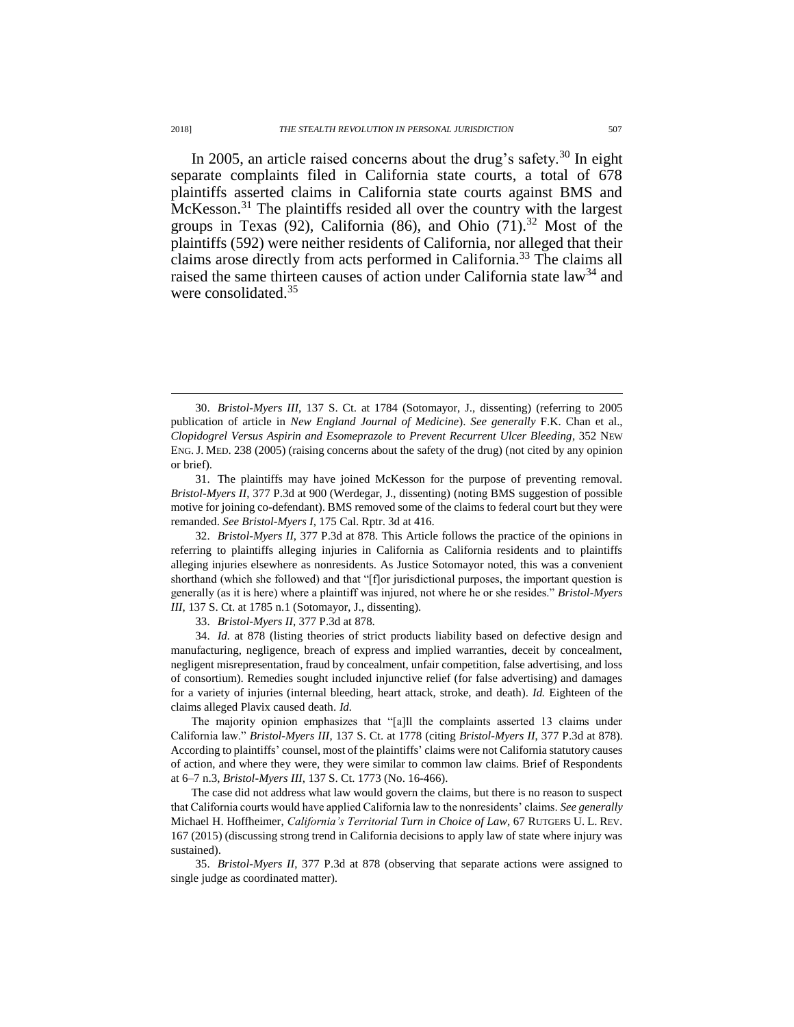In 2005, an article raised concerns about the drug's safety.[30] In eight separate complaints filed in California state courts, a total of 678 plaintiffs asserted claims in California state courts against BMS and McKesson.[31] The plaintiffs resided all over the country with the largest groups in Texas (92), California (86), and Ohio (71).[32] Most of the plaintiffs (592) were neither residents of California, nor alleged that their claims arose directly from acts performed in California.[33] The claims all raised the same thirteen causes of action under California state law[34] and were consolidated.[35]

---

30. *Bristol-Myers III*, 137 S. Ct. at 1784 (Sotomayor, J., dissenting) (referring to 2005 publication of article in *New England Journal of Medicine*). *See generally* F.K. Chan et al., *Clopidogrel Versus Aspirin and Esomeprazole to Prevent Recurrent Ulcer Bleeding*, 352 NEW ENG. J. MED. 238 (2005) (raising concerns about the safety of the drug) (not cited by any opinion or brief).

31. The plaintiffs may have joined McKesson for the purpose of preventing removal. *Bristol-Myers II*, 377 P.3d at 900 (Werdegar, J., dissenting) (noting BMS suggestion of possible motive for joining co-defendant). BMS removed some of the claims to federal court but they were remanded. *See Bristol-Myers I*, 175 Cal. Rptr. 3d at 416.

32. *Bristol-Myers II*, 377 P.3d at 878. This Article follows the practice of the opinions in referring to plaintiffs alleging injuries in California as California residents and to plaintiffs alleging injuries elsewhere as nonresidents. As Justice Sotomayor noted, this was a convenient shorthand (which she followed) and that "[f]or jurisdictional purposes, the important question is generally (as it is here) where a plaintiff was injured, not where he or she resides." *Bristol-Myers III*, 137 S. Ct. at 1785 n.1 (Sotomayor, J., dissenting).

33. *Bristol-Myers II*, 377 P.3d at 878.

34. *Id.* at 878 (listing theories of strict products liability based on defective design and manufacturing, negligence, breach of express and implied warranties, deceit by concealment, negligent misrepresentation, fraud by concealment, unfair competition, false advertising, and loss of consortium). Remedies sought included injunctive relief (for false advertising) and damages for a variety of injuries (internal bleeding, heart attack, stroke, and death). *Id.* Eighteen of the claims alleged Plavix caused death. *Id.*

The majority opinion emphasizes that "[a]ll the complaints asserted 13 claims under California law." *Bristol-Myers III*, 137 S. Ct. at 1778 (citing *Bristol-Myers II*, 377 P.3d at 878). According to plaintiffs' counsel, most of the plaintiffs' claims were not California statutory causes of action, and where they were, they were similar to common law claims. Brief of Respondents at 6–7 n.3, *Bristol-Myers III*, 137 S. Ct. 1773 (No. 16-466).

The case did not address what law would govern the claims, but there is no reason to suspect that California courts would have applied California law to the nonresidents' claims. *See generally* Michael H. Hoffheimer, *California's Territorial Turn in Choice of Law*, 67 RUTGERS U. L. REV. 167 (2015) (discussing strong trend in California decisions to apply law of state where injury was sustained).

35. *Bristol-Myers II*, 377 P.3d at 878 (observing that separate actions were assigned to single judge as coordinated matter).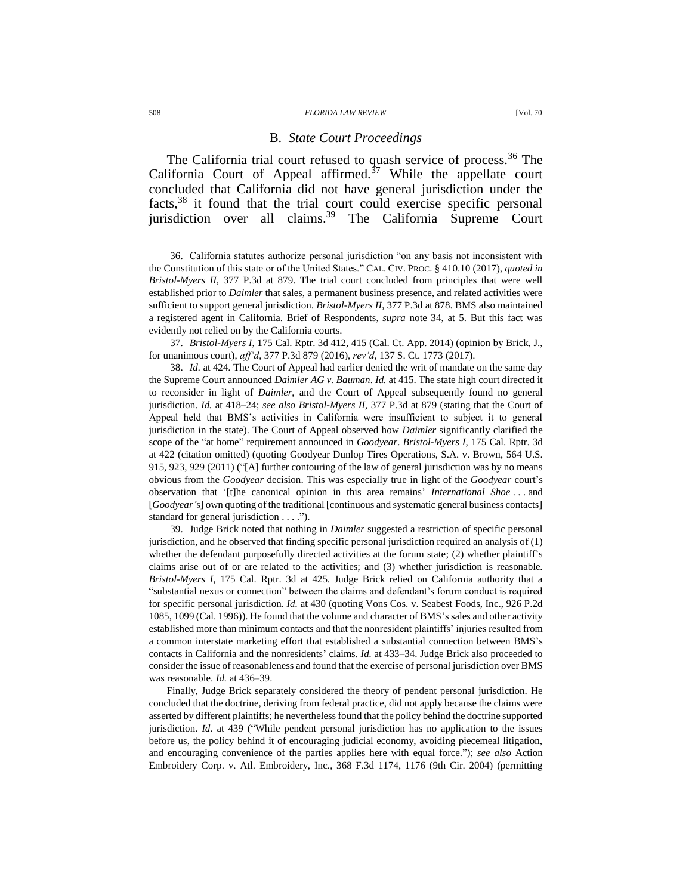## B. *State Court Proceedings*

The California trial court refused to quash service of process.[36] The California Court of Appeal affirmed.[37] While the appellate court concluded that California did not have general jurisdiction under the facts,[38] it found that the trial court could exercise specific personal jurisdiction over all claims.[39] The California Supreme Court

---

36. California statutes authorize personal jurisdiction "on any basis not inconsistent with the Constitution of this state or of the United States." CAL. CIV. PROC. § 410.10 (2017), *quoted in Bristol-Myers II*, 377 P.3d at 879. The trial court concluded from principles that were well established prior to *Daimler* that sales, a permanent business presence, and related activities were sufficient to support general jurisdiction. *Bristol-Myers II*, 377 P.3d at 878. BMS also maintained a registered agent in California. Brief of Respondents, *supra* note 34, at 5. But this fact was evidently not relied on by the California courts.

37. *Bristol-Myers I*, 175 Cal. Rptr. 3d 412, 415 (Cal. Ct. App. 2014) (opinion by Brick, J., for unanimous court), *aff'd*, 377 P.3d 879 (2016), *rev'd*, 137 S. Ct. 1773 (2017).

38. *Id.* at 424. The Court of Appeal had earlier denied the writ of mandate on the same day the Supreme Court announced *Daimler AG v. Bauman*. *Id.* at 415. The state high court directed it to reconsider in light of *Daimler*, and the Court of Appeal subsequently found no general jurisdiction. *Id.* at 418–24; *see also Bristol-Myers II*, 377 P.3d at 879 (stating that the Court of Appeal held that BMS's activities in California were insufficient to subject it to general jurisdiction in the state). The Court of Appeal observed how *Daimler* significantly clarified the scope of the "at home" requirement announced in *Goodyear*. *Bristol-Myers I*, 175 Cal. Rptr. 3d at 422 (citation omitted) (quoting Goodyear Dunlop Tires Operations, S.A. v. Brown, 564 U.S. 915, 923, 929 (2011) ("[A] further contouring of the law of general jurisdiction was by no means obvious from the *Goodyear* decision. This was especially true in light of the *Goodyear* court's observation that '[t]he canonical opinion in this area remains' *International Shoe* . . . and [*Goodyear's*] own quoting of the traditional [continuous and systematic general business contacts] standard for general jurisdiction . . . .").

39. Judge Brick noted that nothing in *Daimler* suggested a restriction of specific personal jurisdiction, and he observed that finding specific personal jurisdiction required an analysis of (1) whether the defendant purposefully directed activities at the forum state; (2) whether plaintiff's claims arise out of or are related to the activities; and (3) whether jurisdiction is reasonable. *Bristol-Myers I*, 175 Cal. Rptr. 3d at 425. Judge Brick relied on California authority that a "substantial nexus or connection" between the claims and defendant's forum conduct is required for specific personal jurisdiction. *Id.* at 430 (quoting Vons Cos. v. Seabest Foods, Inc., 926 P.2d 1085, 1099 (Cal. 1996)). He found that the volume and character of BMS's sales and other activity established more than minimum contacts and that the nonresident plaintiffs' injuries resulted from a common interstate marketing effort that established a substantial connection between BMS's contacts in California and the nonresidents' claims. *Id.* at 433–34. Judge Brick also proceeded to consider the issue of reasonableness and found that the exercise of personal jurisdiction over BMS was reasonable. *Id.* at 436–39.

Finally, Judge Brick separately considered the theory of pendent personal jurisdiction. He concluded that the doctrine, deriving from federal practice, did not apply because the claims were asserted by different plaintiffs; he nevertheless found that the policy behind the doctrine supported jurisdiction. *Id.* at 439 ("While pendent personal jurisdiction has no application to the issues before us, the policy behind it of encouraging judicial economy, avoiding piecemeal litigation, and encouraging convenience of the parties applies here with equal force."); *see also* Action Embroidery Corp. v. Atl. Embroidery, Inc., 368 F.3d 1174, 1176 (9th Cir. 2004) (permitting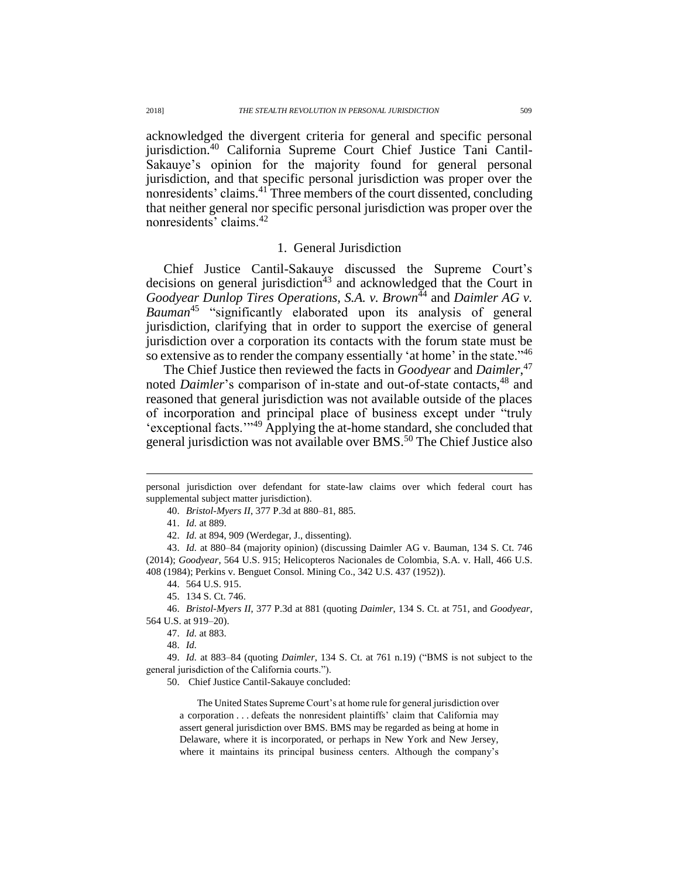acknowledged the divergent criteria for general and specific personal jurisdiction.[40] California Supreme Court Chief Justice Tani Cantil-Sakauye's opinion for the majority found for general personal jurisdiction, and that specific personal jurisdiction was proper over the nonresidents' claims.[41] Three members of the court dissented, concluding that neither general nor specific personal jurisdiction was proper over the nonresidents' claims.[42]

### 1. General Jurisdiction

Chief Justice Cantil-Sakauye discussed the Supreme Court's decisions on general jurisdiction[43] and acknowledged that the Court in *Goodyear Dunlop Tires Operations, S.A. v. Brown*[44] and *Daimler AG v. Bauman*[45] "significantly elaborated upon its analysis of general jurisdiction, clarifying that in order to support the exercise of general jurisdiction over a corporation its contacts with the forum state must be so extensive as to render the company essentially 'at home' in the state."[46]

The Chief Justice then reviewed the facts in *Goodyear* and *Daimler*,[47] noted *Daimler*'s comparison of in-state and out-of-state contacts,[48] and reasoned that general jurisdiction was not available outside of the places of incorporation and principal place of business except under "truly 'exceptional facts.'"[49] Applying the at-home standard, she concluded that general jurisdiction was not available over BMS.[50] The Chief Justice also

---

personal jurisdiction over defendant for state-law claims over which federal court has supplemental subject matter jurisdiction).

40. *Bristol-Myers II*, 377 P.3d at 880–81, 885.

41. *Id.* at 889.

42. *Id.* at 894, 909 (Werdegar, J., dissenting).

43. *Id.* at 880–84 (majority opinion) (discussing Daimler AG v. Bauman, 134 S. Ct. 746 (2014); *Goodyear*, 564 U.S. 915; Helicopteros Nacionales de Colombia, S.A. v. Hall, 466 U.S. 408 (1984); Perkins v. Benguet Consol. Mining Co., 342 U.S. 437 (1952)).

44. 564 U.S. 915.

45. 134 S. Ct. 746.

46. *Bristol-Myers II*, 377 P.3d at 881 (quoting *Daimler*, 134 S. Ct. at 751, and *Goodyear*, 564 U.S. at 919–20).

47. *Id.* at 883.

48. *Id.*

49. *Id.* at 883–84 (quoting *Daimler*, 134 S. Ct. at 761 n.19) ("BMS is not subject to the general jurisdiction of the California courts.").

50. Chief Justice Cantil-Sakauye concluded:

> The United States Supreme Court's at home rule for general jurisdiction over a corporation . . . defeats the nonresident plaintiffs' claim that California may assert general jurisdiction over BMS. BMS may be regarded as being at home in Delaware, where it is incorporated, or perhaps in New York and New Jersey, where it maintains its principal business centers. Although the company's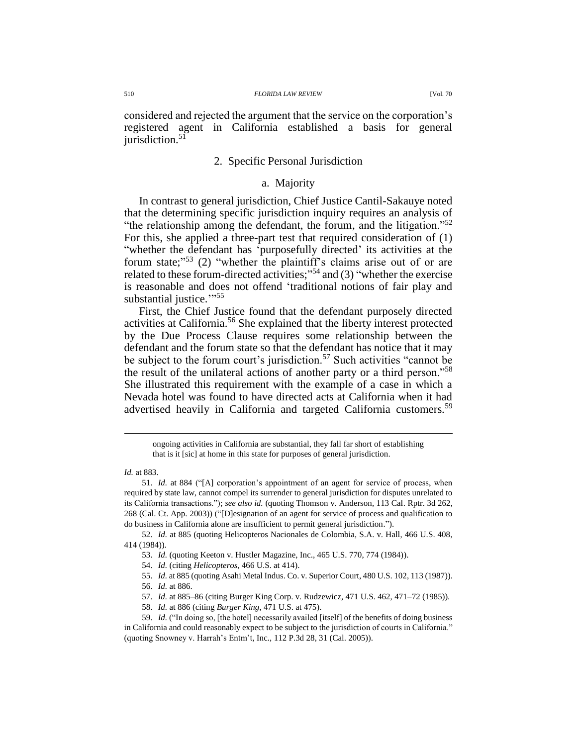considered and rejected the argument that the service on the corporation's registered agent in California established a basis for general jurisdiction.[51]

### 2. Specific Personal Jurisdiction

#### a. Majority

In contrast to general jurisdiction, Chief Justice Cantil-Sakauye noted that the determining specific jurisdiction inquiry requires an analysis of "the relationship among the defendant, the forum, and the litigation."[52] For this, she applied a three-part test that required consideration of (1) "whether the defendant has 'purposefully directed' its activities at the forum state;"[53] (2) "whether the plaintiff's claims arise out of or are related to these forum-directed activities;"[54] and (3) "whether the exercise is reasonable and does not offend 'traditional notions of fair play and substantial justice.'"[55]

First, the Chief Justice found that the defendant purposely directed activities at California.[56] She explained that the liberty interest protected by the Due Process Clause requires some relationship between the defendant and the forum state so that the defendant has notice that it may be subject to the forum court's jurisdiction.[57] Such activities "cannot be the result of the unilateral actions of another party or a third person."[58] She illustrated this requirement with the example of a case in which a Nevada hotel was found to have directed acts at California when it had advertised heavily in California and targeted California customers.[59]

---

> ongoing activities in California are substantial, they fall far short of establishing that is it [sic] at home in this state for purposes of general jurisdiction.

*Id.* at 883.

51. *Id.* at 884 ("[A] corporation's appointment of an agent for service of process, when required by state law, cannot compel its surrender to general jurisdiction for disputes unrelated to its California transactions."); *see also id.* (quoting Thomson v. Anderson, 113 Cal. Rptr. 3d 262, 268 (Cal. Ct. App. 2003)) ("[D]esignation of an agent for service of process and qualification to do business in California alone are insufficient to permit general jurisdiction.").

52. *Id.* at 885 (quoting Helicopteros Nacionales de Colombia, S.A. v. Hall, 466 U.S. 408, 414 (1984)).

53. *Id.* (quoting Keeton v. Hustler Magazine, Inc., 465 U.S. 770, 774 (1984)).

54. *Id.* (citing *Helicopteros*, 466 U.S. at 414).

55. *Id.* at 885 (quoting Asahi Metal Indus. Co. v. Superior Court, 480 U.S. 102, 113 (1987)).

56. *Id.* at 886.

57. *Id.* at 885–86 (citing Burger King Corp. v. Rudzewicz, 471 U.S. 462, 471–72 (1985)).

58. *Id.* at 886 (citing *Burger King*, 471 U.S. at 475).

59. *Id.* ("In doing so, [the hotel] necessarily availed [itself] of the benefits of doing business in California and could reasonably expect to be subject to the jurisdiction of courts in California." (quoting Snowney v. Harrah's Entm't, Inc., 112 P.3d 28, 31 (Cal. 2005)).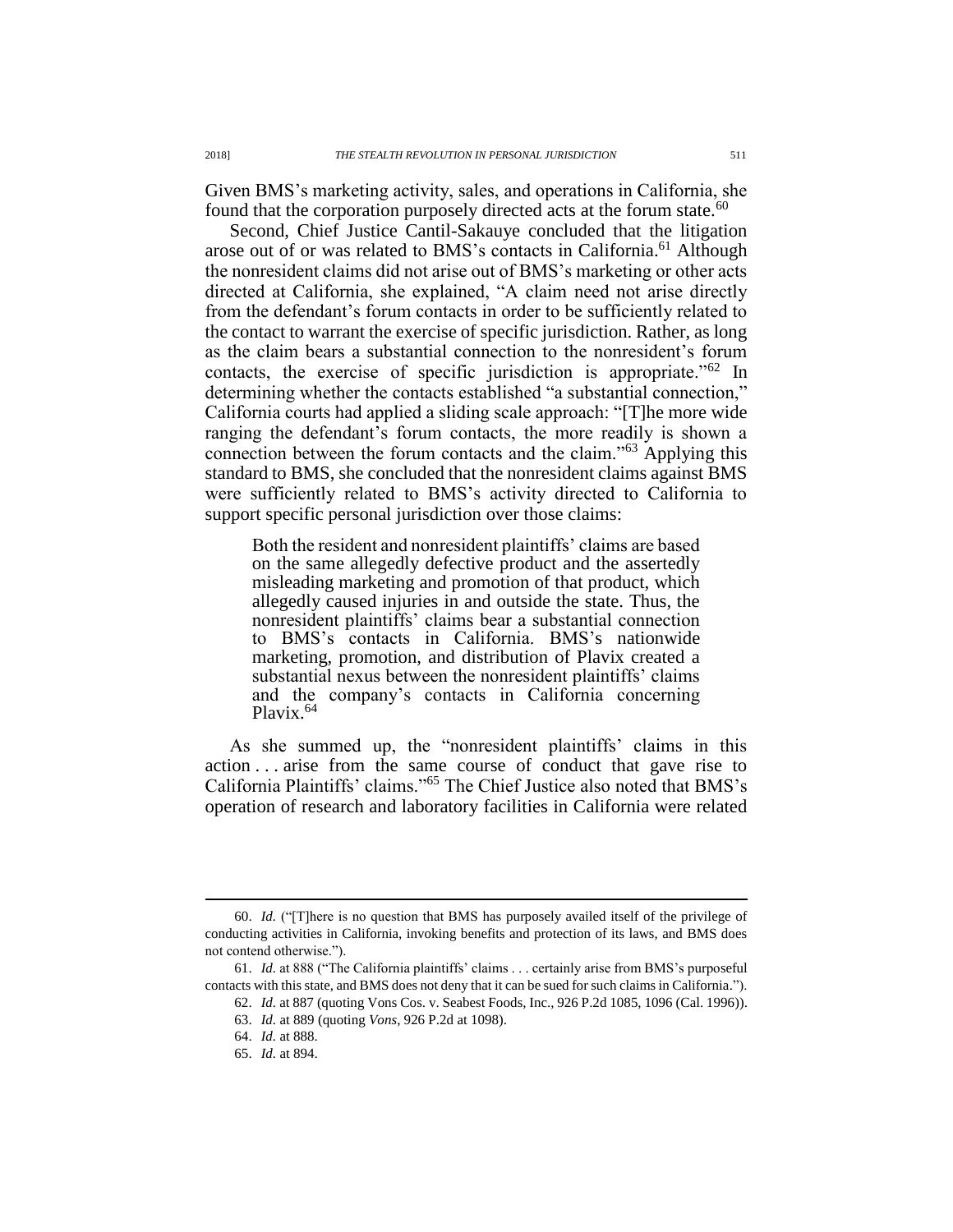Given BMS's marketing activity, sales, and operations in California, she found that the corporation purposely directed acts at the forum state.[60]

Second, Chief Justice Cantil-Sakauye concluded that the litigation arose out of or was related to BMS's contacts in California.[61] Although the nonresident claims did not arise out of BMS's marketing or other acts directed at California, she explained, "A claim need not arise directly from the defendant's forum contacts in order to be sufficiently related to the contact to warrant the exercise of specific jurisdiction. Rather, as long as the claim bears a substantial connection to the nonresident's forum contacts, the exercise of specific jurisdiction is appropriate."[62] In determining whether the contacts established "a substantial connection," California courts had applied a sliding scale approach: "[T]he more wide ranging the defendant's forum contacts, the more readily is shown a connection between the forum contacts and the claim."[63] Applying this standard to BMS, she concluded that the nonresident claims against BMS were sufficiently related to BMS's activity directed to California to support specific personal jurisdiction over those claims:

> Both the resident and nonresident plaintiffs' claims are based on the same allegedly defective product and the assertedly misleading marketing and promotion of that product, which allegedly caused injuries in and outside the state. Thus, the nonresident plaintiffs' claims bear a substantial connection to BMS's contacts in California. BMS's nationwide marketing, promotion, and distribution of Plavix created a substantial nexus between the nonresident plaintiffs' claims and the company's contacts in California concerning Plavix.[64]

As she summed up, the "nonresident plaintiffs' claims in this action . . . arise from the same course of conduct that gave rise to California Plaintiffs' claims."[65] The Chief Justice also noted that BMS's operation of research and laboratory facilities in California were related

---

60. *Id.* ("[T]here is no question that BMS has purposely availed itself of the privilege of conducting activities in California, invoking benefits and protection of its laws, and BMS does not contend otherwise.").

61. *Id.* at 888 ("The California plaintiffs' claims . . . certainly arise from BMS's purposeful contacts with this state, and BMS does not deny that it can be sued for such claims in California.").

62. *Id.* at 887 (quoting Vons Cos. v. Seabest Foods, Inc., 926 P.2d 1085, 1096 (Cal. 1996)).

63. *Id.* at 889 (quoting *Vons*, 926 P.2d at 1098).

64. *Id.* at 888.

65. *Id.* at 894.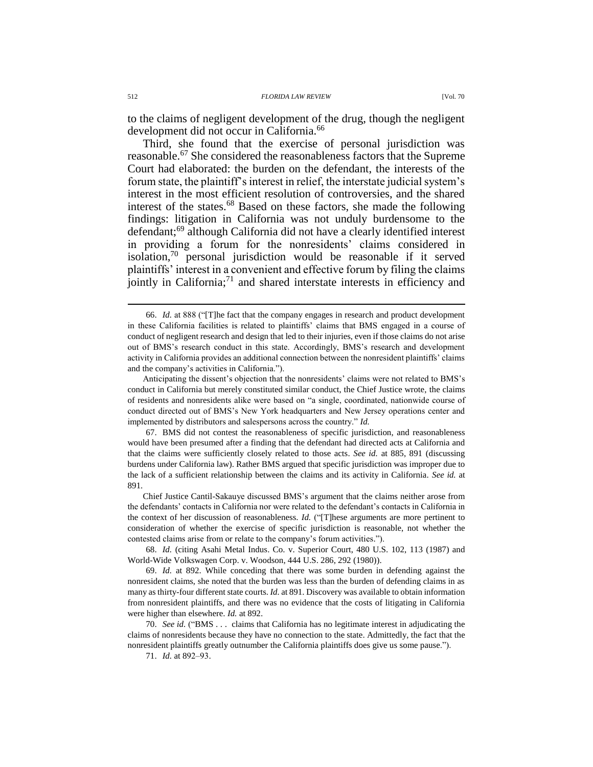to the claims of negligent development of the drug, though the negligent development did not occur in California.[66]

Third, she found that the exercise of personal jurisdiction was reasonable.[67] She considered the reasonableness factors that the Supreme Court had elaborated: the burden on the defendant, the interests of the forum state, the plaintiff's interest in relief, the interstate judicial system's interest in the most efficient resolution of controversies, and the shared interest of the states.[68] Based on these factors, she made the following findings: litigation in California was not unduly burdensome to the defendant;[69] although California did not have a clearly identified interest in providing a forum for the nonresidents' claims considered in isolation,[70] personal jurisdiction would be reasonable if it served plaintiffs' interest in a convenient and effective forum by filing the claims jointly in California;[71] and shared interstate interests in efficiency and

---

66. *Id.* at 888 ("[T]he fact that the company engages in research and product development in these California facilities is related to plaintiffs' claims that BMS engaged in a course of conduct of negligent research and design that led to their injuries, even if those claims do not arise out of BMS's research conduct in this state. Accordingly, BMS's research and development activity in California provides an additional connection between the nonresident plaintiffs' claims and the company's activities in California.").

Anticipating the dissent's objection that the nonresidents' claims were not related to BMS's conduct in California but merely constituted similar conduct, the Chief Justice wrote, the claims of residents and nonresidents alike were based on "a single, coordinated, nationwide course of conduct directed out of BMS's New York headquarters and New Jersey operations center and implemented by distributors and salespersons across the country." *Id.*

67. BMS did not contest the reasonableness of specific jurisdiction, and reasonableness would have been presumed after a finding that the defendant had directed acts at California and that the claims were sufficiently closely related to those acts. *See id.* at 885, 891 (discussing burdens under California law). Rather BMS argued that specific jurisdiction was improper due to the lack of a sufficient relationship between the claims and its activity in California. *See id.* at 891.

Chief Justice Cantil-Sakauye discussed BMS's argument that the claims neither arose from the defendants' contacts in California nor were related to the defendant's contacts in California in the context of her discussion of reasonableness. *Id.* ("[T]hese arguments are more pertinent to consideration of whether the exercise of specific jurisdiction is reasonable, not whether the contested claims arise from or relate to the company's forum activities.").

68. *Id.* (citing Asahi Metal Indus. Co. v. Superior Court, 480 U.S. 102, 113 (1987) and World-Wide Volkswagen Corp. v. Woodson, 444 U.S. 286, 292 (1980)).

69. *Id.* at 892. While conceding that there was some burden in defending against the nonresident claims, she noted that the burden was less than the burden of defending claims in as many as thirty-four different state courts. *Id.* at 891. Discovery was available to obtain information from nonresident plaintiffs, and there was no evidence that the costs of litigating in California were higher than elsewhere. *Id.* at 892.

70. *See id.* ("BMS . . . claims that California has no legitimate interest in adjudicating the claims of nonresidents because they have no connection to the state. Admittedly, the fact that the nonresident plaintiffs greatly outnumber the California plaintiffs does give us some pause.").

71. *Id.* at 892–93.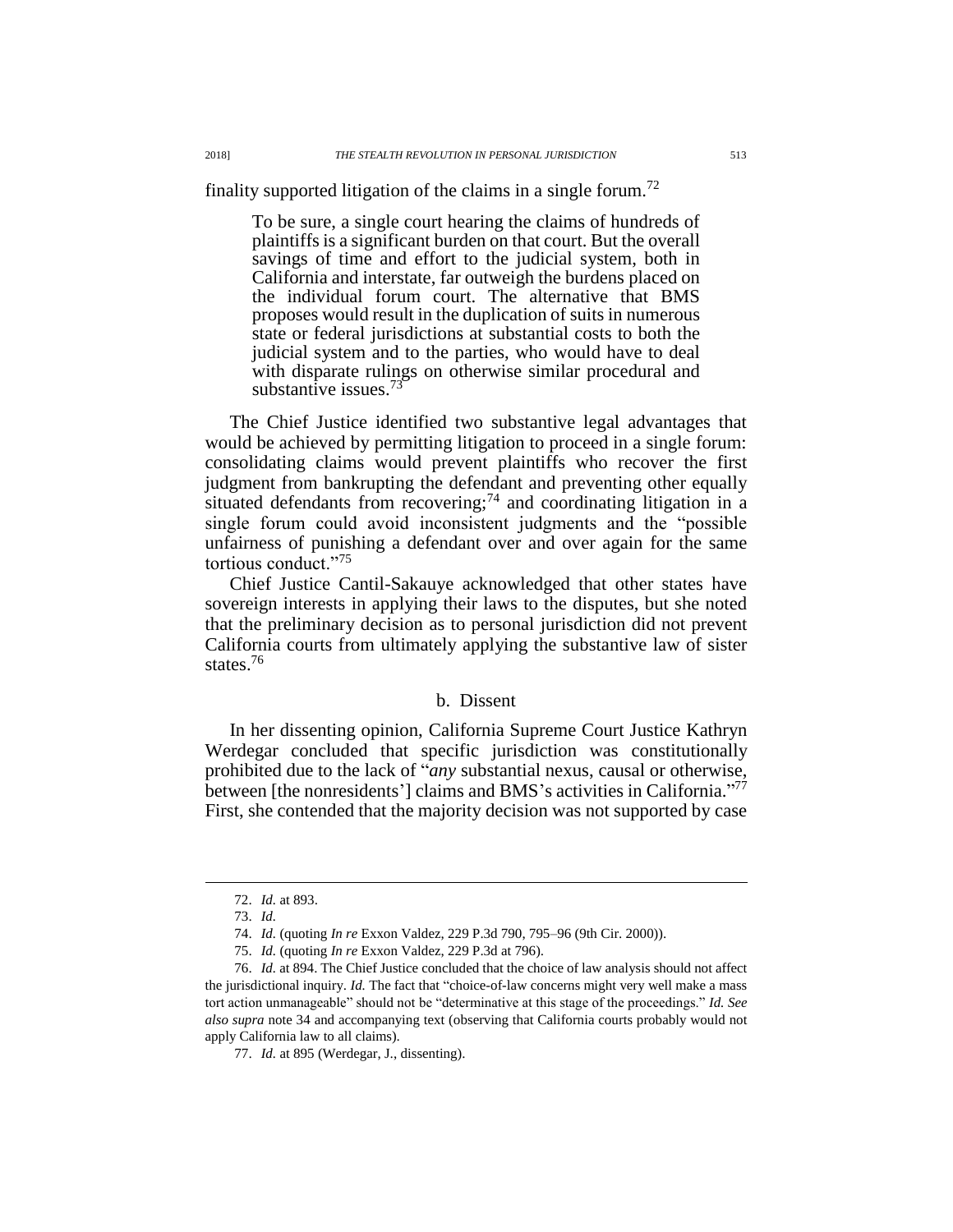finality supported litigation of the claims in a single forum.[72]

> To be sure, a single court hearing the claims of hundreds of plaintiffs is a significant burden on that court. But the overall savings of time and effort to the judicial system, both in California and interstate, far outweigh the burdens placed on the individual forum court. The alternative that BMS proposes would result in the duplication of suits in numerous state or federal jurisdictions at substantial costs to both the judicial system and to the parties, who would have to deal with disparate rulings on otherwise similar procedural and substantive issues.[73]

The Chief Justice identified two substantive legal advantages that would be achieved by permitting litigation to proceed in a single forum: consolidating claims would prevent plaintiffs who recover the first judgment from bankrupting the defendant and preventing other equally situated defendants from recovering;[74] and coordinating litigation in a single forum could avoid inconsistent judgments and the "possible unfairness of punishing a defendant over and over again for the same tortious conduct."[75]

Chief Justice Cantil-Sakauye acknowledged that other states have sovereign interests in applying their laws to the disputes, but she noted that the preliminary decision as to personal jurisdiction did not prevent California courts from ultimately applying the substantive law of sister states.[76]

#### b. Dissent

In her dissenting opinion, California Supreme Court Justice Kathryn Werdegar concluded that specific jurisdiction was constitutionally prohibited due to the lack of "*any* substantial nexus, causal or otherwise, between [the nonresidents'] claims and BMS's activities in California."[77] First, she contended that the majority decision was not supported by case

---

72. *Id.* at 893.

73. *Id.*

74. *Id.* (quoting *In re* Exxon Valdez, 229 P.3d 790, 795–96 (9th Cir. 2000)).

75. *Id.* (quoting *In re* Exxon Valdez, 229 P.3d at 796).

76. *Id.* at 894. The Chief Justice concluded that the choice of law analysis should not affect the jurisdictional inquiry. *Id.* The fact that "choice-of-law concerns might very well make a mass tort action unmanageable" should not be "determinative at this stage of the proceedings." *Id. See also supra* note 34 and accompanying text (observing that California courts probably would not apply California law to all claims).

77. *Id.* at 895 (Werdegar, J., dissenting).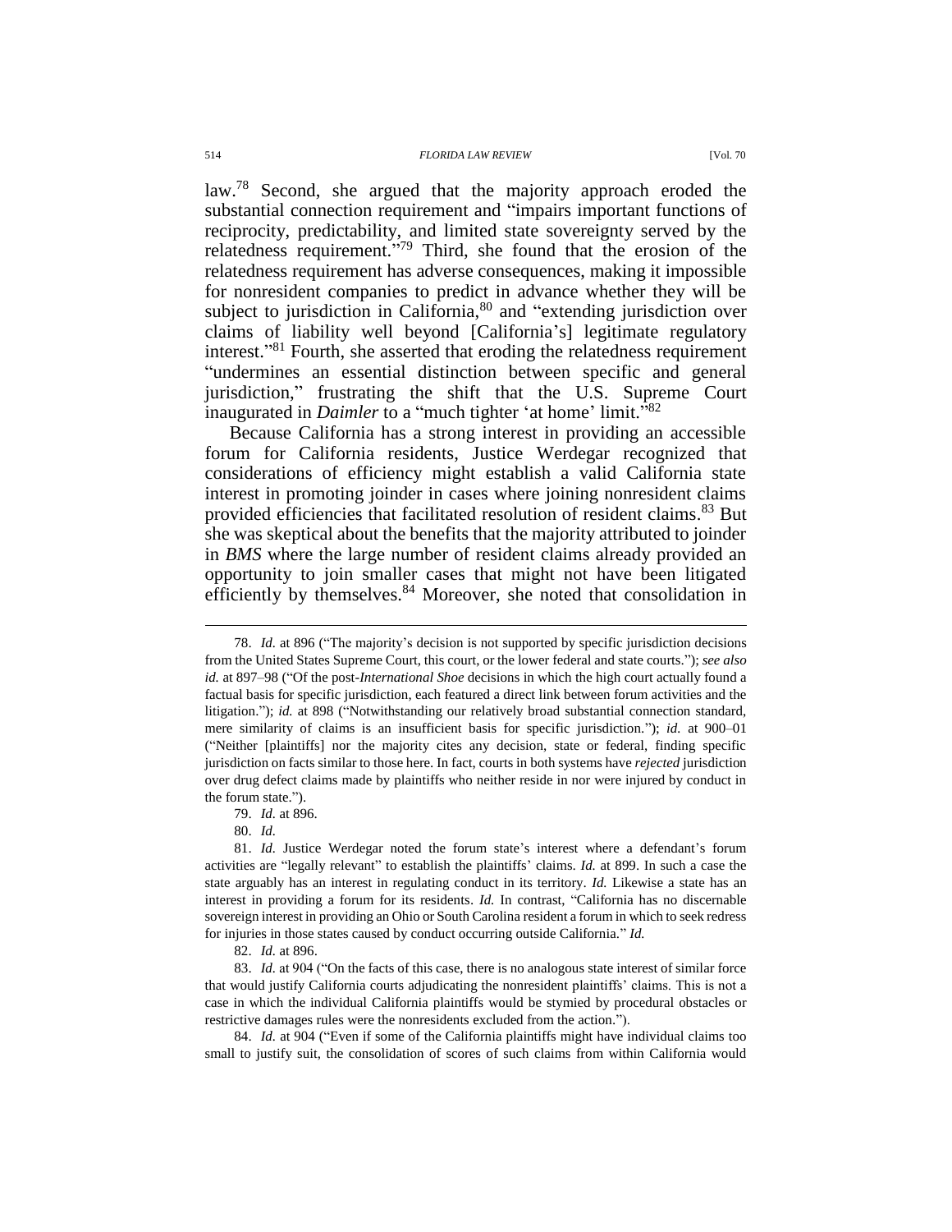law.[78] Second, she argued that the majority approach eroded the substantial connection requirement and "impairs important functions of reciprocity, predictability, and limited state sovereignty served by the relatedness requirement."[79] Third, she found that the erosion of the relatedness requirement has adverse consequences, making it impossible for nonresident companies to predict in advance whether they will be subject to jurisdiction in California,[80] and "extending jurisdiction over claims of liability well beyond [California's] legitimate regulatory interest."[81] Fourth, she asserted that eroding the relatedness requirement "undermines an essential distinction between specific and general jurisdiction," frustrating the shift that the U.S. Supreme Court inaugurated in *Daimler* to a "much tighter 'at home' limit."[82]

Because California has a strong interest in providing an accessible forum for California residents, Justice Werdegar recognized that considerations of efficiency might establish a valid California state interest in promoting joinder in cases where joining nonresident claims provided efficiencies that facilitated resolution of resident claims.[83] But she was skeptical about the benefits that the majority attributed to joinder in *BMS* where the large number of resident claims already provided an opportunity to join smaller cases that might not have been litigated efficiently by themselves.[84] Moreover, she noted that consolidation in

---

78. *Id.* at 896 ("The majority's decision is not supported by specific jurisdiction decisions from the United States Supreme Court, this court, or the lower federal and state courts."); *see also id.* at 897–98 ("Of the post-*International Shoe* decisions in which the high court actually found a factual basis for specific jurisdiction, each featured a direct link between forum activities and the litigation."); *id.* at 898 ("Notwithstanding our relatively broad substantial connection standard, mere similarity of claims is an insufficient basis for specific jurisdiction."); *id.* at 900–01 ("Neither [plaintiffs] nor the majority cites any decision, state or federal, finding specific jurisdiction on facts similar to those here. In fact, courts in both systems have *rejected* jurisdiction over drug defect claims made by plaintiffs who neither reside in nor were injured by conduct in the forum state.").

79. *Id.* at 896.

80. *Id.*

81. *Id.* Justice Werdegar noted the forum state's interest where a defendant's forum activities are "legally relevant" to establish the plaintiffs' claims. *Id.* at 899. In such a case the state arguably has an interest in regulating conduct in its territory. *Id.* Likewise a state has an interest in providing a forum for its residents. *Id.* In contrast, "California has no discernable sovereign interest in providing an Ohio or South Carolina resident a forum in which to seek redress for injuries in those states caused by conduct occurring outside California." *Id.*

82. *Id.* at 896.

83. *Id.* at 904 ("On the facts of this case, there is no analogous state interest of similar force that would justify California courts adjudicating the nonresident plaintiffs' claims. This is not a case in which the individual California plaintiffs would be stymied by procedural obstacles or restrictive damages rules were the nonresidents excluded from the action.").

84. *Id.* at 904 ("Even if some of the California plaintiffs might have individual claims too small to justify suit, the consolidation of scores of such claims from within California would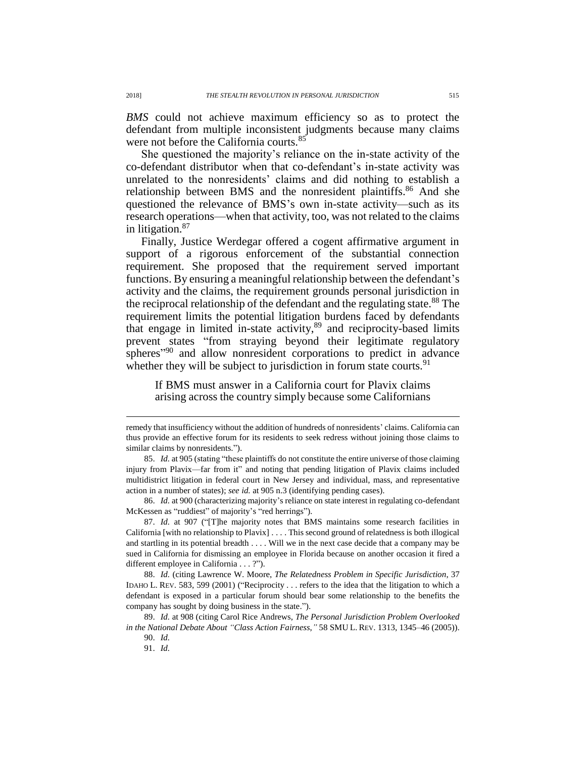*BMS* could not achieve maximum efficiency so as to protect the defendant from multiple inconsistent judgments because many claims were not before the California courts.[85]

She questioned the majority's reliance on the in-state activity of the co-defendant distributor when that co-defendant's in-state activity was unrelated to the nonresidents' claims and did nothing to establish a relationship between BMS and the nonresident plaintiffs.[86] And she questioned the relevance of BMS's own in-state activity—such as its research operations—when that activity, too, was not related to the claims in litigation.[87]

Finally, Justice Werdegar offered a cogent affirmative argument in support of a rigorous enforcement of the substantial connection requirement. She proposed that the requirement served important functions. By ensuring a meaningful relationship between the defendant's activity and the claims, the requirement grounds personal jurisdiction in the reciprocal relationship of the defendant and the regulating state.[88] The requirement limits the potential litigation burdens faced by defendants that engage in limited in-state activity,[89] and reciprocity-based limits prevent states "from straying beyond their legitimate regulatory spheres"[90] and allow nonresident corporations to predict in advance whether they will be subject to jurisdiction in forum state courts.[91]

> If BMS must answer in a California court for Plavix claims arising across the country simply because some Californians

---

remedy that insufficiency without the addition of hundreds of nonresidents' claims. California can thus provide an effective forum for its residents to seek redress without joining those claims to similar claims by nonresidents.").

85. *Id.* at 905 (stating "these plaintiffs do not constitute the entire universe of those claiming injury from Plavix—far from it" and noting that pending litigation of Plavix claims included multidistrict litigation in federal court in New Jersey and individual, mass, and representative action in a number of states); *see id.* at 905 n.3 (identifying pending cases).

86. *Id.* at 900 (characterizing majority's reliance on state interest in regulating co-defendant McKessen as "ruddiest" of majority's "red herrings").

87. *Id.* at 907 ("[T]he majority notes that BMS maintains some research facilities in California [with no relationship to Plavix] . . . . This second ground of relatedness is both illogical and startling in its potential breadth . . . . Will we in the next case decide that a company may be sued in California for dismissing an employee in Florida because on another occasion it fired a different employee in California . . . ?").

88. *Id.* (citing Lawrence W. Moore, *The Relatedness Problem in Specific Jurisdiction*, 37 IDAHO L. REV. 583, 599 (2001) ("Reciprocity . . . refers to the idea that the litigation to which a defendant is exposed in a particular forum should bear some relationship to the benefits the company has sought by doing business in the state.").

89. *Id.* at 908 (citing Carol Rice Andrews, *The Personal Jurisdiction Problem Overlooked in the National Debate About "Class Action Fairness*,*"* 58 SMU L. REV. 1313, 1345–46 (2005)).

90. *Id.*

91. *Id.*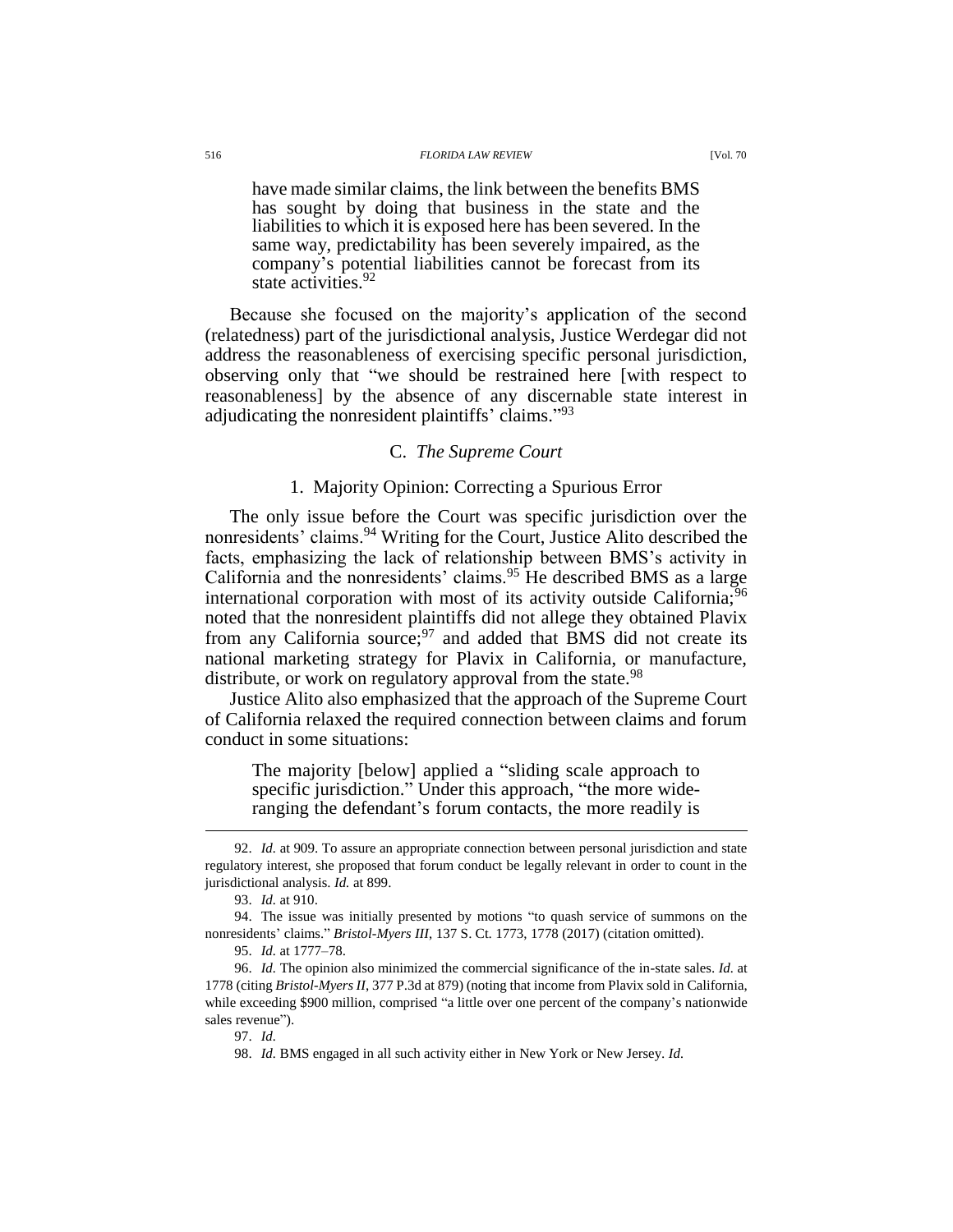> have made similar claims, the link between the benefits BMS has sought by doing that business in the state and the liabilities to which it is exposed here has been severed. In the same way, predictability has been severely impaired, as the company's potential liabilities cannot be forecast from its state activities.[92]

Because she focused on the majority's application of the second (relatedness) part of the jurisdictional analysis, Justice Werdegar did not address the reasonableness of exercising specific personal jurisdiction, observing only that "we should be restrained here [with respect to reasonableness] by the absence of any discernable state interest in adjudicating the nonresident plaintiffs' claims."[93]

### C. *The Supreme Court*

#### 1. Majority Opinion: Correcting a Spurious Error

The only issue before the Court was specific jurisdiction over the nonresidents' claims.[94] Writing for the Court, Justice Alito described the facts, emphasizing the lack of relationship between BMS's activity in California and the nonresidents' claims.[95] He described BMS as a large international corporation with most of its activity outside California;[96] noted that the nonresident plaintiffs did not allege they obtained Plavix from any California source;[97] and added that BMS did not create its national marketing strategy for Plavix in California, or manufacture, distribute, or work on regulatory approval from the state.[98]

Justice Alito also emphasized that the approach of the Supreme Court of California relaxed the required connection between claims and forum conduct in some situations:

> The majority [below] applied a "sliding scale approach to specific jurisdiction." Under this approach, "the more wide-ranging the defendant's forum contacts, the more readily is

---

92. *Id.* at 909. To assure an appropriate connection between personal jurisdiction and state regulatory interest, she proposed that forum conduct be legally relevant in order to count in the jurisdictional analysis. *Id.* at 899.

93. *Id.* at 910.

94. The issue was initially presented by motions "to quash service of summons on the nonresidents' claims." *Bristol-Myers III*, 137 S. Ct. 1773, 1778 (2017) (citation omitted).

95. *Id.* at 1777–78.

96. *Id.* The opinion also minimized the commercial significance of the in-state sales. *Id.* at 1778 (citing *Bristol-Myers II*, 377 P.3d at 879) (noting that income from Plavix sold in California, while exceeding $900 million, comprised "a little over one percent of the company's nationwide sales revenue").

97. *Id.*

98. *Id.* BMS engaged in all such activity either in New York or New Jersey. *Id.*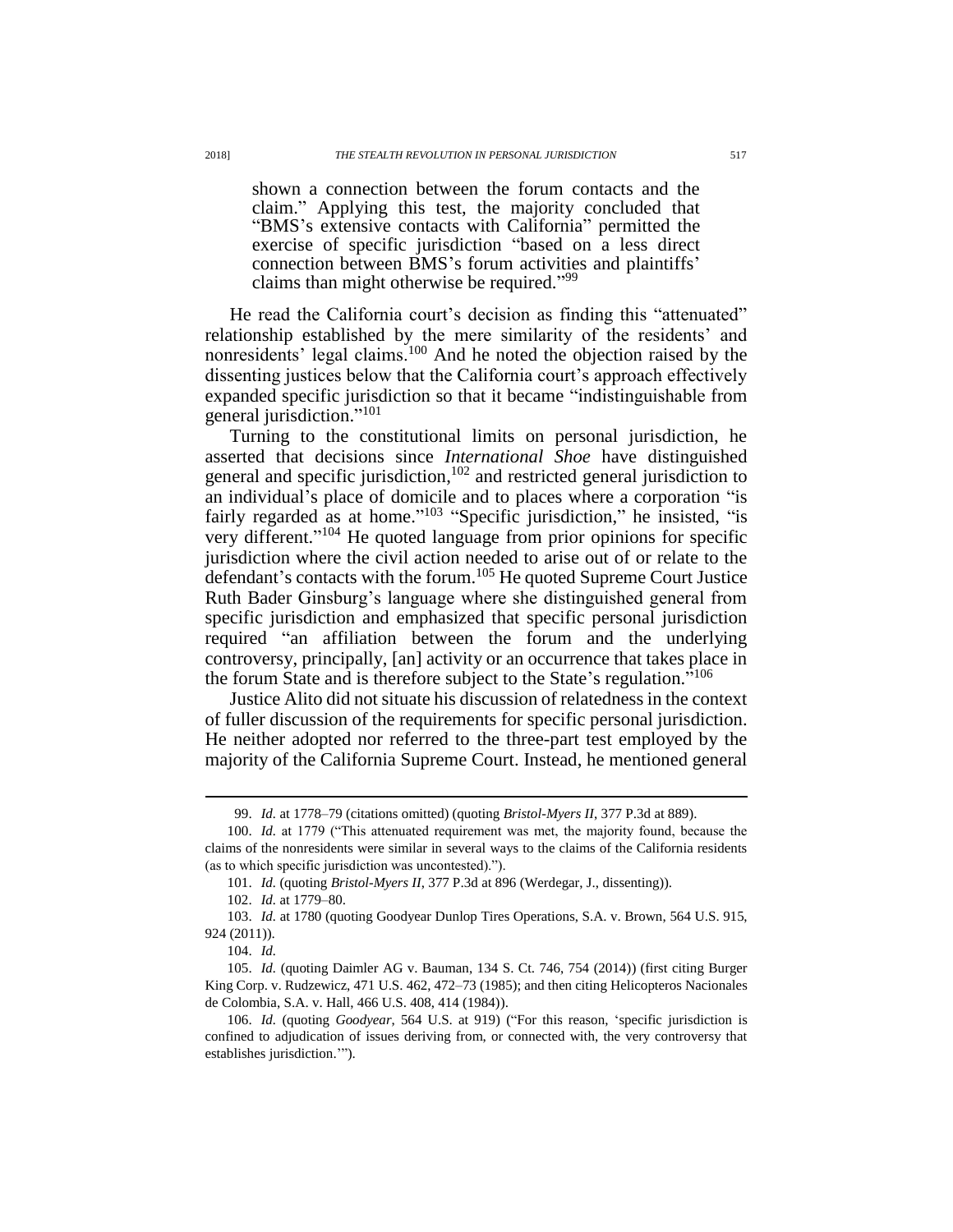> shown a connection between the forum contacts and the claim." Applying this test, the majority concluded that "BMS's extensive contacts with California" permitted the exercise of specific jurisdiction "based on a less direct connection between BMS's forum activities and plaintiffs' claims than might otherwise be required."[99]

He read the California court's decision as finding this "attenuated" relationship established by the mere similarity of the residents' and nonresidents' legal claims.[100] And he noted the objection raised by the dissenting justices below that the California court's approach effectively expanded specific jurisdiction so that it became "indistinguishable from general jurisdiction."[101]

Turning to the constitutional limits on personal jurisdiction, he asserted that decisions since *International Shoe* have distinguished general and specific jurisdiction,[102] and restricted general jurisdiction to an individual's place of domicile and to places where a corporation "is fairly regarded as at home."[103] "Specific jurisdiction," he insisted, "is very different."[104] He quoted language from prior opinions for specific jurisdiction where the civil action needed to arise out of or relate to the defendant's contacts with the forum.[105] He quoted Supreme Court Justice Ruth Bader Ginsburg's language where she distinguished general from specific jurisdiction and emphasized that specific personal jurisdiction required "an affiliation between the forum and the underlying controversy, principally, [an] activity or an occurrence that takes place in the forum State and is therefore subject to the State's regulation."[106]

Justice Alito did not situate his discussion of relatedness in the context of fuller discussion of the requirements for specific personal jurisdiction. He neither adopted nor referred to the three-part test employed by the majority of the California Supreme Court. Instead, he mentioned general

---

99. *Id.* at 1778–79 (citations omitted) (quoting *Bristol-Myers II*, 377 P.3d at 889).

100. *Id.* at 1779 ("This attenuated requirement was met, the majority found, because the claims of the nonresidents were similar in several ways to the claims of the California residents (as to which specific jurisdiction was uncontested).").

101. *Id.* (quoting *Bristol-Myers II*, 377 P.3d at 896 (Werdegar, J., dissenting)).

102. *Id.* at 1779–80.

103. *Id.* at 1780 (quoting Goodyear Dunlop Tires Operations, S.A. v. Brown, 564 U.S. 915, 924 (2011)).

104. *Id.*

105. *Id.* (quoting Daimler AG v. Bauman, 134 S. Ct. 746, 754 (2014)) (first citing Burger King Corp. v. Rudzewicz, 471 U.S. 462, 472–73 (1985); and then citing Helicopteros Nacionales de Colombia, S.A. v. Hall, 466 U.S. 408, 414 (1984)).

106. *Id.* (quoting *Goodyear*, 564 U.S. at 919) ("For this reason, 'specific jurisdiction is confined to adjudication of issues deriving from, or connected with, the very controversy that establishes jurisdiction.'").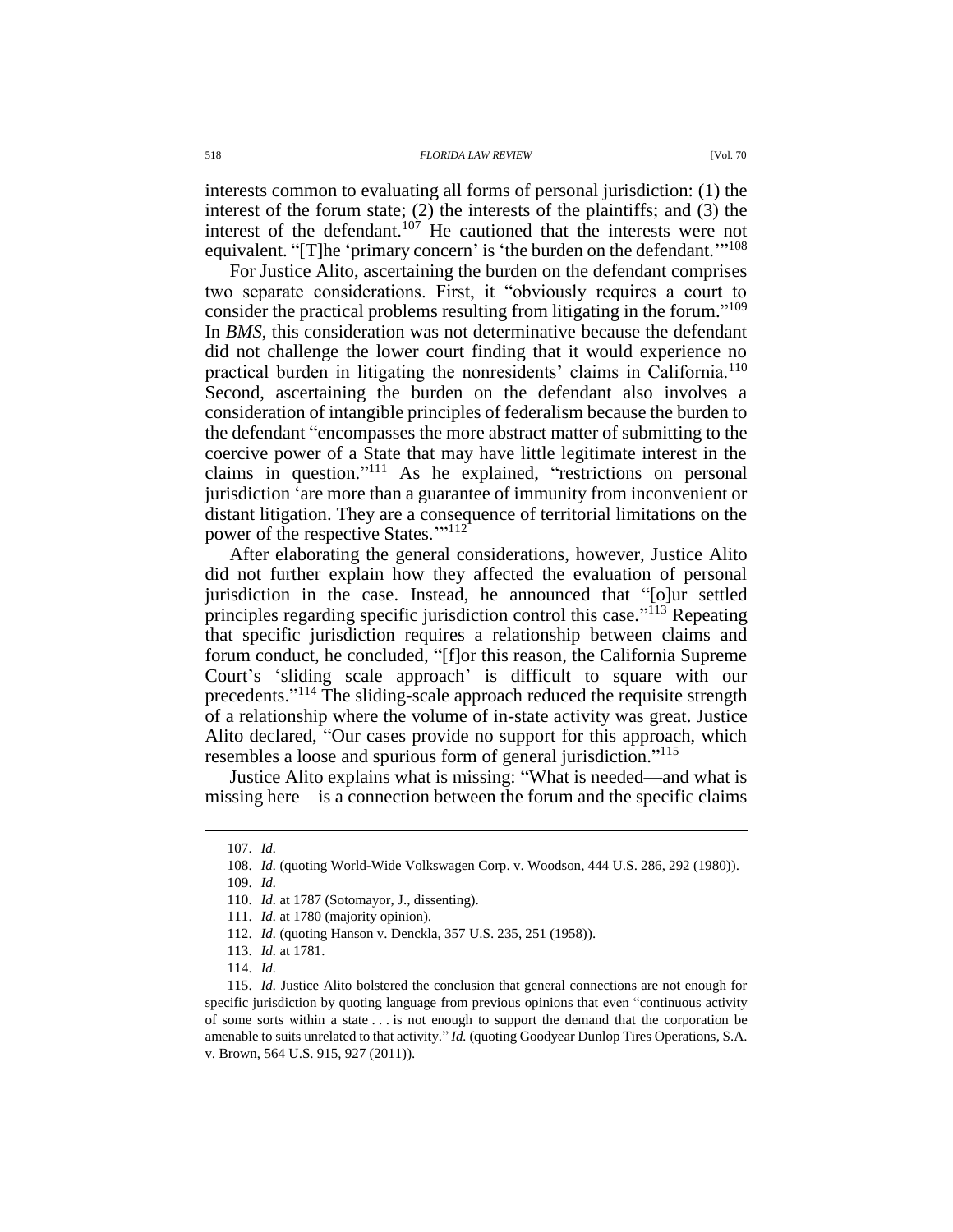interests common to evaluating all forms of personal jurisdiction: (1) the interest of the forum state; (2) the interests of the plaintiffs; and (3) the interest of the defendant.[107] He cautioned that the interests were not equivalent. "[T]he 'primary concern' is 'the burden on the defendant.'"[108]

For Justice Alito, ascertaining the burden on the defendant comprises two separate considerations. First, it "obviously requires a court to consider the practical problems resulting from litigating in the forum."[109] In *BMS*, this consideration was not determinative because the defendant did not challenge the lower court finding that it would experience no practical burden in litigating the nonresidents' claims in California.[110] Second, ascertaining the burden on the defendant also involves a consideration of intangible principles of federalism because the burden to the defendant "encompasses the more abstract matter of submitting to the coercive power of a State that may have little legitimate interest in the claims in question."[111] As he explained, "restrictions on personal jurisdiction 'are more than a guarantee of immunity from inconvenient or distant litigation. They are a consequence of territorial limitations on the power of the respective States.'"[112]

After elaborating the general considerations, however, Justice Alito did not further explain how they affected the evaluation of personal jurisdiction in the case. Instead, he announced that "[o]ur settled principles regarding specific jurisdiction control this case."[113] Repeating that specific jurisdiction requires a relationship between claims and forum conduct, he concluded, "[f]or this reason, the California Supreme Court's 'sliding scale approach' is difficult to square with our precedents."[114] The sliding-scale approach reduced the requisite strength of a relationship where the volume of in-state activity was great. Justice Alito declared, "Our cases provide no support for this approach, which resembles a loose and spurious form of general jurisdiction."[115]

Justice Alito explains what is missing: "What is needed—and what is missing here—is a connection between the forum and the specific claims

---

107. *Id.*

108. *Id.* (quoting World-Wide Volkswagen Corp. v. Woodson, 444 U.S. 286, 292 (1980)).

109. *Id.*

110. *Id.* at 1787 (Sotomayor, J., dissenting).

111. *Id.* at 1780 (majority opinion).

112. *Id.* (quoting Hanson v. Denckla, 357 U.S. 235, 251 (1958)).

113. *Id.* at 1781.

114. *Id.*

115. *Id.* Justice Alito bolstered the conclusion that general connections are not enough for specific jurisdiction by quoting language from previous opinions that even "continuous activity of some sorts within a state . . . is not enough to support the demand that the corporation be amenable to suits unrelated to that activity." *Id.* (quoting Goodyear Dunlop Tires Operations, S.A. v. Brown, 564 U.S. 915, 927 (2011)).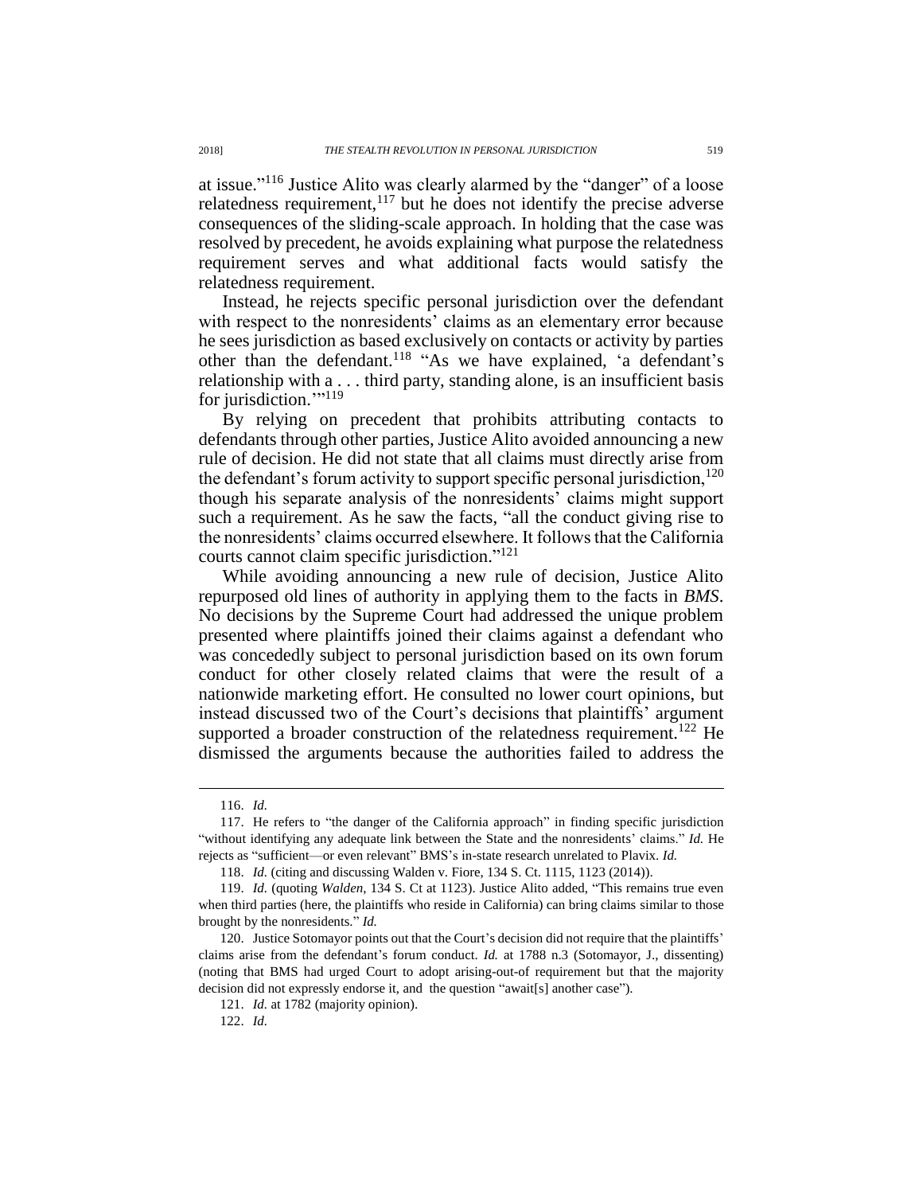at issue."[116] Justice Alito was clearly alarmed by the "danger" of a loose relatedness requirement,[117] but he does not identify the precise adverse consequences of the sliding-scale approach. In holding that the case was resolved by precedent, he avoids explaining what purpose the relatedness requirement serves and what additional facts would satisfy the relatedness requirement.

Instead, he rejects specific personal jurisdiction over the defendant with respect to the nonresidents' claims as an elementary error because he sees jurisdiction as based exclusively on contacts or activity by parties other than the defendant.[118] "As we have explained, 'a defendant's relationship with a . . . third party, standing alone, is an insufficient basis for jurisdiction.'"[119]

By relying on precedent that prohibits attributing contacts to defendants through other parties, Justice Alito avoided announcing a new rule of decision. He did not state that all claims must directly arise from the defendant's forum activity to support specific personal jurisdiction,[120] though his separate analysis of the nonresidents' claims might support such a requirement. As he saw the facts, "all the conduct giving rise to the nonresidents' claims occurred elsewhere. It follows that the California courts cannot claim specific jurisdiction."[121]

While avoiding announcing a new rule of decision, Justice Alito repurposed old lines of authority in applying them to the facts in *BMS*. No decisions by the Supreme Court had addressed the unique problem presented where plaintiffs joined their claims against a defendant who was concededly subject to personal jurisdiction based on its own forum conduct for other closely related claims that were the result of a nationwide marketing effort. He consulted no lower court opinions, but instead discussed two of the Court's decisions that plaintiffs' argument supported a broader construction of the relatedness requirement.[122] He dismissed the arguments because the authorities failed to address the

---

116. *Id.*

117. He refers to "the danger of the California approach" in finding specific jurisdiction "without identifying any adequate link between the State and the nonresidents' claims." *Id.* He rejects as "sufficient—or even relevant" BMS's in-state research unrelated to Plavix. *Id.*

118. *Id.* (citing and discussing Walden v. Fiore, 134 S. Ct. 1115, 1123 (2014)).

119. *Id.* (quoting *Walden*, 134 S. Ct at 1123). Justice Alito added, "This remains true even when third parties (here, the plaintiffs who reside in California) can bring claims similar to those brought by the nonresidents." *Id.*

120. Justice Sotomayor points out that the Court's decision did not require that the plaintiffs' claims arise from the defendant's forum conduct. *Id.* at 1788 n.3 (Sotomayor, J., dissenting) (noting that BMS had urged Court to adopt arising-out-of requirement but that the majority decision did not expressly endorse it, and the question "await[s] another case").

121. *Id.* at 1782 (majority opinion).

122. *Id.*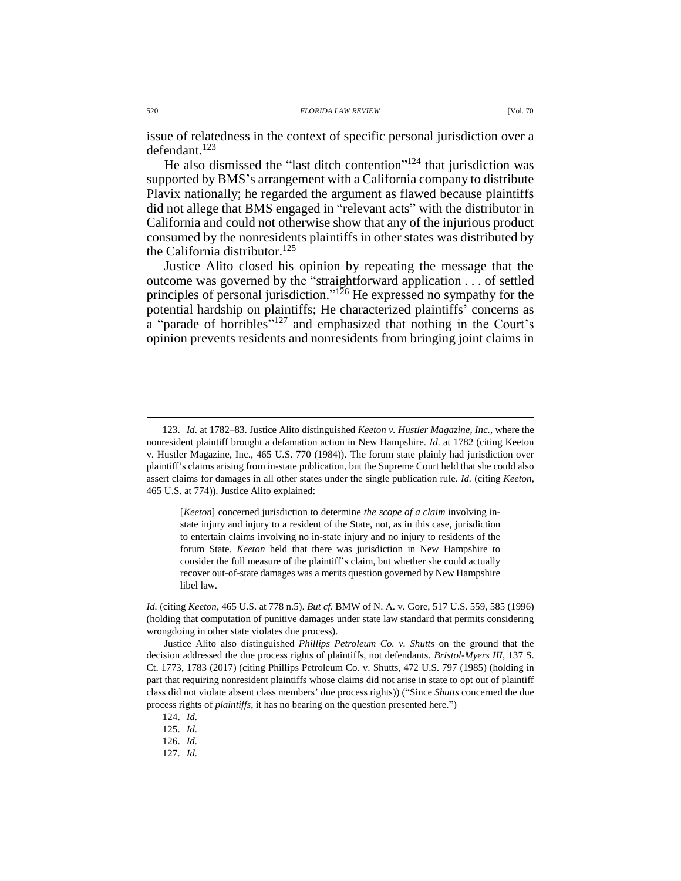issue of relatedness in the context of specific personal jurisdiction over a defendant.[123]

He also dismissed the "last ditch contention"[124] that jurisdiction was supported by BMS's arrangement with a California company to distribute Plavix nationally; he regarded the argument as flawed because plaintiffs did not allege that BMS engaged in "relevant acts" with the distributor in California and could not otherwise show that any of the injurious product consumed by the nonresidents plaintiffs in other states was distributed by the California distributor.[125]

Justice Alito closed his opinion by repeating the message that the outcome was governed by the "straightforward application . . . of settled principles of personal jurisdiction."[126] He expressed no sympathy for the potential hardship on plaintiffs; He characterized plaintiffs' concerns as a "parade of horribles"[127] and emphasized that nothing in the Court's opinion prevents residents and nonresidents from bringing joint claims in

---

123. *Id.* at 1782–83. Justice Alito distinguished *Keeton v. Hustler Magazine, Inc.*, where the nonresident plaintiff brought a defamation action in New Hampshire. *Id.* at 1782 (citing Keeton v. Hustler Magazine, Inc., 465 U.S. 770 (1984)). The forum state plainly had jurisdiction over plaintiff's claims arising from in-state publication, but the Supreme Court held that she could also assert claims for damages in all other states under the single publication rule. *Id.* (citing *Keeton*, 465 U.S. at 774)). Justice Alito explained:

> [*Keeton*] concerned jurisdiction to determine *the scope of a claim* involving in-state injury and injury to a resident of the State, not, as in this case, jurisdiction to entertain claims involving no in-state injury and no injury to residents of the forum State. *Keeton* held that there was jurisdiction in New Hampshire to consider the full measure of the plaintiff's claim, but whether she could actually recover out-of-state damages was a merits question governed by New Hampshire libel law.

*Id.* (citing *Keeton*, 465 U.S. at 778 n.5). *But cf.* BMW of N. A. v. Gore, 517 U.S. 559, 585 (1996) (holding that computation of punitive damages under state law standard that permits considering wrongdoing in other state violates due process).

Justice Alito also distinguished *Phillips Petroleum Co. v. Shutts* on the ground that the decision addressed the due process rights of plaintiffs, not defendants. *Bristol-Myers III*, 137 S. Ct. 1773, 1783 (2017) (citing Phillips Petroleum Co. v. Shutts, 472 U.S. 797 (1985) (holding in part that requiring nonresident plaintiffs whose claims did not arise in state to opt out of plaintiff class did not violate absent class members' due process rights)) ("Since *Shutts* concerned the due process rights of *plaintiffs*, it has no bearing on the question presented here.")

124. *Id.*

125. *Id.*

126. *Id.*

127. *Id.*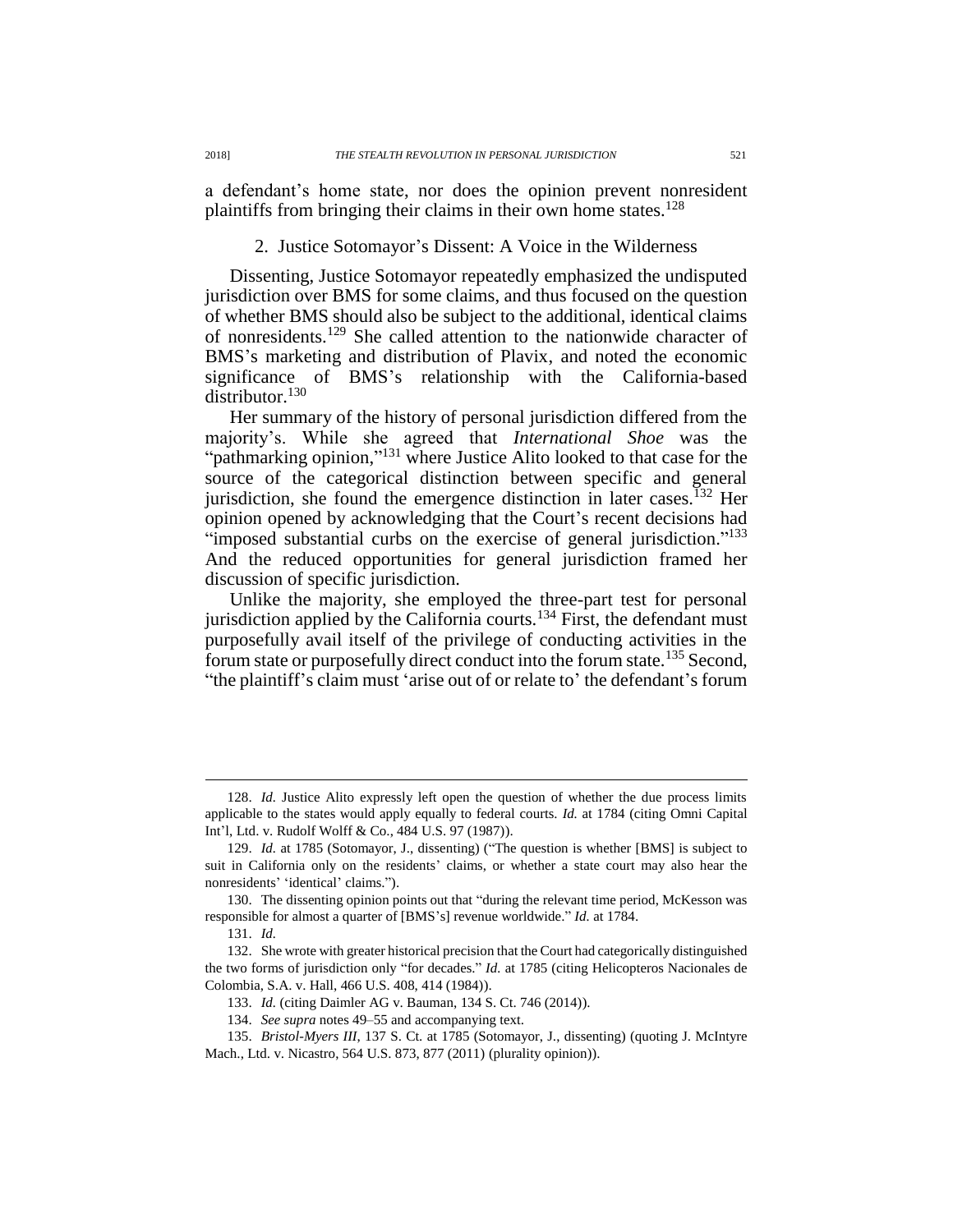a defendant's home state, nor does the opinion prevent nonresident plaintiffs from bringing their claims in their own home states.[128]

### 2. Justice Sotomayor's Dissent: A Voice in the Wilderness

Dissenting, Justice Sotomayor repeatedly emphasized the undisputed jurisdiction over BMS for some claims, and thus focused on the question of whether BMS should also be subject to the additional, identical claims of nonresidents.[129] She called attention to the nationwide character of BMS's marketing and distribution of Plavix, and noted the economic significance of BMS's relationship with the California-based distributor.[130]

Her summary of the history of personal jurisdiction differed from the majority's. While she agreed that *International Shoe* was the "pathmarking opinion,"[131] where Justice Alito looked to that case for the source of the categorical distinction between specific and general jurisdiction, she found the emergence distinction in later cases.[132] Her opinion opened by acknowledging that the Court's recent decisions had "imposed substantial curbs on the exercise of general jurisdiction."[133] And the reduced opportunities for general jurisdiction framed her discussion of specific jurisdiction.

Unlike the majority, she employed the three-part test for personal jurisdiction applied by the California courts.[134] First, the defendant must purposefully avail itself of the privilege of conducting activities in the forum state or purposefully direct conduct into the forum state.[135] Second, "the plaintiff's claim must 'arise out of or relate to' the defendant's forum

---

128. *Id.* Justice Alito expressly left open the question of whether the due process limits applicable to the states would apply equally to federal courts. *Id.* at 1784 (citing Omni Capital Int'l, Ltd. v. Rudolf Wolff & Co., 484 U.S. 97 (1987)).

129. *Id.* at 1785 (Sotomayor, J., dissenting) ("The question is whether [BMS] is subject to suit in California only on the residents' claims, or whether a state court may also hear the nonresidents' 'identical' claims.").

130. The dissenting opinion points out that "during the relevant time period, McKesson was responsible for almost a quarter of [BMS's] revenue worldwide." *Id.* at 1784.

131. *Id.*

132. She wrote with greater historical precision that the Court had categorically distinguished the two forms of jurisdiction only "for decades." *Id.* at 1785 (citing Helicopteros Nacionales de Colombia, S.A. v. Hall, 466 U.S. 408, 414 (1984)).

133. *Id.* (citing Daimler AG v. Bauman, 134 S. Ct. 746 (2014)).

134. *See supra* notes 49–55 and accompanying text.

135. *Bristol-Myers III*, 137 S. Ct. at 1785 (Sotomayor, J., dissenting) (quoting J. McIntyre Mach., Ltd. v. Nicastro, 564 U.S. 873, 877 (2011) (plurality opinion)).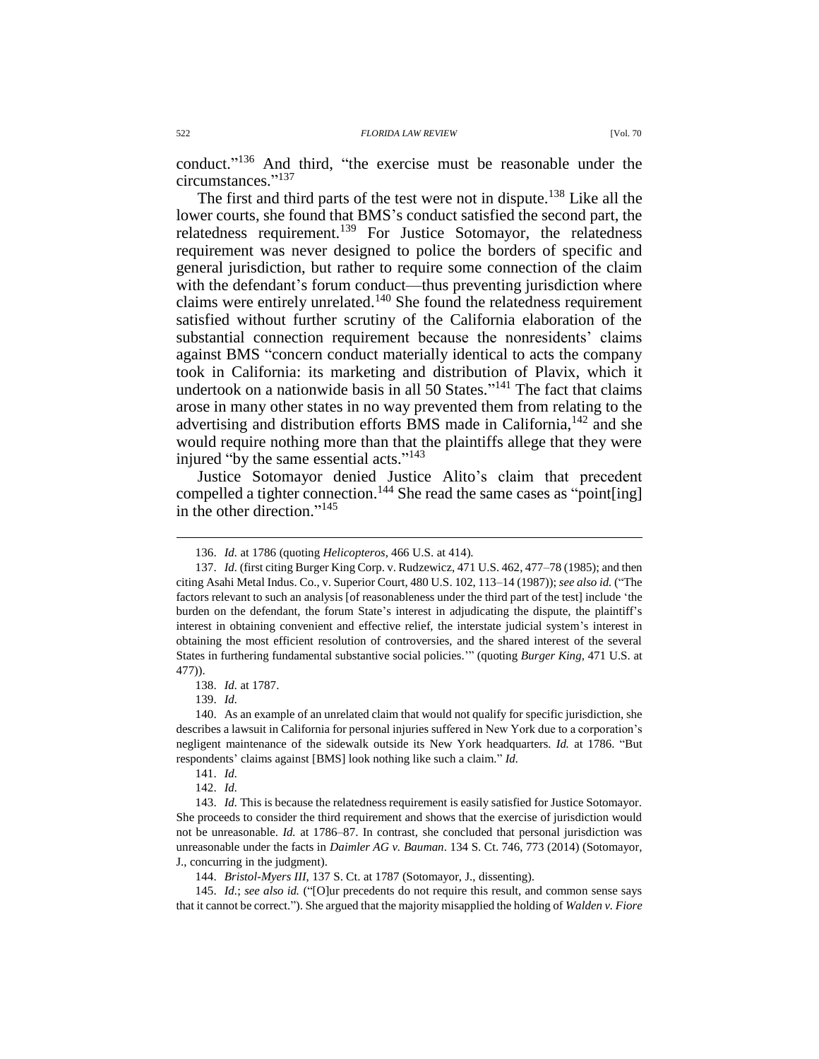conduct."[136] And third, "the exercise must be reasonable under the circumstances."[137]

The first and third parts of the test were not in dispute.[138] Like all the lower courts, she found that BMS's conduct satisfied the second part, the relatedness requirement.[139] For Justice Sotomayor, the relatedness requirement was never designed to police the borders of specific and general jurisdiction, but rather to require some connection of the claim with the defendant's forum conduct—thus preventing jurisdiction where claims were entirely unrelated.[140] She found the relatedness requirement satisfied without further scrutiny of the California elaboration of the substantial connection requirement because the nonresidents' claims against BMS "concern conduct materially identical to acts the company took in California: its marketing and distribution of Plavix, which it undertook on a nationwide basis in all 50 States."[141] The fact that claims arose in many other states in no way prevented them from relating to the advertising and distribution efforts BMS made in California,[142] and she would require nothing more than that the plaintiffs allege that they were injured "by the same essential acts."[143]

Justice Sotomayor denied Justice Alito's claim that precedent compelled a tighter connection.[144] She read the same cases as "point[ing] in the other direction."[145]

---

136. *Id.* at 1786 (quoting *Helicopteros*, 466 U.S. at 414).

137. *Id.* (first citing Burger King Corp. v. Rudzewicz, 471 U.S. 462, 477–78 (1985); and then citing Asahi Metal Indus. Co., v. Superior Court, 480 U.S. 102, 113–14 (1987)); *see also id.* ("The factors relevant to such an analysis [of reasonableness under the third part of the test] include 'the burden on the defendant, the forum State's interest in adjudicating the dispute, the plaintiff's interest in obtaining convenient and effective relief, the interstate judicial system's interest in obtaining the most efficient resolution of controversies, and the shared interest of the several States in furthering fundamental substantive social policies.'" (quoting *Burger King*, 471 U.S. at 477)).

138. *Id.* at 1787.

139. *Id.*

140. As an example of an unrelated claim that would not qualify for specific jurisdiction, she describes a lawsuit in California for personal injuries suffered in New York due to a corporation's negligent maintenance of the sidewalk outside its New York headquarters. *Id.* at 1786. "But respondents' claims against [BMS] look nothing like such a claim." *Id.*

141. *Id.*

142. *Id.*

143. *Id.* This is because the relatedness requirement is easily satisfied for Justice Sotomayor. She proceeds to consider the third requirement and shows that the exercise of jurisdiction would not be unreasonable. *Id.* at 1786–87. In contrast, she concluded that personal jurisdiction was unreasonable under the facts in *Daimler AG v. Bauman*. 134 S. Ct. 746, 773 (2014) (Sotomayor, J., concurring in the judgment).

144. *Bristol-Myers III*, 137 S. Ct. at 1787 (Sotomayor, J., dissenting).

145. *Id.*; *see also id.* ("[O]ur precedents do not require this result, and common sense says that it cannot be correct."). She argued that the majority misapplied the holding of *Walden v. Fiore*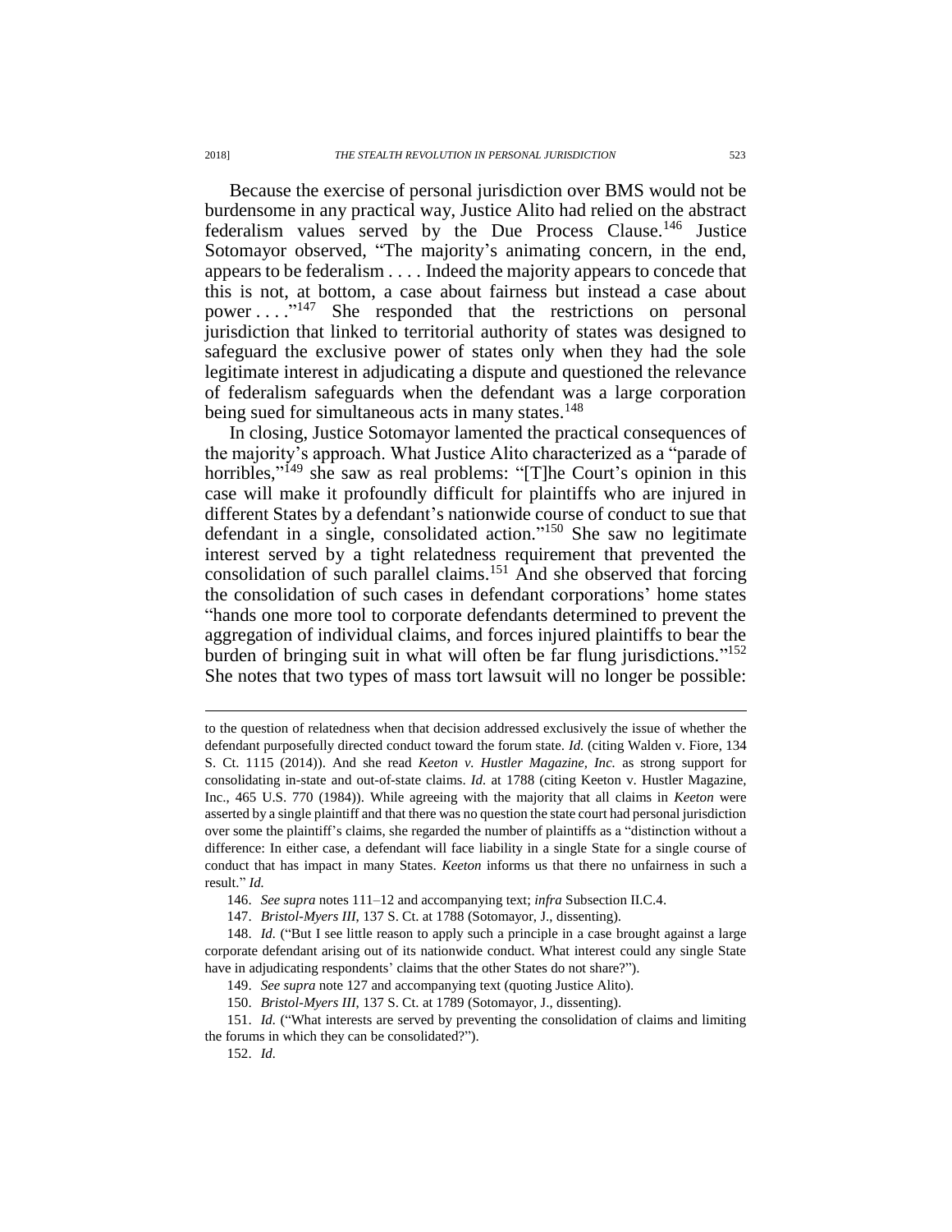Because the exercise of personal jurisdiction over BMS would not be burdensome in any practical way, Justice Alito had relied on the abstract federalism values served by the Due Process Clause.[146] Justice Sotomayor observed, "The majority's animating concern, in the end, appears to be federalism . . . . Indeed the majority appears to concede that this is not, at bottom, a case about fairness but instead a case about power . . . ."[147] She responded that the restrictions on personal jurisdiction that linked to territorial authority of states was designed to safeguard the exclusive power of states only when they had the sole legitimate interest in adjudicating a dispute and questioned the relevance of federalism safeguards when the defendant was a large corporation being sued for simultaneous acts in many states.[148]

In closing, Justice Sotomayor lamented the practical consequences of the majority's approach. What Justice Alito characterized as a "parade of horribles,"[149] she saw as real problems: "[T]he Court's opinion in this case will make it profoundly difficult for plaintiffs who are injured in different States by a defendant's nationwide course of conduct to sue that defendant in a single, consolidated action."[150] She saw no legitimate interest served by a tight relatedness requirement that prevented the consolidation of such parallel claims.[151] And she observed that forcing the consolidation of such cases in defendant corporations' home states "hands one more tool to corporate defendants determined to prevent the aggregation of individual claims, and forces injured plaintiffs to bear the burden of bringing suit in what will often be far flung jurisdictions."[152] She notes that two types of mass tort lawsuit will no longer be possible:

---

to the question of relatedness when that decision addressed exclusively the issue of whether the defendant purposefully directed conduct toward the forum state. *Id.* (citing Walden v. Fiore, 134 S. Ct. 1115 (2014)). And she read *Keeton v. Hustler Magazine, Inc.* as strong support for consolidating in-state and out-of-state claims. *Id.* at 1788 (citing Keeton v. Hustler Magazine, Inc., 465 U.S. 770 (1984)). While agreeing with the majority that all claims in *Keeton* were asserted by a single plaintiff and that there was no question the state court had personal jurisdiction over some the plaintiff's claims, she regarded the number of plaintiffs as a "distinction without a difference: In either case, a defendant will face liability in a single State for a single course of conduct that has impact in many States. *Keeton* informs us that there no unfairness in such a result." *Id.*

146. *See supra* notes 111–12 and accompanying text; *infra* Subsection II.C.4.

147. *Bristol-Myers III*, 137 S. Ct. at 1788 (Sotomayor, J., dissenting).

148. *Id.* ("But I see little reason to apply such a principle in a case brought against a large corporate defendant arising out of its nationwide conduct. What interest could any single State have in adjudicating respondents' claims that the other States do not share?").

149. *See supra* note 127 and accompanying text (quoting Justice Alito).

150. *Bristol-Myers III*, 137 S. Ct. at 1789 (Sotomayor, J., dissenting).

151. *Id.* ("What interests are served by preventing the consolidation of claims and limiting the forums in which they can be consolidated?").

152. *Id.*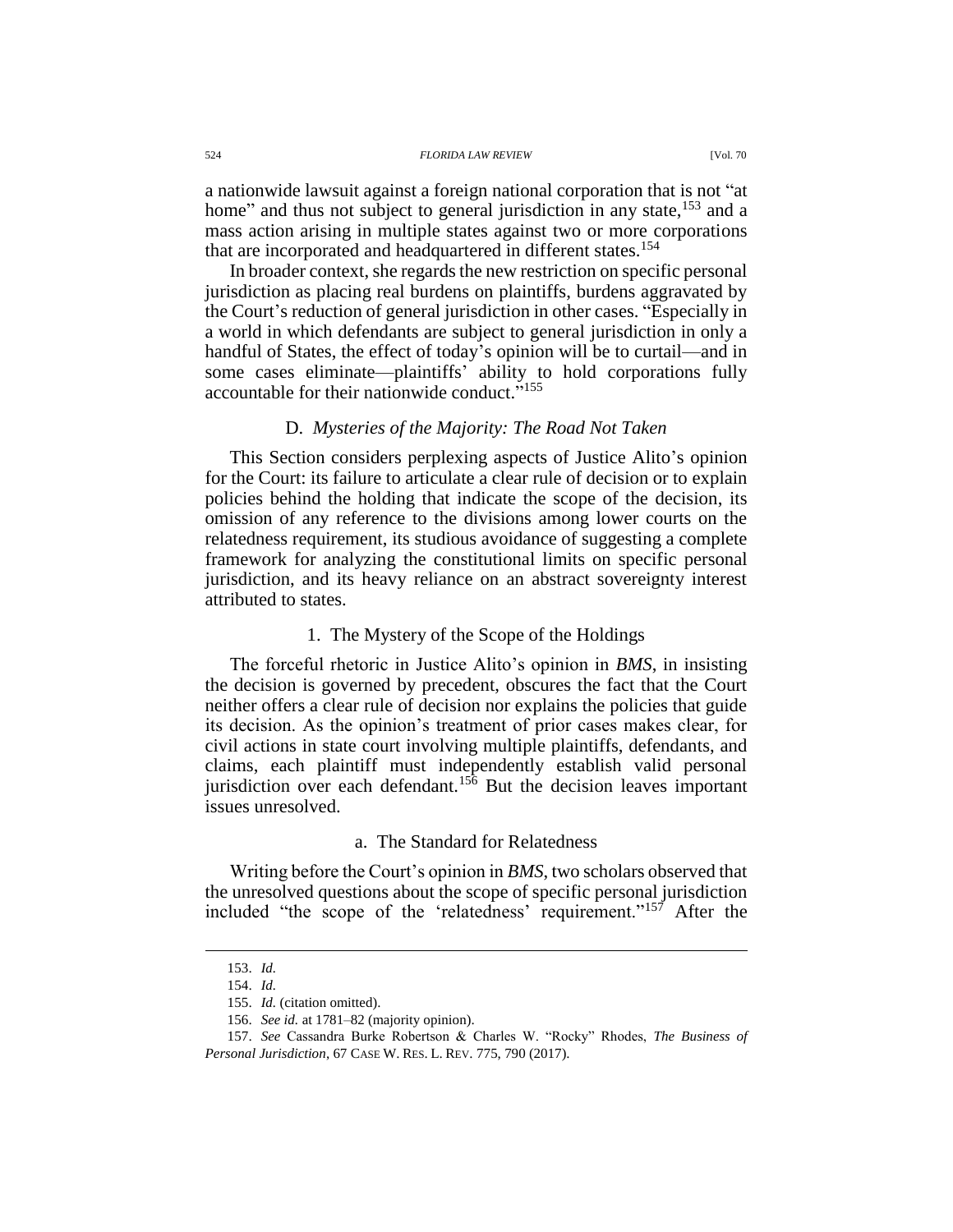a nationwide lawsuit against a foreign national corporation that is not "at home" and thus not subject to general jurisdiction in any state,[153] and a mass action arising in multiple states against two or more corporations that are incorporated and headquartered in different states.[154]

In broader context, she regards the new restriction on specific personal jurisdiction as placing real burdens on plaintiffs, burdens aggravated by the Court's reduction of general jurisdiction in other cases. "Especially in a world in which defendants are subject to general jurisdiction in only a handful of States, the effect of today's opinion will be to curtail—and in some cases eliminate—plaintiffs' ability to hold corporations fully accountable for their nationwide conduct."[155]

### D. *Mysteries of the Majority: The Road Not Taken*

This Section considers perplexing aspects of Justice Alito's opinion for the Court: its failure to articulate a clear rule of decision or to explain policies behind the holding that indicate the scope of the decision, its omission of any reference to the divisions among lower courts on the relatedness requirement, its studious avoidance of suggesting a complete framework for analyzing the constitutional limits on specific personal jurisdiction, and its heavy reliance on an abstract sovereignty interest attributed to states.

#### 1. The Mystery of the Scope of the Holdings

The forceful rhetoric in Justice Alito's opinion in *BMS*, in insisting the decision is governed by precedent, obscures the fact that the Court neither offers a clear rule of decision nor explains the policies that guide its decision. As the opinion's treatment of prior cases makes clear, for civil actions in state court involving multiple plaintiffs, defendants, and claims, each plaintiff must independently establish valid personal jurisdiction over each defendant.[156] But the decision leaves important issues unresolved.

##### a. The Standard for Relatedness

Writing before the Court's opinion in *BMS*, two scholars observed that the unresolved questions about the scope of specific personal jurisdiction included "the scope of the 'relatedness' requirement."[157] After the

---

153. *Id.*

154. *Id.*

155. *Id.* (citation omitted).

156. *See id.* at 1781–82 (majority opinion).

157. *See* Cassandra Burke Robertson & Charles W. "Rocky" Rhodes, *The Business of Personal Jurisdiction*, 67 CASE W. RES. L. REV. 775, 790 (2017).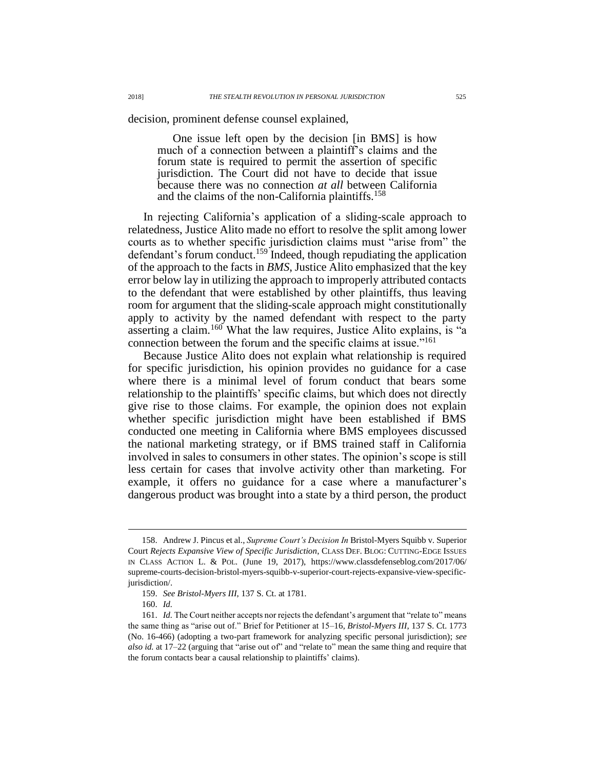decision, prominent defense counsel explained,

> One issue left open by the decision [in BMS] is how much of a connection between a plaintiff's claims and the forum state is required to permit the assertion of specific jurisdiction. The Court did not have to decide that issue because there was no connection *at all* between California and the claims of the non-California plaintiffs.[158]

In rejecting California's application of a sliding-scale approach to relatedness, Justice Alito made no effort to resolve the split among lower courts as to whether specific jurisdiction claims must "arise from" the defendant's forum conduct.[159] Indeed, though repudiating the application of the approach to the facts in *BMS*, Justice Alito emphasized that the key error below lay in utilizing the approach to improperly attributed contacts to the defendant that were established by other plaintiffs, thus leaving room for argument that the sliding-scale approach might constitutionally apply to activity by the named defendant with respect to the party asserting a claim.[160] What the law requires, Justice Alito explains, is "a connection between the forum and the specific claims at issue."[161]

Because Justice Alito does not explain what relationship is required for specific jurisdiction, his opinion provides no guidance for a case where there is a minimal level of forum conduct that bears some relationship to the plaintiffs' specific claims, but which does not directly give rise to those claims. For example, the opinion does not explain whether specific jurisdiction might have been established if BMS conducted one meeting in California where BMS employees discussed the national marketing strategy, or if BMS trained staff in California involved in sales to consumers in other states. The opinion's scope is still less certain for cases that involve activity other than marketing. For example, it offers no guidance for a case where a manufacturer's dangerous product was brought into a state by a third person, the product

---

158. Andrew J. Pincus et al., *Supreme Court's Decision In* Bristol-Myers Squibb v. Superior Court *Rejects Expansive View of Specific Jurisdiction*, CLASS DEF. BLOG: CUTTING-EDGE ISSUES IN CLASS ACTION L. & POL. (June 19, 2017), https://www.classdefenseblog.com/2017/06/supreme-courts-decision-bristol-myers-squibb-v-superior-court-rejects-expansive-view-specific-jurisdiction/.

159. *See Bristol-Myers III*, 137 S. Ct. at 1781.

160. *Id.*

161. *Id.* The Court neither accepts nor rejects the defendant's argument that "relate to" means the same thing as "arise out of." Brief for Petitioner at 15–16, *Bristol-Myers III*, 137 S. Ct. 1773 (No. 16-466) (adopting a two-part framework for analyzing specific personal jurisdiction); *see also id.* at 17–22 (arguing that "arise out of" and "relate to" mean the same thing and require that the forum contacts bear a causal relationship to plaintiffs' claims).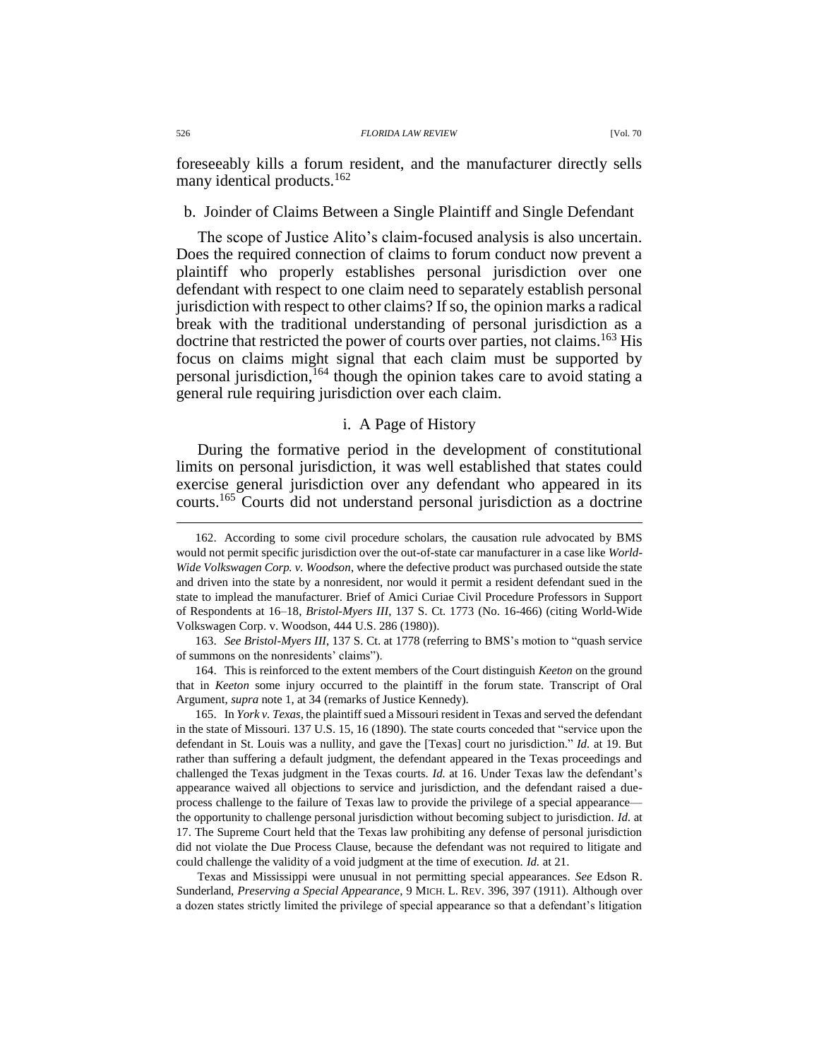foreseeably kills a forum resident, and the manufacturer directly sells many identical products.[162]

### b. Joinder of Claims Between a Single Plaintiff and Single Defendant

The scope of Justice Alito's claim-focused analysis is also uncertain. Does the required connection of claims to forum conduct now prevent a plaintiff who properly establishes personal jurisdiction over one defendant with respect to one claim need to separately establish personal jurisdiction with respect to other claims? If so, the opinion marks a radical break with the traditional understanding of personal jurisdiction as a doctrine that restricted the power of courts over parties, not claims.[163] His focus on claims might signal that each claim must be supported by personal jurisdiction,[164] though the opinion takes care to avoid stating a general rule requiring jurisdiction over each claim.

#### i. A Page of History

During the formative period in the development of constitutional limits on personal jurisdiction, it was well established that states could exercise general jurisdiction over any defendant who appeared in its courts.[165] Courts did not understand personal jurisdiction as a doctrine

---

162. According to some civil procedure scholars, the causation rule advocated by BMS would not permit specific jurisdiction over the out-of-state car manufacturer in a case like *World-Wide Volkswagen Corp. v. Woodson*, where the defective product was purchased outside the state and driven into the state by a nonresident, nor would it permit a resident defendant sued in the state to implead the manufacturer. Brief of Amici Curiae Civil Procedure Professors in Support of Respondents at 16–18, *Bristol-Myers III*, 137 S. Ct. 1773 (No. 16-466) (citing World-Wide Volkswagen Corp. v. Woodson, 444 U.S. 286 (1980)).

163. *See Bristol-Myers III*, 137 S. Ct. at 1778 (referring to BMS's motion to "quash service of summons on the nonresidents' claims").

164. This is reinforced to the extent members of the Court distinguish *Keeton* on the ground that in *Keeton* some injury occurred to the plaintiff in the forum state. Transcript of Oral Argument, *supra* note 1, at 34 (remarks of Justice Kennedy).

165. In *York v. Texas*, the plaintiff sued a Missouri resident in Texas and served the defendant in the state of Missouri. 137 U.S. 15, 16 (1890). The state courts conceded that "service upon the defendant in St. Louis was a nullity, and gave the [Texas] court no jurisdiction." *Id.* at 19. But rather than suffering a default judgment, the defendant appeared in the Texas proceedings and challenged the Texas judgment in the Texas courts. *Id.* at 16. Under Texas law the defendant's appearance waived all objections to service and jurisdiction, and the defendant raised a due-process challenge to the failure of Texas law to provide the privilege of a special appearance—the opportunity to challenge personal jurisdiction without becoming subject to jurisdiction. *Id.* at 17. The Supreme Court held that the Texas law prohibiting any defense of personal jurisdiction did not violate the Due Process Clause, because the defendant was not required to litigate and could challenge the validity of a void judgment at the time of execution. *Id.* at 21.

Texas and Mississippi were unusual in not permitting special appearances. *See* Edson R. Sunderland, *Preserving a Special Appearance*, 9 MICH. L. REV. 396, 397 (1911). Although over a dozen states strictly limited the privilege of special appearance so that a defendant's litigation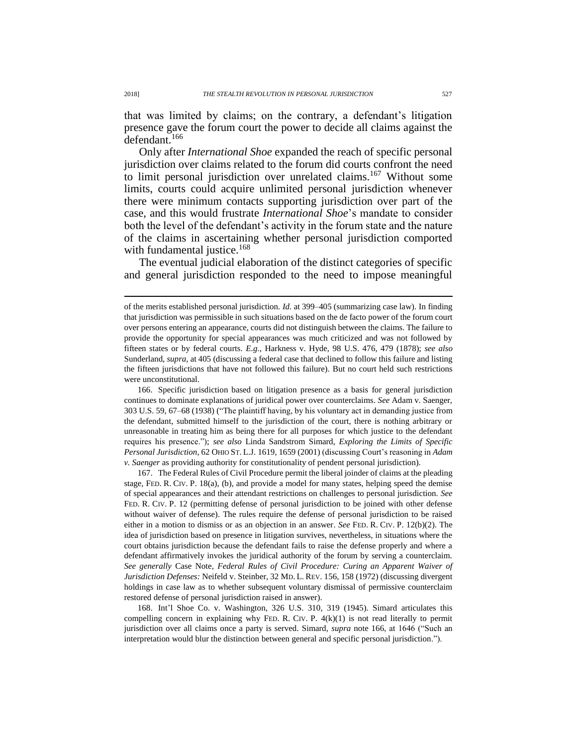that was limited by claims; on the contrary, a defendant's litigation presence gave the forum court the power to decide all claims against the defendant.[166]

Only after *International Shoe* expanded the reach of specific personal jurisdiction over claims related to the forum did courts confront the need to limit personal jurisdiction over unrelated claims.[167] Without some limits, courts could acquire unlimited personal jurisdiction whenever there were minimum contacts supporting jurisdiction over part of the case, and this would frustrate *International Shoe*'s mandate to consider both the level of the defendant's activity in the forum state and the nature of the claims in ascertaining whether personal jurisdiction comported with fundamental justice.[168]

The eventual judicial elaboration of the distinct categories of specific and general jurisdiction responded to the need to impose meaningful

---

of the merits established personal jurisdiction. *Id.* at 399–405 (summarizing case law). In finding that jurisdiction was permissible in such situations based on the de facto power of the forum court over persons entering an appearance, courts did not distinguish between the claims. The failure to provide the opportunity for special appearances was much criticized and was not followed by fifteen states or by federal courts. *E.g.*, Harkness v. Hyde, 98 U.S. 476, 479 (1878); *see also* Sunderland, *supra*, at 405 (discussing a federal case that declined to follow this failure and listing the fifteen jurisdictions that have not followed this failure). But no court held such restrictions were unconstitutional.

166. Specific jurisdiction based on litigation presence as a basis for general jurisdiction continues to dominate explanations of juridical power over counterclaims. *See* Adam v. Saenger, 303 U.S. 59, 67–68 (1938) ("The plaintiff having, by his voluntary act in demanding justice from the defendant, submitted himself to the jurisdiction of the court, there is nothing arbitrary or unreasonable in treating him as being there for all purposes for which justice to the defendant requires his presence."); *see also* Linda Sandstrom Simard, *Exploring the Limits of Specific Personal Jurisdiction*, 62 OHIO ST. L.J. 1619, 1659 (2001) (discussing Court's reasoning in *Adam v. Saenger* as providing authority for constitutionality of pendent personal jurisdiction).

167. The Federal Rules of Civil Procedure permit the liberal joinder of claims at the pleading stage, FED. R. CIV. P. 18(a), (b), and provide a model for many states, helping speed the demise of special appearances and their attendant restrictions on challenges to personal jurisdiction. *See* FED. R. CIV. P. 12 (permitting defense of personal jurisdiction to be joined with other defense without waiver of defense). The rules require the defense of personal jurisdiction to be raised either in a motion to dismiss or as an objection in an answer. *See* FED. R. CIV. P. 12(b)(2). The idea of jurisdiction based on presence in litigation survives, nevertheless, in situations where the court obtains jurisdiction because the defendant fails to raise the defense properly and where a defendant affirmatively invokes the juridical authority of the forum by serving a counterclaim. *See generally* Case Note, *Federal Rules of Civil Procedure: Curing an Apparent Waiver of Jurisdiction Defenses:* Neifeld v. Steinber, 32 MD. L. REV. 156, 158 (1972) (discussing divergent holdings in case law as to whether subsequent voluntary dismissal of permissive counterclaim restored defense of personal jurisdiction raised in answer).

168. Int'l Shoe Co. v. Washington, 326 U.S. 310, 319 (1945). Simard articulates this compelling concern in explaining why FED. R. CIV. P. 4(k)(1) is not read literally to permit jurisdiction over all claims once a party is served. Simard, *supra* note 166, at 1646 ("Such an interpretation would blur the distinction between general and specific personal jurisdiction.").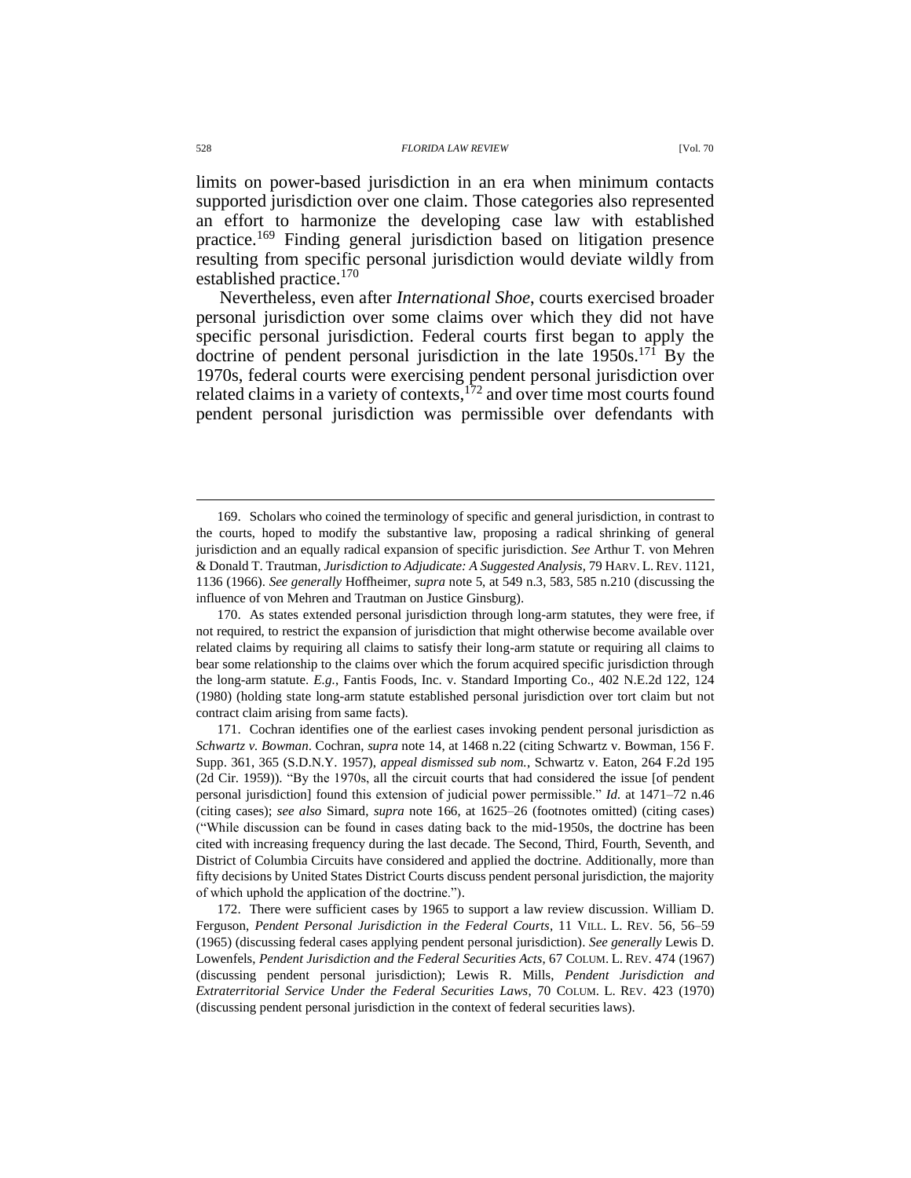limits on power-based jurisdiction in an era when minimum contacts supported jurisdiction over one claim. Those categories also represented an effort to harmonize the developing case law with established practice.[169] Finding general jurisdiction based on litigation presence resulting from specific personal jurisdiction would deviate wildly from established practice.[170]

Nevertheless, even after *International Shoe*, courts exercised broader personal jurisdiction over some claims over which they did not have specific personal jurisdiction. Federal courts first began to apply the doctrine of pendent personal jurisdiction in the late 1950s.[171] By the 1970s, federal courts were exercising pendent personal jurisdiction over related claims in a variety of contexts,[172] and over time most courts found pendent personal jurisdiction was permissible over defendants with

---

169. Scholars who coined the terminology of specific and general jurisdiction, in contrast to the courts, hoped to modify the substantive law, proposing a radical shrinking of general jurisdiction and an equally radical expansion of specific jurisdiction. *See* Arthur T. von Mehren & Donald T. Trautman, *Jurisdiction to Adjudicate: A Suggested Analysis*, 79 HARV. L. REV. 1121, 1136 (1966). *See generally* Hoffheimer, *supra* note 5, at 549 n.3, 583, 585 n.210 (discussing the influence of von Mehren and Trautman on Justice Ginsburg).

170. As states extended personal jurisdiction through long-arm statutes, they were free, if not required, to restrict the expansion of jurisdiction that might otherwise become available over related claims by requiring all claims to satisfy their long-arm statute or requiring all claims to bear some relationship to the claims over which the forum acquired specific jurisdiction through the long-arm statute. *E.g.*, Fantis Foods, Inc. v. Standard Importing Co., 402 N.E.2d 122, 124 (1980) (holding state long-arm statute established personal jurisdiction over tort claim but not contract claim arising from same facts).

171. Cochran identifies one of the earliest cases invoking pendent personal jurisdiction as *Schwartz v. Bowman*. Cochran, *supra* note 14, at 1468 n.22 (citing Schwartz v. Bowman, 156 F. Supp. 361, 365 (S.D.N.Y. 1957), *appeal dismissed sub nom.*, Schwartz v. Eaton, 264 F.2d 195 (2d Cir. 1959)). "By the 1970s, all the circuit courts that had considered the issue [of pendent personal jurisdiction] found this extension of judicial power permissible." *Id.* at 1471–72 n.46 (citing cases); *see also* Simard, *supra* note 166, at 1625–26 (footnotes omitted) (citing cases) ("While discussion can be found in cases dating back to the mid-1950s, the doctrine has been cited with increasing frequency during the last decade. The Second, Third, Fourth, Seventh, and District of Columbia Circuits have considered and applied the doctrine. Additionally, more than fifty decisions by United States District Courts discuss pendent personal jurisdiction, the majority of which uphold the application of the doctrine.").

172. There were sufficient cases by 1965 to support a law review discussion. William D. Ferguson, *Pendent Personal Jurisdiction in the Federal Courts*, 11 VILL. L. REV. 56, 56–59 (1965) (discussing federal cases applying pendent personal jurisdiction). *See generally* Lewis D. Lowenfels, *Pendent Jurisdiction and the Federal Securities Acts*, 67 COLUM. L. REV. 474 (1967) (discussing pendent personal jurisdiction); Lewis R. Mills, *Pendent Jurisdiction and Extraterritorial Service Under the Federal Securities Laws*, 70 COLUM. L. REV. 423 (1970) (discussing pendent personal jurisdiction in the context of federal securities laws).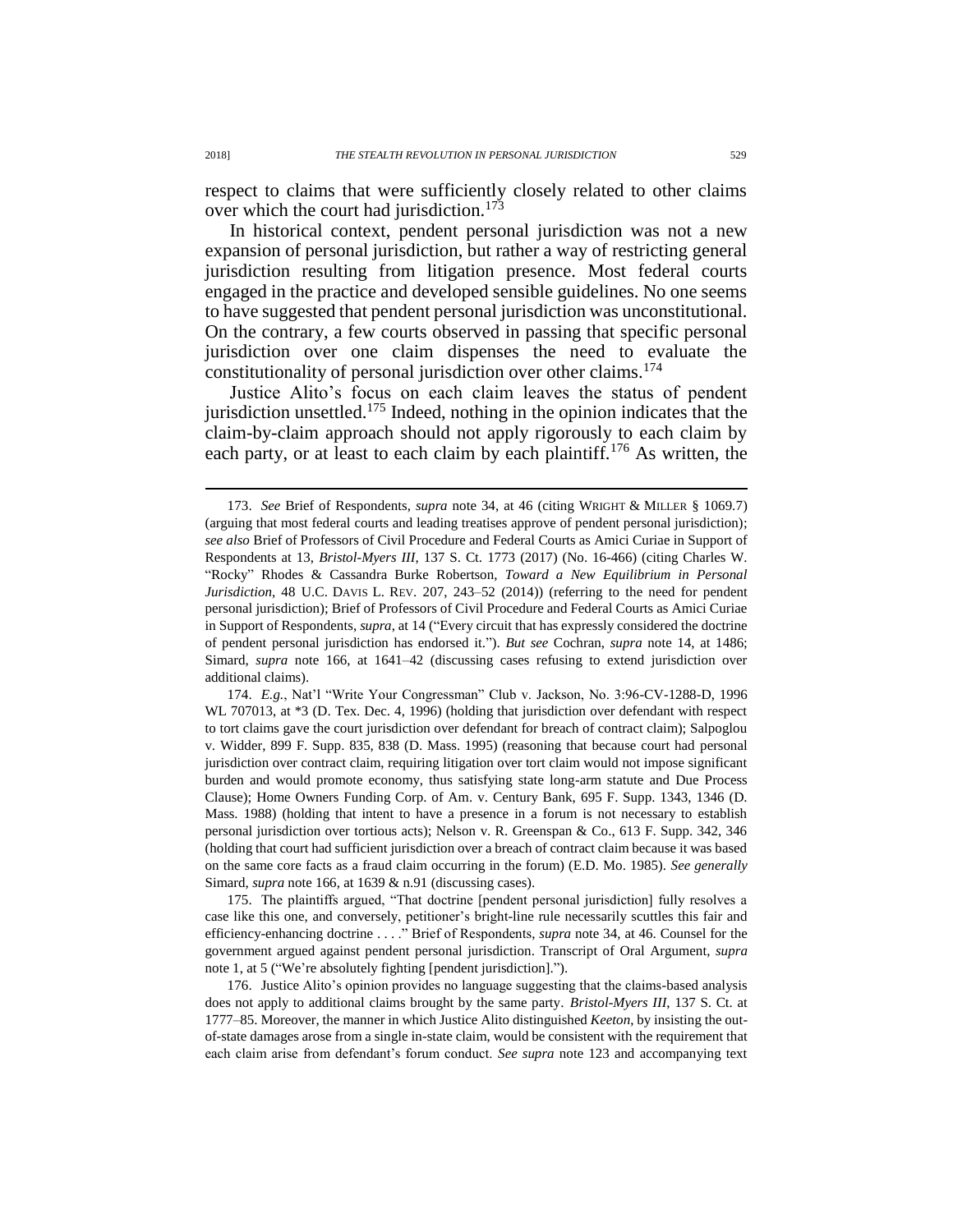respect to claims that were sufficiently closely related to other claims over which the court had jurisdiction.[173]

In historical context, pendent personal jurisdiction was not a new expansion of personal jurisdiction, but rather a way of restricting general jurisdiction resulting from litigation presence. Most federal courts engaged in the practice and developed sensible guidelines. No one seems to have suggested that pendent personal jurisdiction was unconstitutional. On the contrary, a few courts observed in passing that specific personal jurisdiction over one claim dispenses the need to evaluate the constitutionality of personal jurisdiction over other claims.[174]

Justice Alito's focus on each claim leaves the status of pendent jurisdiction unsettled.[175] Indeed, nothing in the opinion indicates that the claim-by-claim approach should not apply rigorously to each claim by each party, or at least to each claim by each plaintiff.[176] As written, the

---

173. *See* Brief of Respondents, *supra* note 34, at 46 (citing WRIGHT & MILLER § 1069.7) (arguing that most federal courts and leading treatises approve of pendent personal jurisdiction); *see also* Brief of Professors of Civil Procedure and Federal Courts as Amici Curiae in Support of Respondents at 13, *Bristol-Myers III*, 137 S. Ct. 1773 (2017) (No. 16-466) (citing Charles W. "Rocky" Rhodes & Cassandra Burke Robertson, *Toward a New Equilibrium in Personal Jurisdiction*, 48 U.C. DAVIS L. REV. 207, 243–52 (2014)) (referring to the need for pendent personal jurisdiction); Brief of Professors of Civil Procedure and Federal Courts as Amici Curiae in Support of Respondents, *supra*, at 14 ("Every circuit that has expressly considered the doctrine of pendent personal jurisdiction has endorsed it."). *But see* Cochran, *supra* note 14, at 1486; Simard, *supra* note 166, at 1641–42 (discussing cases refusing to extend jurisdiction over additional claims).

174. *E.g.*, Nat'l "Write Your Congressman" Club v. Jackson, No. 3:96-CV-1288-D, 1996 WL 707013, at *3 (D. Tex. Dec. 4, 1996) (holding that jurisdiction over defendant with respect to tort claims gave the court jurisdiction over defendant for breach of contract claim); Salpoglou v. Widder, 899 F. Supp. 835, 838 (D. Mass. 1995) (reasoning that because court had personal jurisdiction over contract claim, requiring litigation over tort claim would not impose significant burden and would promote economy, thus satisfying state long-arm statute and Due Process Clause); Home Owners Funding Corp. of Am. v. Century Bank, 695 F. Supp. 1343, 1346 (D. Mass. 1988) (holding that intent to have a presence in a forum is not necessary to establish personal jurisdiction over tortious acts); Nelson v. R. Greenspan & Co., 613 F. Supp. 342, 346 (holding that court had sufficient jurisdiction over a breach of contract claim because it was based on the same core facts as a fraud claim occurring in the forum) (E.D. Mo. 1985). *See generally* Simard, *supra* note 166, at 1639 & n.91 (discussing cases).

175. The plaintiffs argued, "That doctrine [pendent personal jurisdiction] fully resolves a case like this one, and conversely, petitioner's bright-line rule necessarily scuttles this fair and efficiency-enhancing doctrine . . . ." Brief of Respondents, *supra* note 34, at 46. Counsel for the government argued against pendent personal jurisdiction. Transcript of Oral Argument, *supra* note 1, at 5 ("We're absolutely fighting [pendent jurisdiction].").

176. Justice Alito's opinion provides no language suggesting that the claims-based analysis does not apply to additional claims brought by the same party. *Bristol-Myers III*, 137 S. Ct. at 1777–85. Moreover, the manner in which Justice Alito distinguished *Keeton*, by insisting the out-of-state damages arose from a single in-state claim, would be consistent with the requirement that each claim arise from defendant's forum conduct. *See supra* note 123 and accompanying text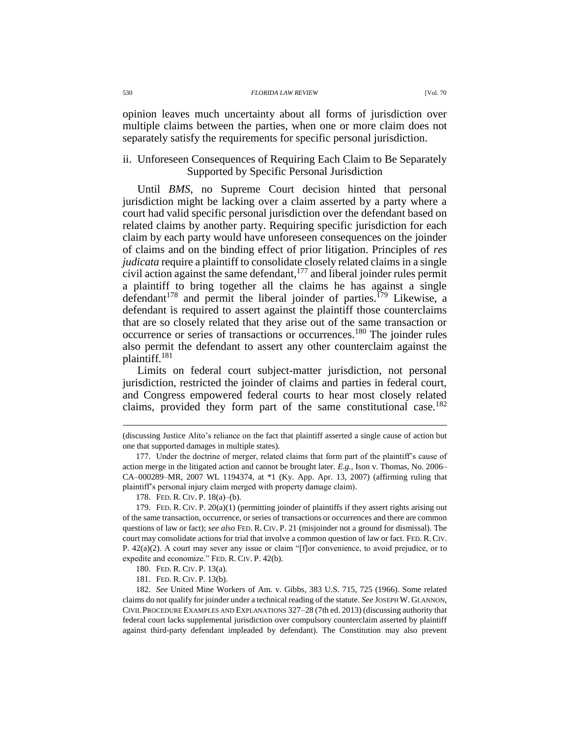opinion leaves much uncertainty about all forms of jurisdiction over multiple claims between the parties, when one or more claim does not separately satisfy the requirements for specific personal jurisdiction.

### ii. Unforeseen Consequences of Requiring Each Claim to Be Separately Supported by Specific Personal Jurisdiction

Until *BMS*, no Supreme Court decision hinted that personal jurisdiction might be lacking over a claim asserted by a party where a court had valid specific personal jurisdiction over the defendant based on related claims by another party. Requiring specific jurisdiction for each claim by each party would have unforeseen consequences on the joinder of claims and on the binding effect of prior litigation. Principles of *res judicata* require a plaintiff to consolidate closely related claims in a single civil action against the same defendant,[177] and liberal joinder rules permit a plaintiff to bring together all the claims he has against a single defendant[178] and permit the liberal joinder of parties.[179] Likewise, a defendant is required to assert against the plaintiff those counterclaims that are so closely related that they arise out of the same transaction or occurrence or series of transactions or occurrences.[180] The joinder rules also permit the defendant to assert any other counterclaim against the plaintiff.[181]

Limits on federal court subject-matter jurisdiction, not personal jurisdiction, restricted the joinder of claims and parties in federal court, and Congress empowered federal courts to hear most closely related claims, provided they form part of the same constitutional case.[182]

---

(discussing Justice Alito's reliance on the fact that plaintiff asserted a single cause of action but one that supported damages in multiple states).

177. Under the doctrine of merger, related claims that form part of the plaintiff's cause of action merge in the litigated action and cannot be brought later. *E.g.*, Ison v. Thomas, No. 2006–CA–000289–MR, 2007 WL 1194374, at *1 (Ky. App. Apr. 13, 2007) (affirming ruling that plaintiff's personal injury claim merged with property damage claim).

178. FED. R. CIV. P. 18(a)–(b).

179. FED. R. CIV. P. 20(a)(1) (permitting joinder of plaintiffs if they assert rights arising out of the same transaction, occurrence, or series of transactions or occurrences and there are common questions of law or fact); *see also* FED. R. CIV. P. 21 (misjoinder not a ground for dismissal). The court may consolidate actions for trial that involve a common question of law or fact. FED. R. CIV. P. 42(a)(2). A court may sever any issue or claim "[f]or convenience, to avoid prejudice, or to expedite and economize." FED. R. CIV. P. 42(b).

180. FED. R. CIV. P. 13(a).

181. FED. R. CIV. P. 13(b).

182. *See* United Mine Workers of Am. v. Gibbs, 383 U.S. 715, 725 (1966). Some related claims do not qualify for joinder under a technical reading of the statute. *See* JOSEPH W. GLANNON, CIVIL PROCEDURE EXAMPLES AND EXPLANATIONS 327–28 (7th ed. 2013) (discussing authority that federal court lacks supplemental jurisdiction over compulsory counterclaim asserted by plaintiff against third-party defendant impleaded by defendant). The Constitution may also prevent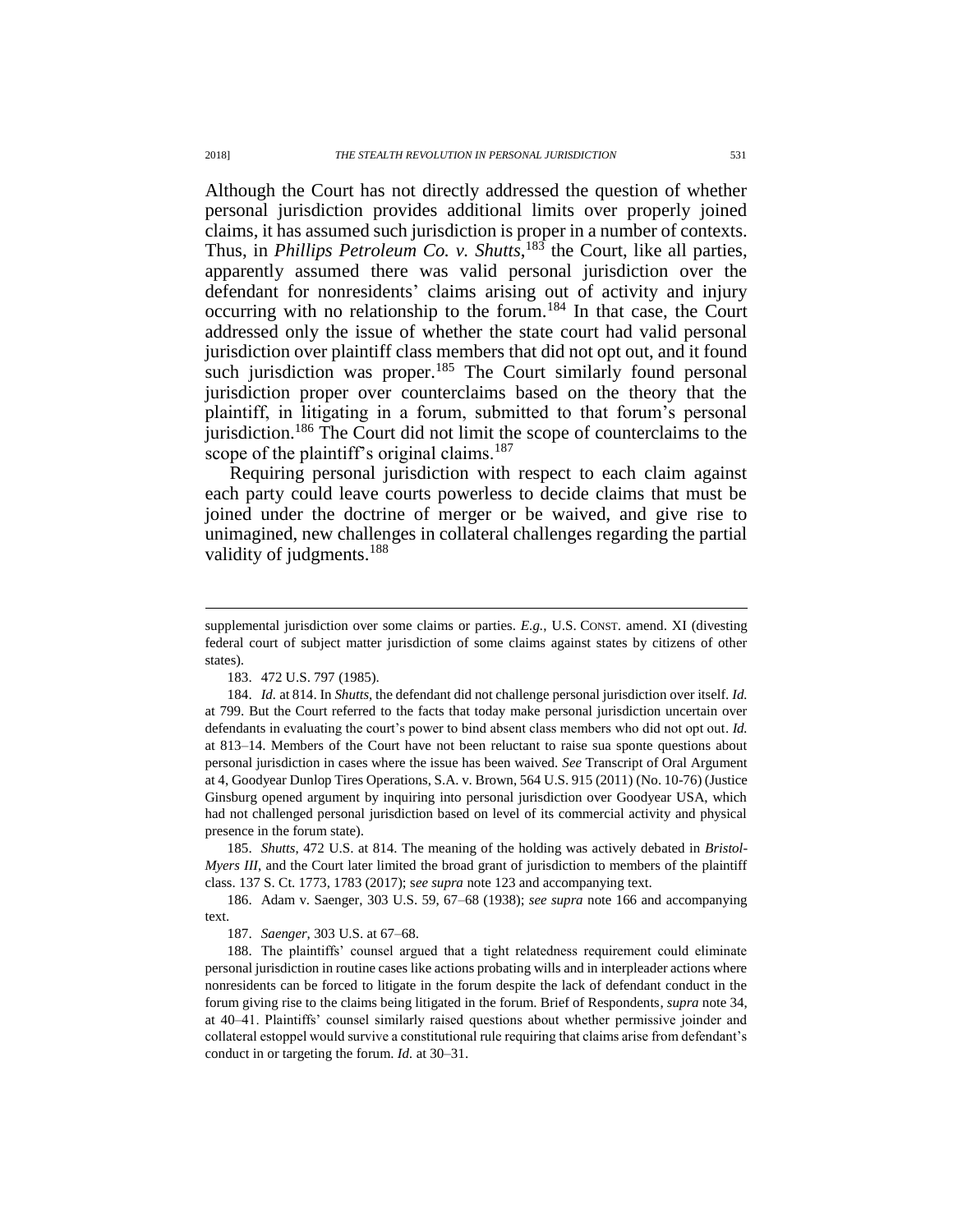Although the Court has not directly addressed the question of whether personal jurisdiction provides additional limits over properly joined claims, it has assumed such jurisdiction is proper in a number of contexts. Thus, in *Phillips Petroleum Co. v. Shutts*,[183] the Court, like all parties, apparently assumed there was valid personal jurisdiction over the defendant for nonresidents' claims arising out of activity and injury occurring with no relationship to the forum.[184] In that case, the Court addressed only the issue of whether the state court had valid personal jurisdiction over plaintiff class members that did not opt out, and it found such jurisdiction was proper.[185] The Court similarly found personal jurisdiction proper over counterclaims based on the theory that the plaintiff, in litigating in a forum, submitted to that forum's personal jurisdiction.[186] The Court did not limit the scope of counterclaims to the scope of the plaintiff's original claims.[187]

Requiring personal jurisdiction with respect to each claim against each party could leave courts powerless to decide claims that must be joined under the doctrine of merger or be waived, and give rise to unimagined, new challenges in collateral challenges regarding the partial validity of judgments.[188]

---

supplemental jurisdiction over some claims or parties. *E.g.*, U.S. CONST. amend. XI (divesting federal court of subject matter jurisdiction of some claims against states by citizens of other states).

183. 472 U.S. 797 (1985).

184. *Id.* at 814. In *Shutts*, the defendant did not challenge personal jurisdiction over itself. *Id.* at 799. But the Court referred to the facts that today make personal jurisdiction uncertain over defendants in evaluating the court's power to bind absent class members who did not opt out. *Id.* at 813–14. Members of the Court have not been reluctant to raise sua sponte questions about personal jurisdiction in cases where the issue has been waived. *See* Transcript of Oral Argument at 4, Goodyear Dunlop Tires Operations, S.A. v. Brown, 564 U.S. 915 (2011) (No. 10-76) (Justice Ginsburg opened argument by inquiring into personal jurisdiction over Goodyear USA, which had not challenged personal jurisdiction based on level of its commercial activity and physical presence in the forum state).

185. *Shutts*, 472 U.S. at 814. The meaning of the holding was actively debated in *Bristol-Myers III*, and the Court later limited the broad grant of jurisdiction to members of the plaintiff class. 137 S. Ct. 1773, 1783 (2017); s*ee supra* note 123 and accompanying text.

186. Adam v. Saenger, 303 U.S. 59, 67–68 (1938); *see supra* note 166 and accompanying text.

187. *Saenger*, 303 U.S. at 67–68.

188. The plaintiffs' counsel argued that a tight relatedness requirement could eliminate personal jurisdiction in routine cases like actions probating wills and in interpleader actions where nonresidents can be forced to litigate in the forum despite the lack of defendant conduct in the forum giving rise to the claims being litigated in the forum. Brief of Respondents, *supra* note 34, at 40–41. Plaintiffs' counsel similarly raised questions about whether permissive joinder and collateral estoppel would survive a constitutional rule requiring that claims arise from defendant's conduct in or targeting the forum. *Id.* at 30–31.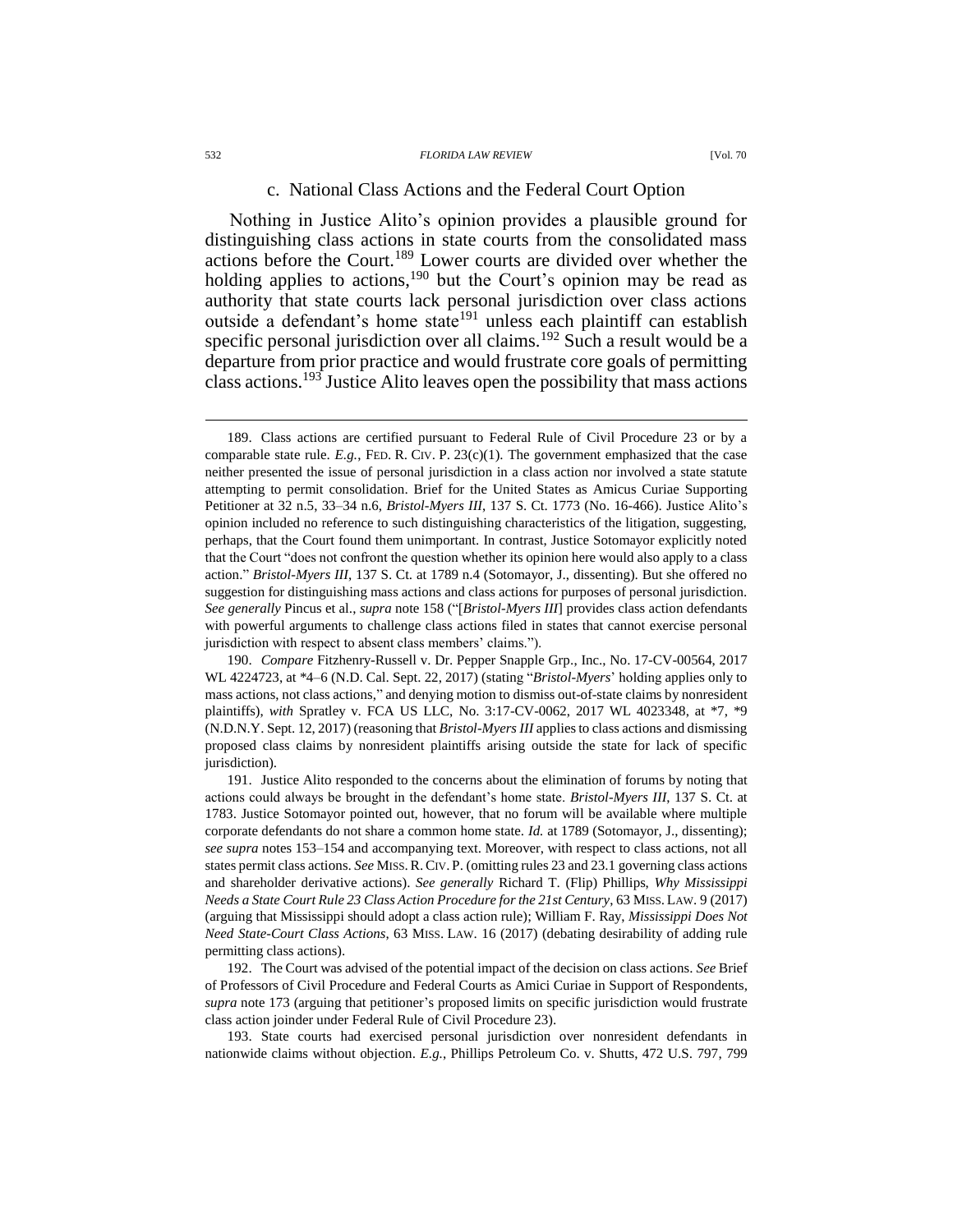### c. National Class Actions and the Federal Court Option

Nothing in Justice Alito's opinion provides a plausible ground for distinguishing class actions in state courts from the consolidated mass actions before the Court.[189] Lower courts are divided over whether the holding applies to actions,[190] but the Court's opinion may be read as authority that state courts lack personal jurisdiction over class actions outside a defendant's home state[191] unless each plaintiff can establish specific personal jurisdiction over all claims.[192] Such a result would be a departure from prior practice and would frustrate core goals of permitting class actions.[193] Justice Alito leaves open the possibility that mass actions

---

189. Class actions are certified pursuant to Federal Rule of Civil Procedure 23 or by a comparable state rule. *E.g.*, FED. R. CIV. P. 23(c)(1). The government emphasized that the case neither presented the issue of personal jurisdiction in a class action nor involved a state statute attempting to permit consolidation. Brief for the United States as Amicus Curiae Supporting Petitioner at 32 n.5, 33–34 n.6, *Bristol-Myers III*, 137 S. Ct. 1773 (No. 16-466). Justice Alito's opinion included no reference to such distinguishing characteristics of the litigation, suggesting, perhaps, that the Court found them unimportant. In contrast, Justice Sotomayor explicitly noted that the Court "does not confront the question whether its opinion here would also apply to a class action." *Bristol-Myers III*, 137 S. Ct. at 1789 n.4 (Sotomayor, J., dissenting). But she offered no suggestion for distinguishing mass actions and class actions for purposes of personal jurisdiction. *See generally* Pincus et al., *supra* note 158 ("[*Bristol-Myers III*] provides class action defendants with powerful arguments to challenge class actions filed in states that cannot exercise personal jurisdiction with respect to absent class members' claims.").

190. *Compare* Fitzhenry-Russell v. Dr. Pepper Snapple Grp., Inc., No. 17-CV-00564, 2017 WL 4224723, at *4–6 (N.D. Cal. Sept. 22, 2017) (stating "*Bristol-Myers*' holding applies only to mass actions, not class actions," and denying motion to dismiss out-of-state claims by nonresident plaintiffs), *with* Spratley v. FCA US LLC, No. 3:17-CV-0062, 2017 WL 4023348, at *7, *9 (N.D.N.Y. Sept. 12, 2017) (reasoning that *Bristol-Myers III* applies to class actions and dismissing proposed class claims by nonresident plaintiffs arising outside the state for lack of specific jurisdiction).

191. Justice Alito responded to the concerns about the elimination of forums by noting that actions could always be brought in the defendant's home state. *Bristol-Myers III*, 137 S. Ct. at 1783. Justice Sotomayor pointed out, however, that no forum will be available where multiple corporate defendants do not share a common home state. *Id.* at 1789 (Sotomayor, J., dissenting); *see supra* notes 153–154 and accompanying text. Moreover, with respect to class actions, not all states permit class actions. *See* MISS. R. CIV. P. (omitting rules 23 and 23.1 governing class actions and shareholder derivative actions). *See generally* Richard T. (Flip) Phillips, *Why Mississippi Needs a State Court Rule 23 Class Action Procedure for the 21st Century*, 63 MISS. LAW. 9 (2017) (arguing that Mississippi should adopt a class action rule); William F. Ray, *Mississippi Does Not Need State-Court Class Actions*, 63 MISS. LAW. 16 (2017) (debating desirability of adding rule permitting class actions).

192. The Court was advised of the potential impact of the decision on class actions. *See* Brief of Professors of Civil Procedure and Federal Courts as Amici Curiae in Support of Respondents, *supra* note 173 (arguing that petitioner's proposed limits on specific jurisdiction would frustrate class action joinder under Federal Rule of Civil Procedure 23).

193. State courts had exercised personal jurisdiction over nonresident defendants in nationwide claims without objection. *E.g.*, Phillips Petroleum Co. v. Shutts, 472 U.S. 797, 799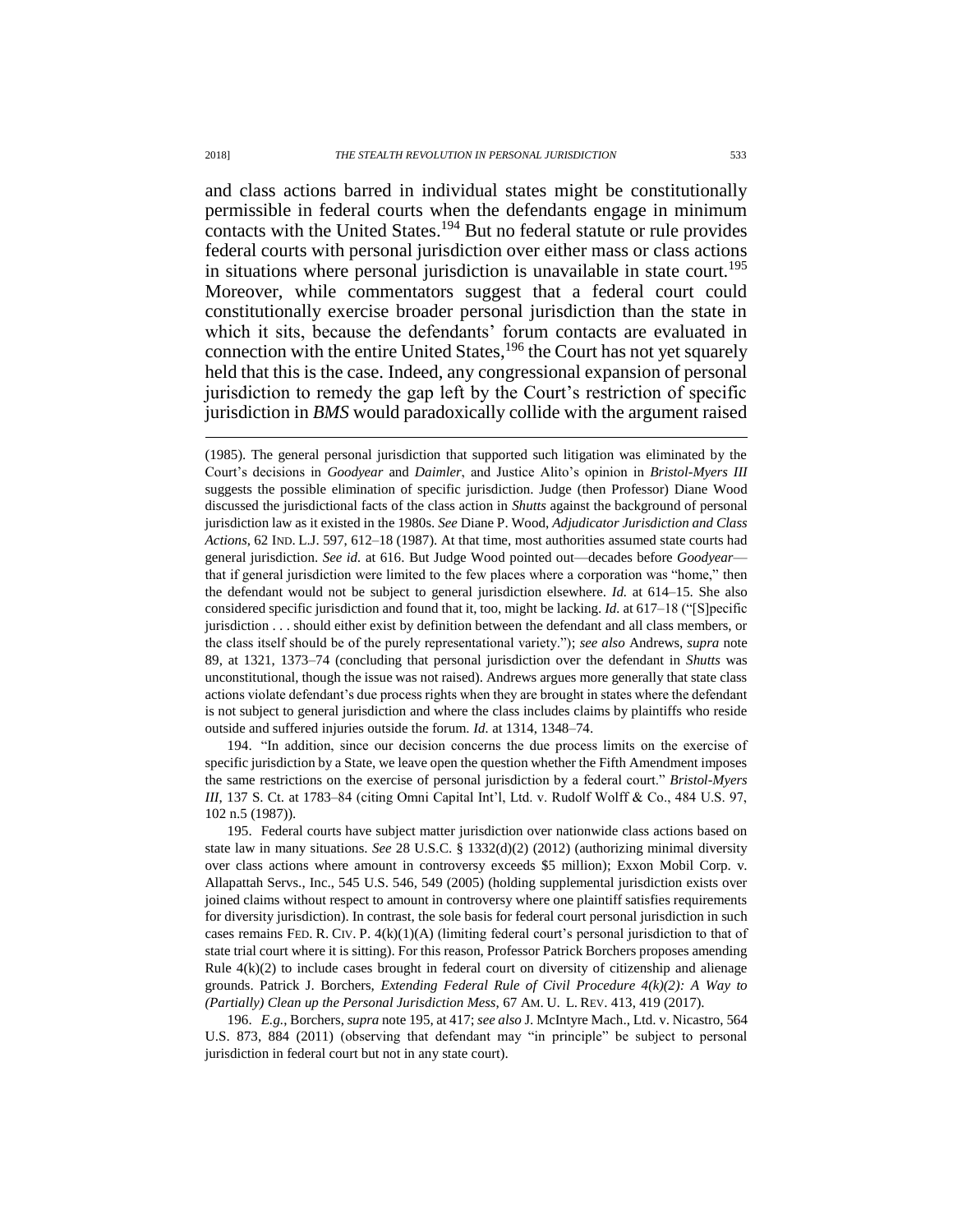and class actions barred in individual states might be constitutionally permissible in federal courts when the defendants engage in minimum contacts with the United States.[194] But no federal statute or rule provides federal courts with personal jurisdiction over either mass or class actions in situations where personal jurisdiction is unavailable in state court.[195] Moreover, while commentators suggest that a federal court could constitutionally exercise broader personal jurisdiction than the state in which it sits, because the defendants' forum contacts are evaluated in connection with the entire United States,[196] the Court has not yet squarely held that this is the case. Indeed, any congressional expansion of personal jurisdiction to remedy the gap left by the Court's restriction of specific jurisdiction in *BMS* would paradoxically collide with the argument raised

---

(1985). The general personal jurisdiction that supported such litigation was eliminated by the Court's decisions in *Goodyear* and *Daimler*, and Justice Alito's opinion in *Bristol-Myers III* suggests the possible elimination of specific jurisdiction. Judge (then Professor) Diane Wood discussed the jurisdictional facts of the class action in *Shutts* against the background of personal jurisdiction law as it existed in the 1980s. *See* Diane P. Wood, *Adjudicator Jurisdiction and Class Actions*, 62 IND. L.J. 597, 612–18 (1987). At that time, most authorities assumed state courts had general jurisdiction. *See id.* at 616. But Judge Wood pointed out—decades before *Goodyear*—that if general jurisdiction were limited to the few places where a corporation was "home," then the defendant would not be subject to general jurisdiction elsewhere. *Id.* at 614–15. She also considered specific jurisdiction and found that it, too, might be lacking. *Id.* at 617–18 ("[S]pecific jurisdiction . . . should either exist by definition between the defendant and all class members, or the class itself should be of the purely representational variety."); *see also* Andrews, *supra* note 89, at 1321, 1373–74 (concluding that personal jurisdiction over the defendant in *Shutts* was unconstitutional, though the issue was not raised). Andrews argues more generally that state class actions violate defendant's due process rights when they are brought in states where the defendant is not subject to general jurisdiction and where the class includes claims by plaintiffs who reside outside and suffered injuries outside the forum. *Id.* at 1314, 1348–74.

194. "In addition, since our decision concerns the due process limits on the exercise of specific jurisdiction by a State, we leave open the question whether the Fifth Amendment imposes the same restrictions on the exercise of personal jurisdiction by a federal court." *Bristol-Myers III*, 137 S. Ct. at 1783–84 (citing Omni Capital Int'l, Ltd. v. Rudolf Wolff & Co., 484 U.S. 97, 102 n.5 (1987)).

195. Federal courts have subject matter jurisdiction over nationwide class actions based on state law in many situations. *See* 28 U.S.C. § 1332(d)(2) (2012) (authorizing minimal diversity over class actions where amount in controversy exceeds $5 million); Exxon Mobil Corp. v. Allapattah Servs., Inc., 545 U.S. 546, 549 (2005) (holding supplemental jurisdiction exists over joined claims without respect to amount in controversy where one plaintiff satisfies requirements for diversity jurisdiction). In contrast, the sole basis for federal court personal jurisdiction in such cases remains FED. R. CIV. P. 4(k)(1)(A) (limiting federal court's personal jurisdiction to that of state trial court where it is sitting). For this reason, Professor Patrick Borchers proposes amending Rule 4(k)(2) to include cases brought in federal court on diversity of citizenship and alienage grounds. Patrick J. Borchers, *Extending Federal Rule of Civil Procedure 4(k)(2): A Way to (Partially) Clean up the Personal Jurisdiction Mess*, 67 AM. U. L. REV. 413, 419 (2017).

196. *E.g.*, Borchers, *supra* note 195, at 417; *see also* J. McIntyre Mach., Ltd. v. Nicastro, 564 U.S. 873, 884 (2011) (observing that defendant may "in principle" be subject to personal jurisdiction in federal court but not in any state court).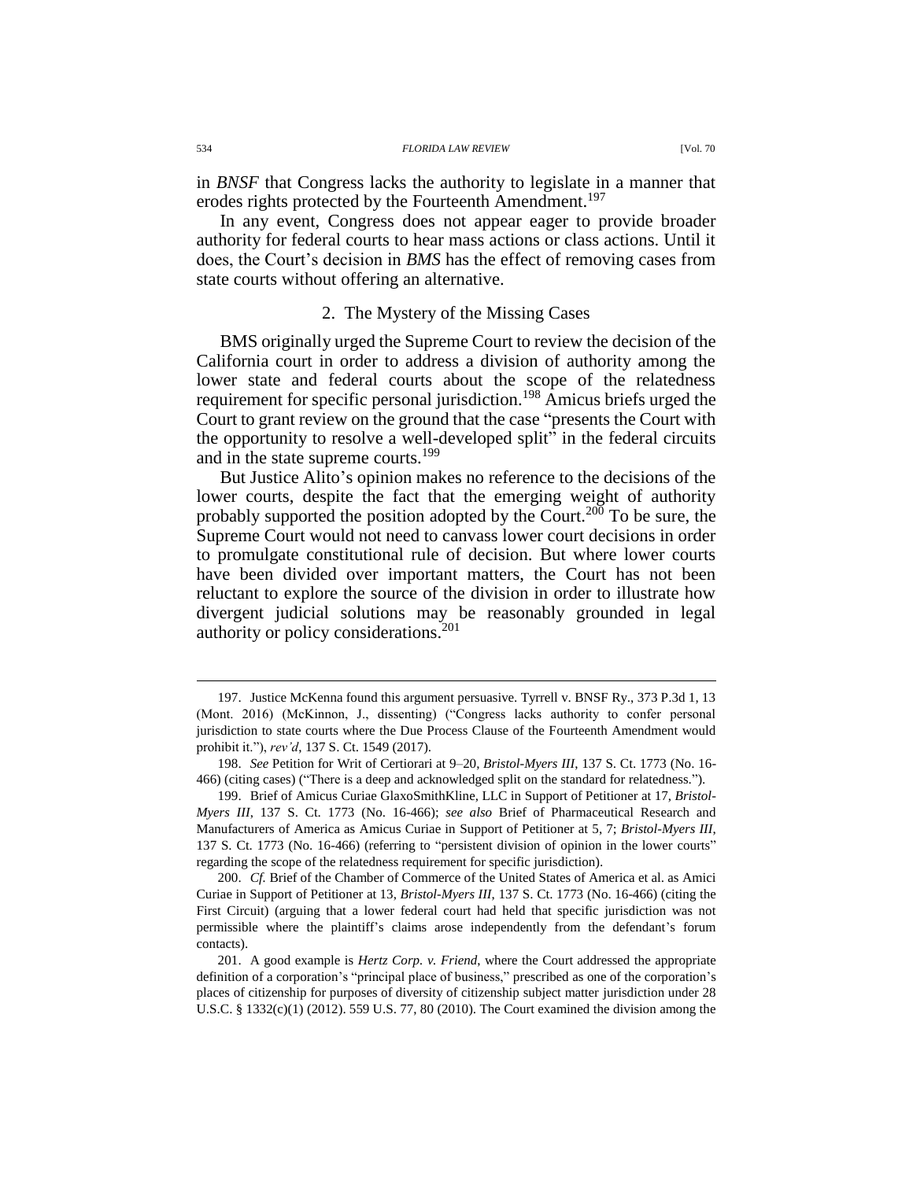in *BNSF* that Congress lacks the authority to legislate in a manner that erodes rights protected by the Fourteenth Amendment.[197]

In any event, Congress does not appear eager to provide broader authority for federal courts to hear mass actions or class actions. Until it does, the Court's decision in *BMS* has the effect of removing cases from state courts without offering an alternative.

### 2. The Mystery of the Missing Cases

BMS originally urged the Supreme Court to review the decision of the California court in order to address a division of authority among the lower state and federal courts about the scope of the relatedness requirement for specific personal jurisdiction.[198] Amicus briefs urged the Court to grant review on the ground that the case "presents the Court with the opportunity to resolve a well-developed split" in the federal circuits and in the state supreme courts.[199]

But Justice Alito's opinion makes no reference to the decisions of the lower courts, despite the fact that the emerging weight of authority probably supported the position adopted by the Court.[200] To be sure, the Supreme Court would not need to canvass lower court decisions in order to promulgate constitutional rule of decision. But where lower courts have been divided over important matters, the Court has not been reluctant to explore the source of the division in order to illustrate how divergent judicial solutions may be reasonably grounded in legal authority or policy considerations.[201]

---

197. Justice McKenna found this argument persuasive. Tyrrell v. BNSF Ry., 373 P.3d 1, 13 (Mont. 2016) (McKinnon, J., dissenting) ("Congress lacks authority to confer personal jurisdiction to state courts where the Due Process Clause of the Fourteenth Amendment would prohibit it."), *rev'd*, 137 S. Ct. 1549 (2017).

198. *See* Petition for Writ of Certiorari at 9–20, *Bristol-Myers III*, 137 S. Ct. 1773 (No. 16-466) (citing cases) ("There is a deep and acknowledged split on the standard for relatedness.").

199. Brief of Amicus Curiae GlaxoSmithKline, LLC in Support of Petitioner at 17, *Bristol-Myers III*, 137 S. Ct. 1773 (No. 16-466); *see also* Brief of Pharmaceutical Research and Manufacturers of America as Amicus Curiae in Support of Petitioner at 5, 7; *Bristol-Myers III*, 137 S. Ct. 1773 (No. 16-466) (referring to "persistent division of opinion in the lower courts" regarding the scope of the relatedness requirement for specific jurisdiction).

200. *Cf.* Brief of the Chamber of Commerce of the United States of America et al. as Amici Curiae in Support of Petitioner at 13, *Bristol-Myers III*, 137 S. Ct. 1773 (No. 16-466) (citing the First Circuit) (arguing that a lower federal court had held that specific jurisdiction was not permissible where the plaintiff's claims arose independently from the defendant's forum contacts).

201. A good example is *Hertz Corp. v. Friend*, where the Court addressed the appropriate definition of a corporation's "principal place of business," prescribed as one of the corporation's places of citizenship for purposes of diversity of citizenship subject matter jurisdiction under 28 U.S.C. § 1332(c)(1) (2012). 559 U.S. 77, 80 (2010). The Court examined the division among the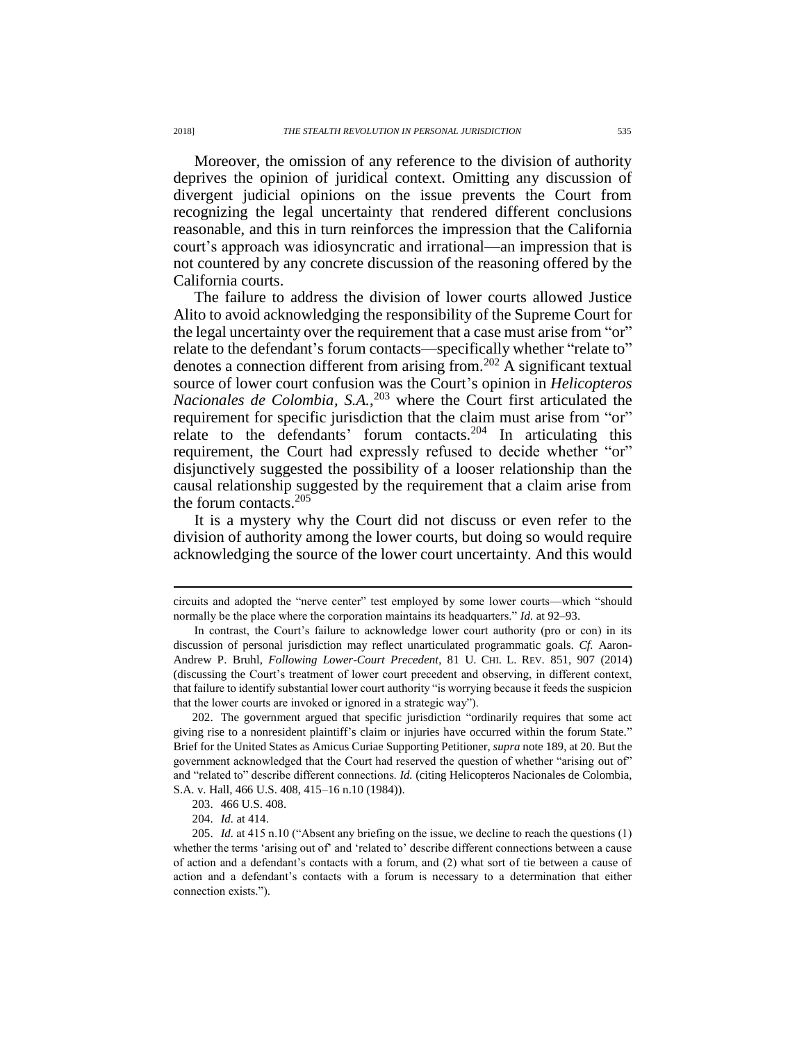Moreover, the omission of any reference to the division of authority deprives the opinion of juridical context. Omitting any discussion of divergent judicial opinions on the issue prevents the Court from recognizing the legal uncertainty that rendered different conclusions reasonable, and this in turn reinforces the impression that the California court's approach was idiosyncratic and irrational—an impression that is not countered by any concrete discussion of the reasoning offered by the California courts.

The failure to address the division of lower courts allowed Justice Alito to avoid acknowledging the responsibility of the Supreme Court for the legal uncertainty over the requirement that a case must arise from "or" relate to the defendant's forum contacts—specifically whether "relate to" denotes a connection different from arising from.[202] A significant textual source of lower court confusion was the Court's opinion in *Helicopteros Nacionales de Colombia, S.A.*,[203] where the Court first articulated the requirement for specific jurisdiction that the claim must arise from "or" relate to the defendants' forum contacts.[204] In articulating this requirement, the Court had expressly refused to decide whether "or" disjunctively suggested the possibility of a looser relationship than the causal relationship suggested by the requirement that a claim arise from the forum contacts.[205]

It is a mystery why the Court did not discuss or even refer to the division of authority among the lower courts, but doing so would require acknowledging the source of the lower court uncertainty. And this would

---

circuits and adopted the "nerve center" test employed by some lower courts—which "should normally be the place where the corporation maintains its headquarters." *Id.* at 92–93.

In contrast, the Court's failure to acknowledge lower court authority (pro or con) in its discussion of personal jurisdiction may reflect unarticulated programmatic goals. *Cf.* Aaron-Andrew P. Bruhl, *Following Lower-Court Precedent*, 81 U. CHI. L. REV. 851, 907 (2014) (discussing the Court's treatment of lower court precedent and observing, in different context, that failure to identify substantial lower court authority "is worrying because it feeds the suspicion that the lower courts are invoked or ignored in a strategic way").

202. The government argued that specific jurisdiction "ordinarily requires that some act giving rise to a nonresident plaintiff's claim or injuries have occurred within the forum State." Brief for the United States as Amicus Curiae Supporting Petitioner, *supra* note 189, at 20. But the government acknowledged that the Court had reserved the question of whether "arising out of" and "related to" describe different connections. *Id.* (citing Helicopteros Nacionales de Colombia, S.A. v. Hall, 466 U.S. 408, 415–16 n.10 (1984)).

203. 466 U.S. 408.

204. *Id.* at 414.

205. *Id.* at 415 n.10 ("Absent any briefing on the issue, we decline to reach the questions (1) whether the terms 'arising out of' and 'related to' describe different connections between a cause of action and a defendant's contacts with a forum, and (2) what sort of tie between a cause of action and a defendant's contacts with a forum is necessary to a determination that either connection exists.").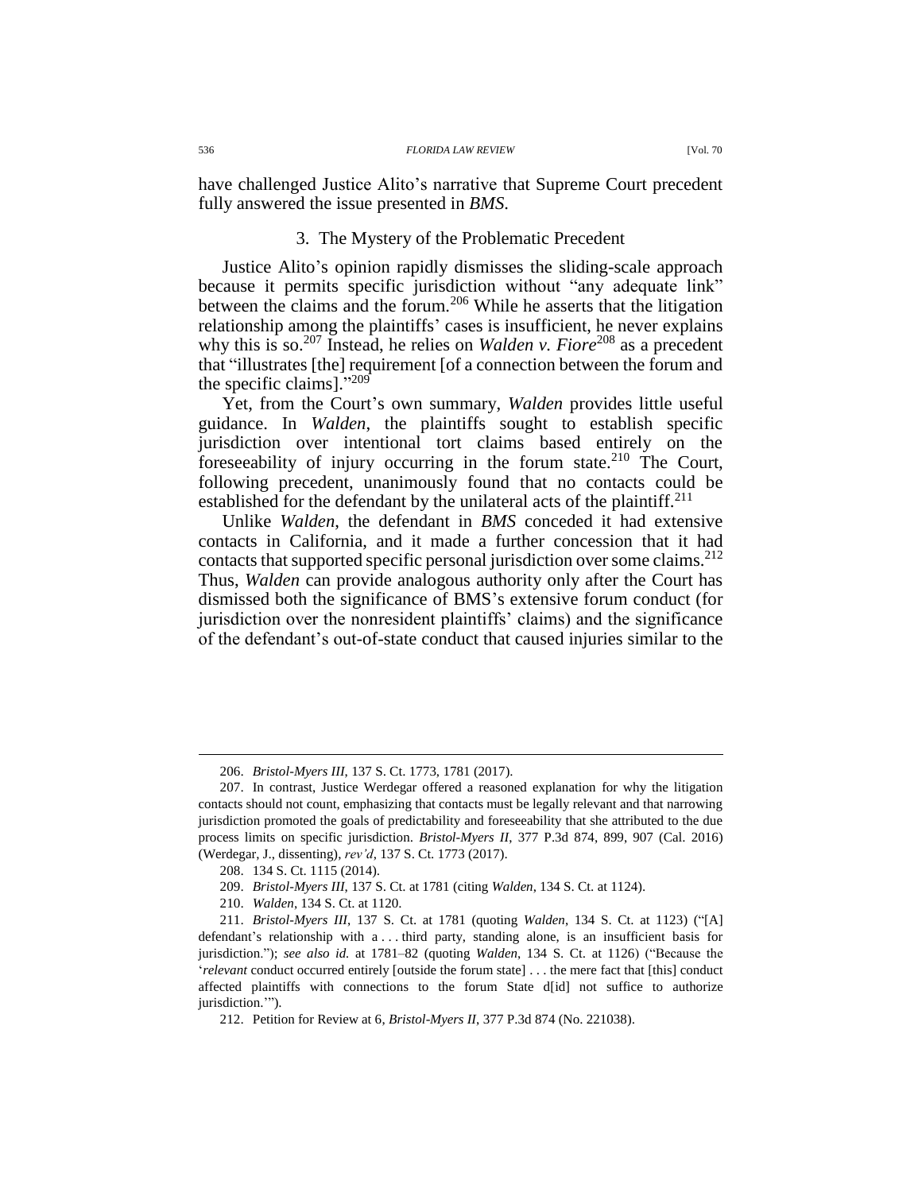have challenged Justice Alito's narrative that Supreme Court precedent fully answered the issue presented in *BMS*.

### 3. The Mystery of the Problematic Precedent

Justice Alito's opinion rapidly dismisses the sliding-scale approach because it permits specific jurisdiction without "any adequate link" between the claims and the forum.[206] While he asserts that the litigation relationship among the plaintiffs' cases is insufficient, he never explains why this is so.[207] Instead, he relies on *Walden v. Fiore*[208] as a precedent that "illustrates [the] requirement [of a connection between the forum and the specific claims]."[209]

Yet, from the Court's own summary, *Walden* provides little useful guidance. In *Walden*, the plaintiffs sought to establish specific jurisdiction over intentional tort claims based entirely on the foreseeability of injury occurring in the forum state.[210] The Court, following precedent, unanimously found that no contacts could be established for the defendant by the unilateral acts of the plaintiff.[211]

Unlike *Walden*, the defendant in *BMS* conceded it had extensive contacts in California, and it made a further concession that it had contacts that supported specific personal jurisdiction over some claims.[212] Thus, *Walden* can provide analogous authority only after the Court has dismissed both the significance of BMS's extensive forum conduct (for jurisdiction over the nonresident plaintiffs' claims) and the significance of the defendant's out-of-state conduct that caused injuries similar to the

---

206. *Bristol-Myers III*, 137 S. Ct. 1773, 1781 (2017).

207. In contrast, Justice Werdegar offered a reasoned explanation for why the litigation contacts should not count, emphasizing that contacts must be legally relevant and that narrowing jurisdiction promoted the goals of predictability and foreseeability that she attributed to the due process limits on specific jurisdiction. *Bristol-Myers II*, 377 P.3d 874, 899, 907 (Cal. 2016) (Werdegar, J., dissenting), *rev'd*, 137 S. Ct. 1773 (2017).

208. 134 S. Ct. 1115 (2014).

209. *Bristol-Myers III*, 137 S. Ct. at 1781 (citing *Walden*, 134 S. Ct. at 1124).

210. *Walden*, 134 S. Ct. at 1120.

211. *Bristol-Myers III*, 137 S. Ct. at 1781 (quoting *Walden*, 134 S. Ct. at 1123) ("[A] defendant's relationship with a . . . third party, standing alone, is an insufficient basis for jurisdiction."); *see also id.* at 1781–82 (quoting *Walden*, 134 S. Ct. at 1126) ("Because the '*relevant* conduct occurred entirely [outside the forum state] . . . the mere fact that [this] conduct affected plaintiffs with connections to the forum State d[id] not suffice to authorize jurisdiction.'").

212. Petition for Review at 6, *Bristol-Myers II*, 377 P.3d 874 (No. 221038).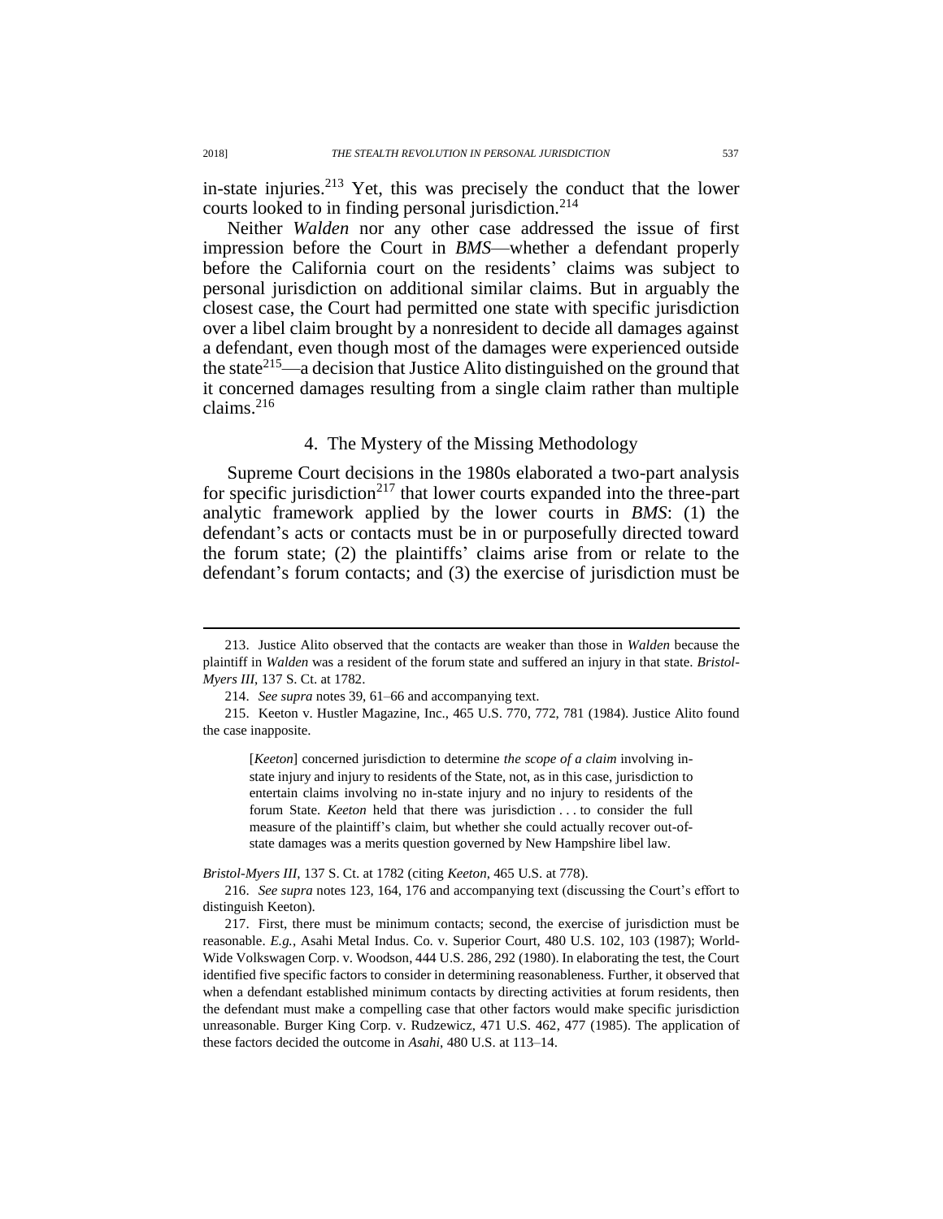in-state injuries.[213] Yet, this was precisely the conduct that the lower courts looked to in finding personal jurisdiction.[214]

Neither *Walden* nor any other case addressed the issue of first impression before the Court in *BMS*—whether a defendant properly before the California court on the residents' claims was subject to personal jurisdiction on additional similar claims. But in arguably the closest case, the Court had permitted one state with specific jurisdiction over a libel claim brought by a nonresident to decide all damages against a defendant, even though most of the damages were experienced outside the state[215]—a decision that Justice Alito distinguished on the ground that it concerned damages resulting from a single claim rather than multiple claims.[216]

### 4. The Mystery of the Missing Methodology

Supreme Court decisions in the 1980s elaborated a two-part analysis for specific jurisdiction[217] that lower courts expanded into the three-part analytic framework applied by the lower courts in *BMS*: (1) the defendant's acts or contacts must be in or purposefully directed toward the forum state; (2) the plaintiffs' claims arise from or relate to the defendant's forum contacts; and (3) the exercise of jurisdiction must be

---

213. Justice Alito observed that the contacts are weaker than those in *Walden* because the plaintiff in *Walden* was a resident of the forum state and suffered an injury in that state. *Bristol-Myers III*, 137 S. Ct. at 1782.

214. *See supra* notes 39, 61–66 and accompanying text.

215. Keeton v. Hustler Magazine, Inc., 465 U.S. 770, 772, 781 (1984). Justice Alito found the case inapposite.

> [*Keeton*] concerned jurisdiction to determine *the scope of a claim* involving in-state injury and injury to residents of the State, not, as in this case, jurisdiction to entertain claims involving no in-state injury and no injury to residents of the forum State. *Keeton* held that there was jurisdiction . . . to consider the full measure of the plaintiff's claim, but whether she could actually recover out-of-state damages was a merits question governed by New Hampshire libel law.

*Bristol-Myers III*, 137 S. Ct. at 1782 (citing *Keeton*, 465 U.S. at 778).

216. *See supra* notes 123, 164, 176 and accompanying text (discussing the Court's effort to distinguish Keeton).

217. First, there must be minimum contacts; second, the exercise of jurisdiction must be reasonable. *E.g.*, Asahi Metal Indus. Co. v. Superior Court, 480 U.S. 102, 103 (1987); World-Wide Volkswagen Corp. v. Woodson, 444 U.S. 286, 292 (1980). In elaborating the test, the Court identified five specific factors to consider in determining reasonableness. Further, it observed that when a defendant established minimum contacts by directing activities at forum residents, then the defendant must make a compelling case that other factors would make specific jurisdiction unreasonable. Burger King Corp. v. Rudzewicz, 471 U.S. 462, 477 (1985). The application of these factors decided the outcome in *Asahi*, 480 U.S. at 113–14.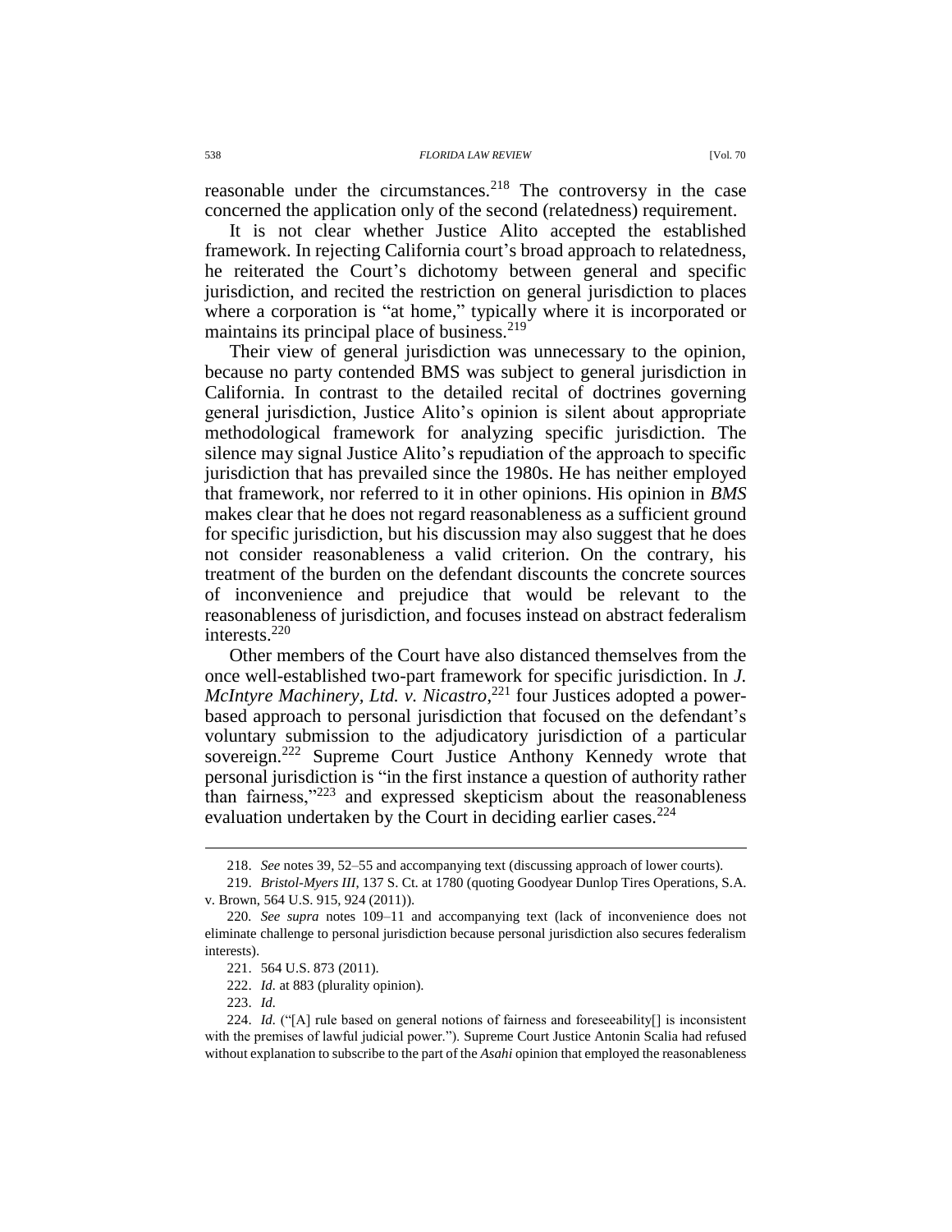reasonable under the circumstances.[218] The controversy in the case concerned the application only of the second (relatedness) requirement.

It is not clear whether Justice Alito accepted the established framework. In rejecting California court's broad approach to relatedness, he reiterated the Court's dichotomy between general and specific jurisdiction, and recited the restriction on general jurisdiction to places where a corporation is "at home," typically where it is incorporated or maintains its principal place of business.[219]

Their view of general jurisdiction was unnecessary to the opinion, because no party contended BMS was subject to general jurisdiction in California. In contrast to the detailed recital of doctrines governing general jurisdiction, Justice Alito's opinion is silent about appropriate methodological framework for analyzing specific jurisdiction. The silence may signal Justice Alito's repudiation of the approach to specific jurisdiction that has prevailed since the 1980s. He has neither employed that framework, nor referred to it in other opinions. His opinion in *BMS* makes clear that he does not regard reasonableness as a sufficient ground for specific jurisdiction, but his discussion may also suggest that he does not consider reasonableness a valid criterion. On the contrary, his treatment of the burden on the defendant discounts the concrete sources of inconvenience and prejudice that would be relevant to the reasonableness of jurisdiction, and focuses instead on abstract federalism interests.[220]

Other members of the Court have also distanced themselves from the once well-established two-part framework for specific jurisdiction. In *J. McIntyre Machinery, Ltd. v. Nicastro*,[221] four Justices adopted a power-based approach to personal jurisdiction that focused on the defendant's voluntary submission to the adjudicatory jurisdiction of a particular sovereign.[222] Supreme Court Justice Anthony Kennedy wrote that personal jurisdiction is "in the first instance a question of authority rather than fairness,"[223] and expressed skepticism about the reasonableness evaluation undertaken by the Court in deciding earlier cases.[224]

---

218. *See* notes 39, 52–55 and accompanying text (discussing approach of lower courts).

219. *Bristol-Myers III*, 137 S. Ct. at 1780 (quoting Goodyear Dunlop Tires Operations, S.A. v. Brown, 564 U.S. 915, 924 (2011)).

220. *See supra* notes 109–11 and accompanying text (lack of inconvenience does not eliminate challenge to personal jurisdiction because personal jurisdiction also secures federalism interests).

221. 564 U.S. 873 (2011).

222. *Id.* at 883 (plurality opinion).

223. *Id.*

224. *Id.* ("[A] rule based on general notions of fairness and foreseeability[] is inconsistent with the premises of lawful judicial power."). Supreme Court Justice Antonin Scalia had refused without explanation to subscribe to the part of the *Asahi* opinion that employed the reasonableness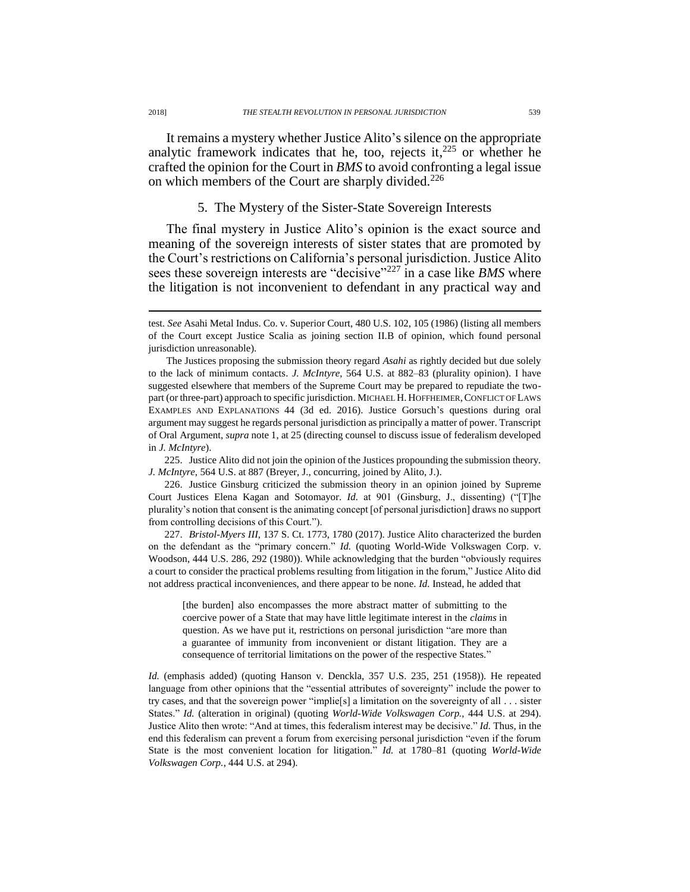It remains a mystery whether Justice Alito's silence on the appropriate analytic framework indicates that he, too, rejects it,[225] or whether he crafted the opinion for the Court in *BMS* to avoid confronting a legal issue on which members of the Court are sharply divided.[226]

### 5. The Mystery of the Sister-State Sovereign Interests

The final mystery in Justice Alito's opinion is the exact source and meaning of the sovereign interests of sister states that are promoted by the Court's restrictions on California's personal jurisdiction. Justice Alito sees these sovereign interests are "decisive"[227] in a case like *BMS* where the litigation is not inconvenient to defendant in any practical way and

---

test. *See* Asahi Metal Indus. Co. v. Superior Court, 480 U.S. 102, 105 (1986) (listing all members of the Court except Justice Scalia as joining section II.B of opinion, which found personal jurisdiction unreasonable).

The Justices proposing the submission theory regard *Asahi* as rightly decided but due solely to the lack of minimum contacts. *J. McIntyre*, 564 U.S. at 882–83 (plurality opinion). I have suggested elsewhere that members of the Supreme Court may be prepared to repudiate the two-part (or three-part) approach to specific jurisdiction. MICHAEL H. HOFFHEIMER, CONFLICT OF LAWS EXAMPLES AND EXPLANATIONS 44 (3d ed. 2016). Justice Gorsuch's questions during oral argument may suggest he regards personal jurisdiction as principally a matter of power. Transcript of Oral Argument, *supra* note 1, at 25 (directing counsel to discuss issue of federalism developed in *J. McIntyre*).

225. Justice Alito did not join the opinion of the Justices propounding the submission theory. *J. McIntyre*, 564 U.S. at 887 (Breyer, J., concurring, joined by Alito, J.).

226. Justice Ginsburg criticized the submission theory in an opinion joined by Supreme Court Justices Elena Kagan and Sotomayor. *Id.* at 901 (Ginsburg, J., dissenting) ("[T]he plurality's notion that consent is the animating concept [of personal jurisdiction] draws no support from controlling decisions of this Court.").

227. *Bristol-Myers III*, 137 S. Ct. 1773, 1780 (2017). Justice Alito characterized the burden on the defendant as the "primary concern." *Id.* (quoting World-Wide Volkswagen Corp. v. Woodson, 444 U.S. 286, 292 (1980)). While acknowledging that the burden "obviously requires a court to consider the practical problems resulting from litigation in the forum," Justice Alito did not address practical inconveniences, and there appear to be none. *Id.* Instead, he added that

> [the burden] also encompasses the more abstract matter of submitting to the coercive power of a State that may have little legitimate interest in the *claims* in question. As we have put it, restrictions on personal jurisdiction "are more than a guarantee of immunity from inconvenient or distant litigation. They are a consequence of territorial limitations on the power of the respective States."

*Id.* (emphasis added) (quoting Hanson v. Denckla, 357 U.S. 235, 251 (1958)). He repeated language from other opinions that the "essential attributes of sovereignty" include the power to try cases, and that the sovereign power "implie[s] a limitation on the sovereignty of all . . . sister States." *Id.* (alteration in original) (quoting *World-Wide Volkswagen Corp.*, 444 U.S. at 294). Justice Alito then wrote: "And at times, this federalism interest may be decisive." *Id.* Thus, in the end this federalism can prevent a forum from exercising personal jurisdiction "even if the forum State is the most convenient location for litigation." *Id.* at 1780–81 (quoting *World-Wide Volkswagen Corp.*, 444 U.S. at 294).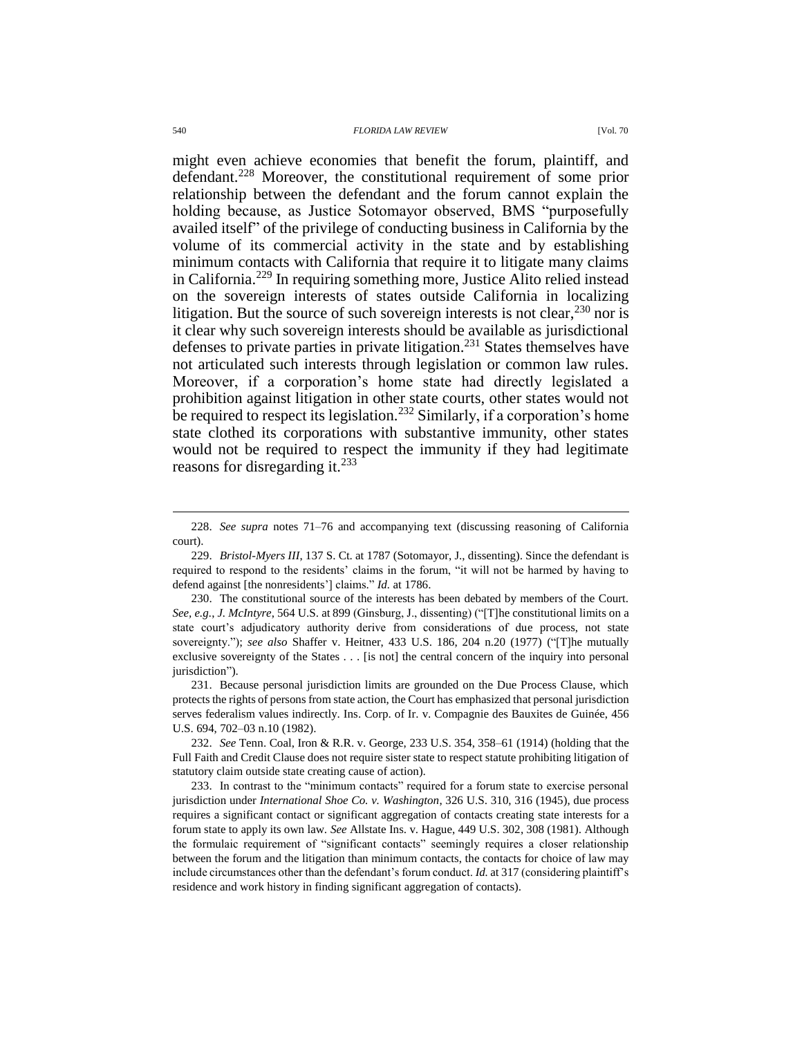might even achieve economies that benefit the forum, plaintiff, and defendant.[228] Moreover, the constitutional requirement of some prior relationship between the defendant and the forum cannot explain the holding because, as Justice Sotomayor observed, BMS "purposefully availed itself" of the privilege of conducting business in California by the volume of its commercial activity in the state and by establishing minimum contacts with California that require it to litigate many claims in California.[229] In requiring something more, Justice Alito relied instead on the sovereign interests of states outside California in localizing litigation. But the source of such sovereign interests is not clear,[230] nor is it clear why such sovereign interests should be available as jurisdictional defenses to private parties in private litigation.[231] States themselves have not articulated such interests through legislation or common law rules. Moreover, if a corporation's home state had directly legislated a prohibition against litigation in other state courts, other states would not be required to respect its legislation.[232] Similarly, if a corporation's home state clothed its corporations with substantive immunity, other states would not be required to respect the immunity if they had legitimate reasons for disregarding it.[233]

---

228. *See supra* notes 71–76 and accompanying text (discussing reasoning of California court).

229. *Bristol-Myers III*, 137 S. Ct. at 1787 (Sotomayor, J., dissenting). Since the defendant is required to respond to the residents' claims in the forum, "it will not be harmed by having to defend against [the nonresidents'] claims." *Id.* at 1786.

230. The constitutional source of the interests has been debated by members of the Court. *See, e.g.*, *J. McIntyre*, 564 U.S. at 899 (Ginsburg, J., dissenting) ("[T]he constitutional limits on a state court's adjudicatory authority derive from considerations of due process, not state sovereignty."); *see also* Shaffer v. Heitner, 433 U.S. 186, 204 n.20 (1977) ("[T]he mutually exclusive sovereignty of the States . . . [is not] the central concern of the inquiry into personal jurisdiction").

231. Because personal jurisdiction limits are grounded on the Due Process Clause, which protects the rights of persons from state action, the Court has emphasized that personal jurisdiction serves federalism values indirectly. Ins. Corp. of Ir. v. Compagnie des Bauxites de Guinée, 456 U.S. 694, 702–03 n.10 (1982).

232. *See* Tenn. Coal, Iron & R.R. v. George, 233 U.S. 354, 358–61 (1914) (holding that the Full Faith and Credit Clause does not require sister state to respect statute prohibiting litigation of statutory claim outside state creating cause of action).

233. In contrast to the "minimum contacts" required for a forum state to exercise personal jurisdiction under *International Shoe Co. v. Washington*, 326 U.S. 310, 316 (1945), due process requires a significant contact or significant aggregation of contacts creating state interests for a forum state to apply its own law. *See* Allstate Ins. v. Hague, 449 U.S. 302, 308 (1981). Although the formulaic requirement of "significant contacts" seemingly requires a closer relationship between the forum and the litigation than minimum contacts, the contacts for choice of law may include circumstances other than the defendant's forum conduct. *Id.* at 317 (considering plaintiff's residence and work history in finding significant aggregation of contacts).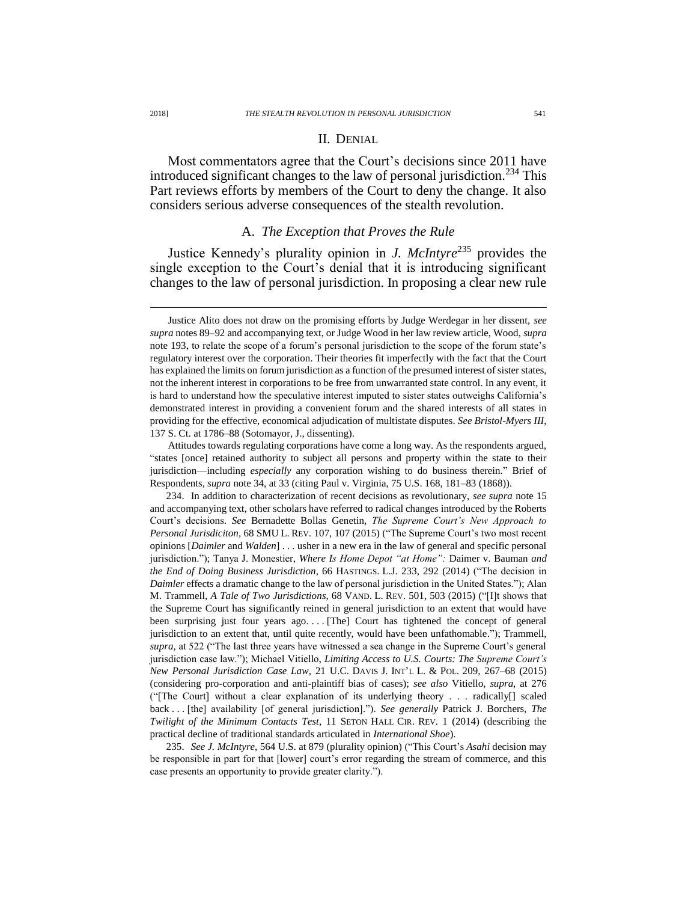## II. DENIAL

Most commentators agree that the Court's decisions since 2011 have introduced significant changes to the law of personal jurisdiction.[234] This Part reviews efforts by members of the Court to deny the change. It also considers serious adverse consequences of the stealth revolution.

### A. *The Exception that Proves the Rule*

Justice Kennedy's plurality opinion in *J. McIntyre*[235] provides the single exception to the Court's denial that it is introducing significant changes to the law of personal jurisdiction. In proposing a clear new rule

---

Justice Alito does not draw on the promising efforts by Judge Werdegar in her dissent, *see supra* notes 89–92 and accompanying text, or Judge Wood in her law review article, Wood, *supra* note 193, to relate the scope of a forum's personal jurisdiction to the scope of the forum state's regulatory interest over the corporation. Their theories fit imperfectly with the fact that the Court has explained the limits on forum jurisdiction as a function of the presumed interest of sister states, not the inherent interest in corporations to be free from unwarranted state control. In any event, it is hard to understand how the speculative interest imputed to sister states outweighs California's demonstrated interest in providing a convenient forum and the shared interests of all states in providing for the effective, economical adjudication of multistate disputes. *See Bristol-Myers III*, 137 S. Ct. at 1786–88 (Sotomayor, J., dissenting).

Attitudes towards regulating corporations have come a long way. As the respondents argued, "states [once] retained authority to subject all persons and property within the state to their jurisdiction—including *especially* any corporation wishing to do business therein." Brief of Respondents, *supra* note 34, at 33 (citing Paul v. Virginia, 75 U.S. 168, 181–83 (1868)).

234. In addition to characterization of recent decisions as revolutionary, *see supra* note 15 and accompanying text, other scholars have referred to radical changes introduced by the Roberts Court's decisions. *See* Bernadette Bollas Genetin, *The Supreme Court's New Approach to Personal Jurisdiciton*, 68 SMU L. REV. 107, 107 (2015) ("The Supreme Court's two most recent opinions [*Daimler* and *Walden*] . . . usher in a new era in the law of general and specific personal jurisdiction."); Tanya J. Monestier, *Where Is Home Depot "at Home": Daimer v. Bauman and the End of Doing Business Jurisdiction*, 66 HASTINGS. L.J. 233, 292 (2014) ("The decision in *Daimler* effects a dramatic change to the law of personal jurisdiction in the United States."); Alan M. Trammell, *A Tale of Two Jurisdictions*, 68 VAND. L. REV. 501, 503 (2015) ("[I]t shows that the Supreme Court has significantly reined in general jurisdiction to an extent that would have been surprising just four years ago. . . . [The] Court has tightened the concept of general jurisdiction to an extent that, until quite recently, would have been unfathomable."); Trammell, *supra*, at 522 ("The last three years have witnessed a sea change in the Supreme Court's general jurisdiction case law."); Michael Vitiello, *Limiting Access to U.S. Courts: The Supreme Court's New Personal Jurisdiction Case Law*, 21 U.C. DAVIS J. INT'L L. & POL. 209, 267–68 (2015) (considering pro-corporation and anti-plaintiff bias of cases); *see also* Vitiello, *supra*, at 276 ("[The Court] without a clear explanation of its underlying theory . . . radically[] scaled back . . . [the] availability [of general jurisdiction]."). *See generally* Patrick J. Borchers, *The Twilight of the Minimum Contacts Test*, 11 SETON HALL CIR. REV. 1 (2014) (describing the practical decline of traditional standards articulated in *International Shoe*).

235. *See J. McIntyre*, 564 U.S. at 879 (plurality opinion) ("This Court's *Asahi* decision may be responsible in part for that [lower] court's error regarding the stream of commerce, and this case presents an opportunity to provide greater clarity.").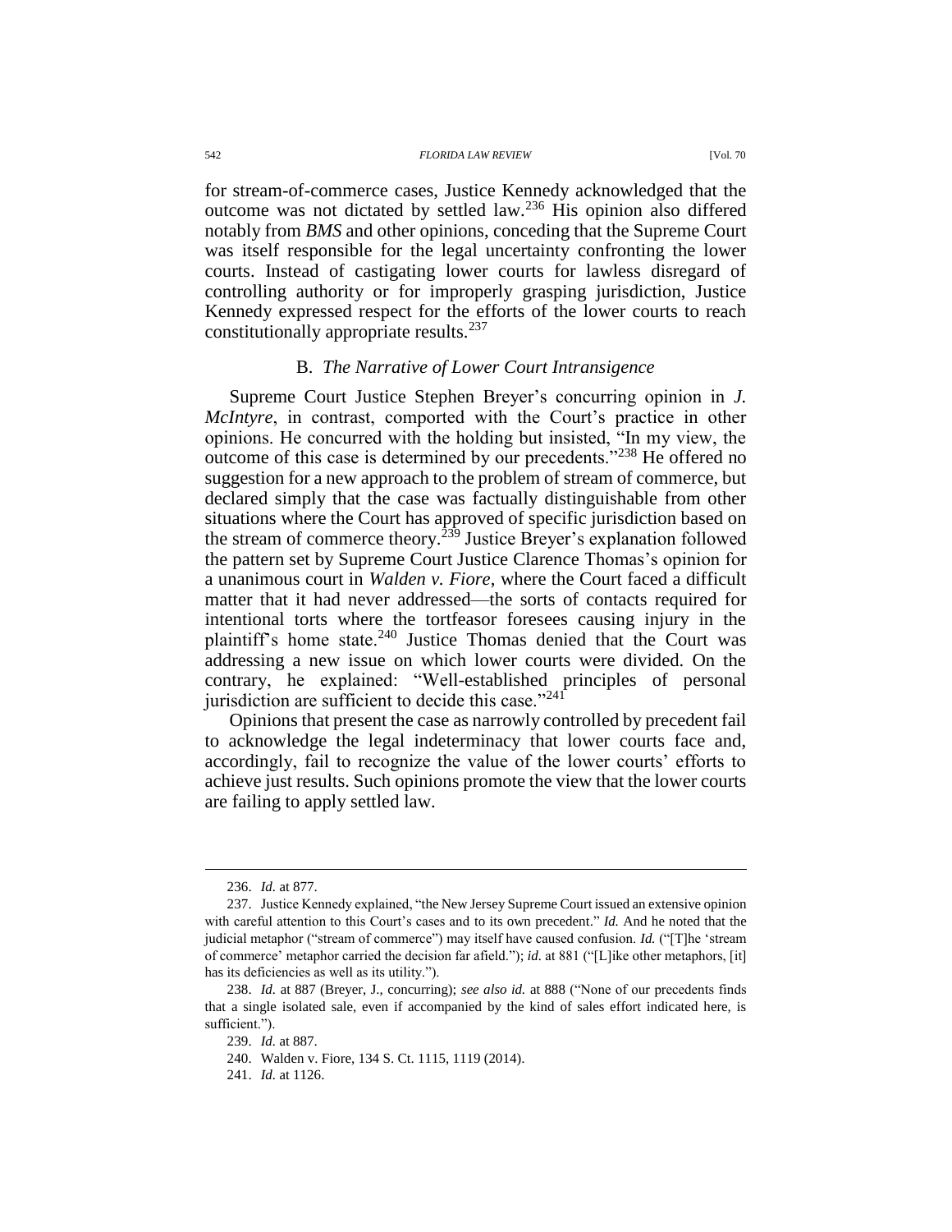for stream-of-commerce cases, Justice Kennedy acknowledged that the outcome was not dictated by settled law.[236] His opinion also differed notably from *BMS* and other opinions, conceding that the Supreme Court was itself responsible for the legal uncertainty confronting the lower courts. Instead of castigating lower courts for lawless disregard of controlling authority or for improperly grasping jurisdiction, Justice Kennedy expressed respect for the efforts of the lower courts to reach constitutionally appropriate results.[237]

### B. *The Narrative of Lower Court Intransigence*

Supreme Court Justice Stephen Breyer's concurring opinion in *J. McIntyre*, in contrast, comported with the Court's practice in other opinions. He concurred with the holding but insisted, "In my view, the outcome of this case is determined by our precedents."[238] He offered no suggestion for a new approach to the problem of stream of commerce, but declared simply that the case was factually distinguishable from other situations where the Court has approved of specific jurisdiction based on the stream of commerce theory.[239] Justice Breyer's explanation followed the pattern set by Supreme Court Justice Clarence Thomas's opinion for a unanimous court in *Walden v. Fiore*, where the Court faced a difficult matter that it had never addressed—the sorts of contacts required for intentional torts where the tortfeasor foresees causing injury in the plaintiff's home state.[240] Justice Thomas denied that the Court was addressing a new issue on which lower courts were divided. On the contrary, he explained: "Well-established principles of personal jurisdiction are sufficient to decide this case."[241]

Opinions that present the case as narrowly controlled by precedent fail to acknowledge the legal indeterminacy that lower courts face and, accordingly, fail to recognize the value of the lower courts' efforts to achieve just results. Such opinions promote the view that the lower courts are failing to apply settled law.

---

236. *Id.* at 877.

237. Justice Kennedy explained, "the New Jersey Supreme Court issued an extensive opinion with careful attention to this Court's cases and to its own precedent." *Id.* And he noted that the judicial metaphor ("stream of commerce") may itself have caused confusion. *Id.* ("[T]he 'stream of commerce' metaphor carried the decision far afield."); *id.* at 881 ("[L]ike other metaphors, [it] has its deficiencies as well as its utility.").

238. *Id.* at 887 (Breyer, J., concurring); *see also id.* at 888 ("None of our precedents finds that a single isolated sale, even if accompanied by the kind of sales effort indicated here, is sufficient.").

239. *Id.* at 887.

240. Walden v. Fiore, 134 S. Ct. 1115, 1119 (2014).

241. *Id.* at 1126.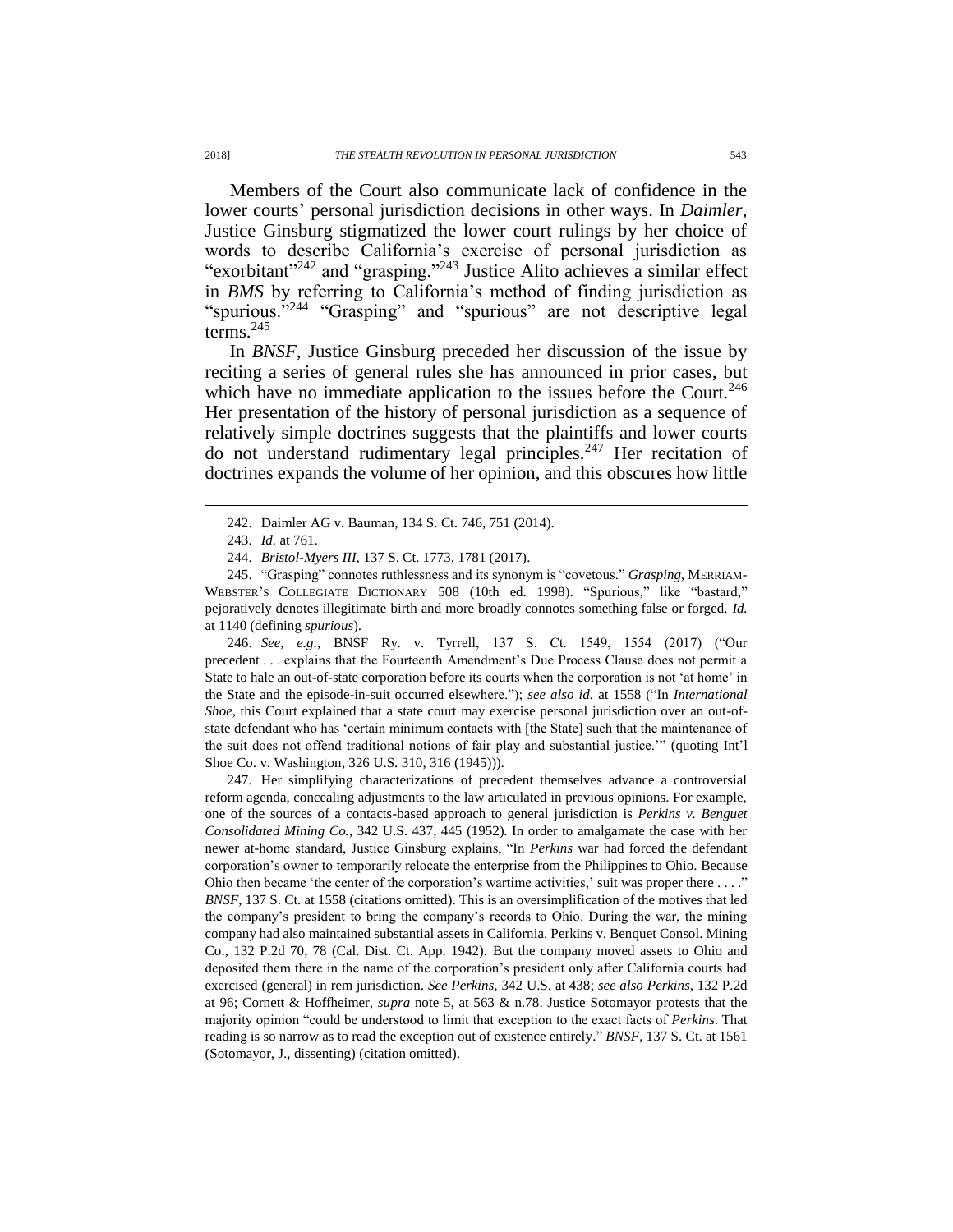Members of the Court also communicate lack of confidence in the lower courts' personal jurisdiction decisions in other ways. In *Daimler*, Justice Ginsburg stigmatized the lower court rulings by her choice of words to describe California's exercise of personal jurisdiction as "exorbitant"[242] and "grasping."[243] Justice Alito achieves a similar effect in *BMS* by referring to California's method of finding jurisdiction as "spurious."[244] "Grasping" and "spurious" are not descriptive legal terms.[245]

In *BNSF*, Justice Ginsburg preceded her discussion of the issue by reciting a series of general rules she has announced in prior cases, but which have no immediate application to the issues before the Court.[246] Her presentation of the history of personal jurisdiction as a sequence of relatively simple doctrines suggests that the plaintiffs and lower courts do not understand rudimentary legal principles.[247] Her recitation of doctrines expands the volume of her opinion, and this obscures how little

---

242. Daimler AG v. Bauman, 134 S. Ct. 746, 751 (2014).

243. *Id.* at 761.

244. *Bristol-Myers III*, 137 S. Ct. 1773, 1781 (2017).

245. "Grasping" connotes ruthlessness and its synonym is "covetous." *Grasping*, MERRIAM-WEBSTER'S COLLEGIATE DICTIONARY 508 (10th ed. 1998). "Spurious," like "bastard," pejoratively denotes illegitimate birth and more broadly connotes something false or forged. *Id.* at 1140 (defining *spurious*).

246. *See, e.g.*, BNSF Ry. v. Tyrrell, 137 S. Ct. 1549, 1554 (2017) ("Our precedent . . . explains that the Fourteenth Amendment's Due Process Clause does not permit a State to hale an out-of-state corporation before its courts when the corporation is not 'at home' in the State and the episode-in-suit occurred elsewhere."); *see also id.* at 1558 ("In *International Shoe*, this Court explained that a state court may exercise personal jurisdiction over an out-of-state defendant who has 'certain minimum contacts with [the State] such that the maintenance of the suit does not offend traditional notions of fair play and substantial justice.'" (quoting Int'l Shoe Co. v. Washington, 326 U.S. 310, 316 (1945))).

247. Her simplifying characterizations of precedent themselves advance a controversial reform agenda, concealing adjustments to the law articulated in previous opinions. For example, one of the sources of a contacts-based approach to general jurisdiction is *Perkins v. Benguet Consolidated Mining Co.*, 342 U.S. 437, 445 (1952). In order to amalgamate the case with her newer at-home standard, Justice Ginsburg explains, "In *Perkins* war had forced the defendant corporation's owner to temporarily relocate the enterprise from the Philippines to Ohio. Because Ohio then became 'the center of the corporation's wartime activities,' suit was proper there . . . ." *BNSF*, 137 S. Ct. at 1558 (citations omitted). This is an oversimplification of the motives that led the company's president to bring the company's records to Ohio. During the war, the mining company had also maintained substantial assets in California. Perkins v. Benquet Consol. Mining Co., 132 P.2d 70, 78 (Cal. Dist. Ct. App. 1942). But the company moved assets to Ohio and deposited them there in the name of the corporation's president only after California courts had exercised (general) in rem jurisdiction. *See Perkins*, 342 U.S. at 438; *see also Perkins*, 132 P.2d at 96; Cornett & Hoffheimer, *supra* note 5, at 563 & n.78. Justice Sotomayor protests that the majority opinion "could be understood to limit that exception to the exact facts of *Perkins*. That reading is so narrow as to read the exception out of existence entirely." *BNSF*, 137 S. Ct. at 1561 (Sotomayor, J., dissenting) (citation omitted).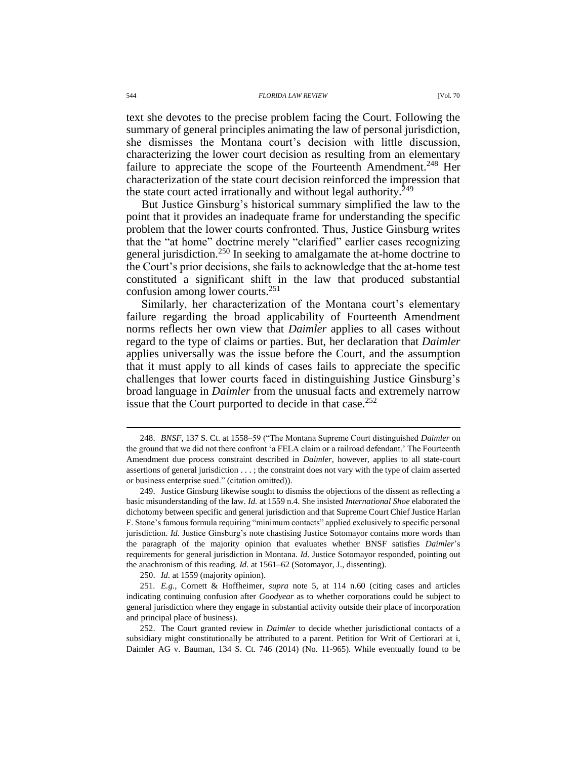text she devotes to the precise problem facing the Court. Following the summary of general principles animating the law of personal jurisdiction, she dismisses the Montana court's decision with little discussion, characterizing the lower court decision as resulting from an elementary failure to appreciate the scope of the Fourteenth Amendment.[248] Her characterization of the state court decision reinforced the impression that the state court acted irrationally and without legal authority.[249]

But Justice Ginsburg's historical summary simplified the law to the point that it provides an inadequate frame for understanding the specific problem that the lower courts confronted. Thus, Justice Ginsburg writes that the "at home" doctrine merely "clarified" earlier cases recognizing general jurisdiction.[250] In seeking to amalgamate the at-home doctrine to the Court's prior decisions, she fails to acknowledge that the at-home test constituted a significant shift in the law that produced substantial confusion among lower courts.[251]

Similarly, her characterization of the Montana court's elementary failure regarding the broad applicability of Fourteenth Amendment norms reflects her own view that *Daimler* applies to all cases without regard to the type of claims or parties. But, her declaration that *Daimler* applies universally was the issue before the Court, and the assumption that it must apply to all kinds of cases fails to appreciate the specific challenges that lower courts faced in distinguishing Justice Ginsburg's broad language in *Daimler* from the unusual facts and extremely narrow issue that the Court purported to decide in that case.[252]

---

248. *BNSF*, 137 S. Ct. at 1558–59 ("The Montana Supreme Court distinguished *Daimler* on the ground that we did not there confront 'a FELA claim or a railroad defendant.' The Fourteenth Amendment due process constraint described in *Daimler*, however, applies to all state-court assertions of general jurisdiction . . . ; the constraint does not vary with the type of claim asserted or business enterprise sued." (citation omitted)).

249. Justice Ginsburg likewise sought to dismiss the objections of the dissent as reflecting a basic misunderstanding of the law. *Id.* at 1559 n.4. She insisted *International Shoe* elaborated the dichotomy between specific and general jurisdiction and that Supreme Court Chief Justice Harlan F. Stone's famous formula requiring "minimum contacts" applied exclusively to specific personal jurisdiction. *Id.* Justice Ginsburg's note chastising Justice Sotomayor contains more words than the paragraph of the majority opinion that evaluates whether BNSF satisfies *Daimler*'s requirements for general jurisdiction in Montana. *Id.* Justice Sotomayor responded, pointing out the anachronism of this reading. *Id.* at 1561–62 (Sotomayor, J., dissenting).

250. *Id.* at 1559 (majority opinion).

251. *E.g.*, Cornett & Hoffheimer, *supra* note 5, at 114 n.60 (citing cases and articles indicating continuing confusion after *Goodyear* as to whether corporations could be subject to general jurisdiction where they engage in substantial activity outside their place of incorporation and principal place of business).

252. The Court granted review in *Daimler* to decide whether jurisdictional contacts of a subsidiary might constitutionally be attributed to a parent. Petition for Writ of Certiorari at i, Daimler AG v. Bauman, 134 S. Ct. 746 (2014) (No. 11-965). While eventually found to be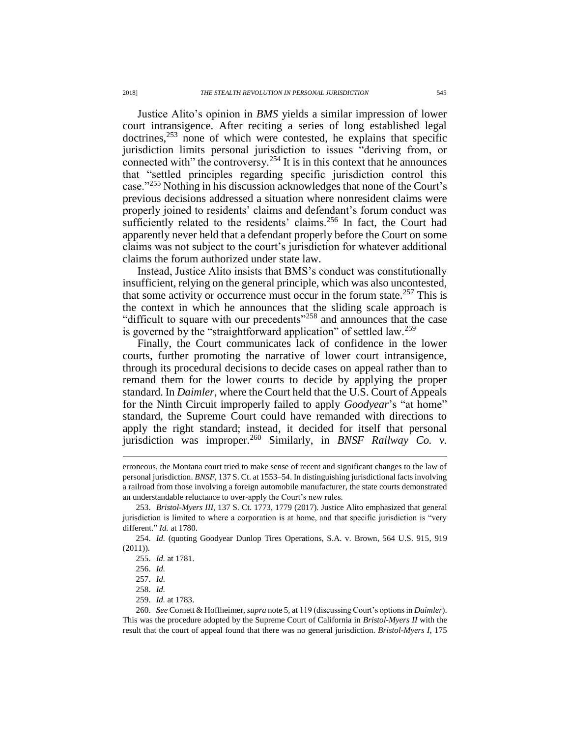Justice Alito's opinion in *BMS* yields a similar impression of lower court intransigence. After reciting a series of long established legal doctrines,[253] none of which were contested, he explains that specific jurisdiction limits personal jurisdiction to issues "deriving from, or connected with" the controversy.[254] It is in this context that he announces that "settled principles regarding specific jurisdiction control this case."[255] Nothing in his discussion acknowledges that none of the Court's previous decisions addressed a situation where nonresident claims were properly joined to residents' claims and defendant's forum conduct was sufficiently related to the residents' claims.[256] In fact, the Court had apparently never held that a defendant properly before the Court on some claims was not subject to the court's jurisdiction for whatever additional claims the forum authorized under state law.

Instead, Justice Alito insists that BMS's conduct was constitutionally insufficient, relying on the general principle, which was also uncontested, that some activity or occurrence must occur in the forum state.[257] This is the context in which he announces that the sliding scale approach is "difficult to square with our precedents"[258] and announces that the case is governed by the "straightforward application" of settled law.[259]

Finally, the Court communicates lack of confidence in the lower courts, further promoting the narrative of lower court intransigence, through its procedural decisions to decide cases on appeal rather than to remand them for the lower courts to decide by applying the proper standard. In *Daimler*, where the Court held that the U.S. Court of Appeals for the Ninth Circuit improperly failed to apply *Goodyear*'s "at home" standard, the Supreme Court could have remanded with directions to apply the right standard; instead, it decided for itself that personal jurisdiction was improper.[260] Similarly, in *BNSF Railway Co. v.*

---

erroneous, the Montana court tried to make sense of recent and significant changes to the law of personal jurisdiction. *BNSF*, 137 S. Ct. at 1553–54. In distinguishing jurisdictional facts involving a railroad from those involving a foreign automobile manufacturer, the state courts demonstrated an understandable reluctance to over-apply the Court's new rules.

253. *Bristol-Myers III*, 137 S. Ct. 1773, 1779 (2017). Justice Alito emphasized that general jurisdiction is limited to where a corporation is at home, and that specific jurisdiction is "very different." *Id.* at 1780.

254. *Id.* (quoting Goodyear Dunlop Tires Operations, S.A. v. Brown, 564 U.S. 915, 919 (2011)).

255. *Id.* at 1781.

256. *Id.*

257. *Id.*

258. *Id.*

259. *Id.* at 1783.

260. *See* Cornett & Hoffheimer, *supra* note 5, at 119 (discussing Court's options in *Daimler*). This was the procedure adopted by the Supreme Court of California in *Bristol-Myers II* with the result that the court of appeal found that there was no general jurisdiction. *Bristol-Myers I*, 175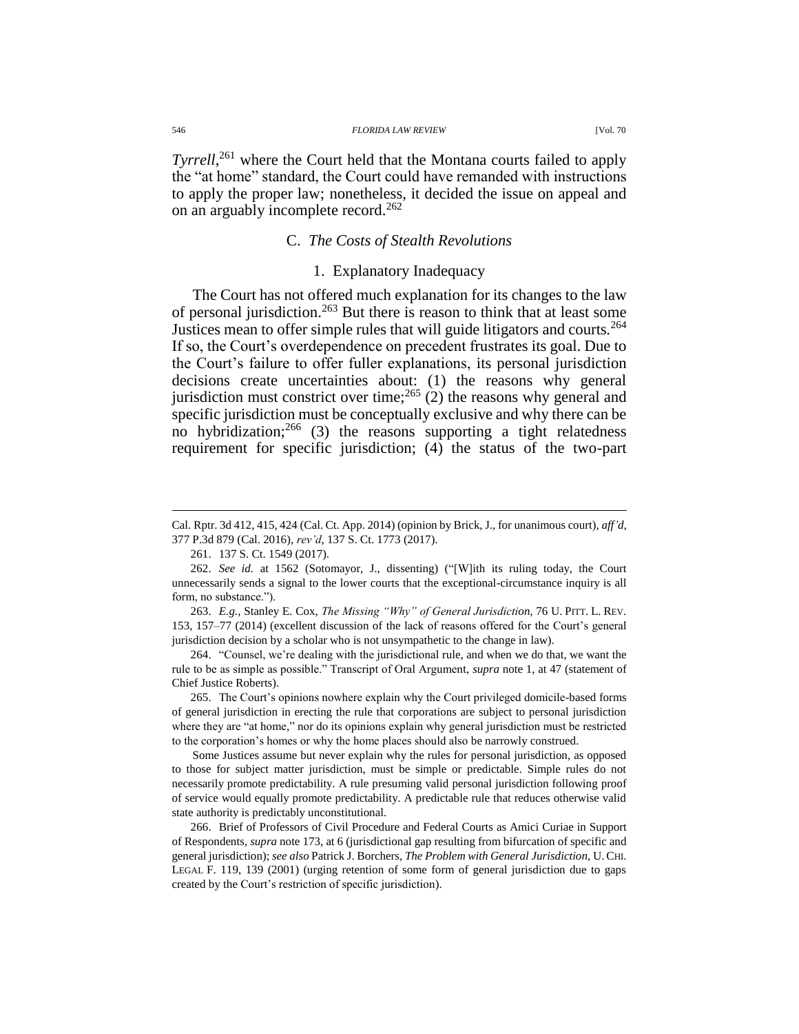*Tyrrell*,[261] where the Court held that the Montana courts failed to apply the "at home" standard, the Court could have remanded with instructions to apply the proper law; nonetheless, it decided the issue on appeal and on an arguably incomplete record.[262]

## C. *The Costs of Stealth Revolutions*

### 1. Explanatory Inadequacy

The Court has not offered much explanation for its changes to the law of personal jurisdiction.[263] But there is reason to think that at least some Justices mean to offer simple rules that will guide litigators and courts.[264] If so, the Court's overdependence on precedent frustrates its goal. Due to the Court's failure to offer fuller explanations, its personal jurisdiction decisions create uncertainties about: (1) the reasons why general jurisdiction must constrict over time;[265] (2) the reasons why general and specific jurisdiction must be conceptually exclusive and why there can be no hybridization;[266] (3) the reasons supporting a tight relatedness requirement for specific jurisdiction; (4) the status of the two-part

---

Cal. Rptr. 3d 412, 415, 424 (Cal. Ct. App. 2014) (opinion by Brick, J., for unanimous court), *aff'd*, 377 P.3d 879 (Cal. 2016), *rev'd*, 137 S. Ct. 1773 (2017).

261. 137 S. Ct. 1549 (2017).

262. *See id.* at 1562 (Sotomayor, J., dissenting) ("[W]ith its ruling today, the Court unnecessarily sends a signal to the lower courts that the exceptional-circumstance inquiry is all form, no substance.").

263. *E.g.*, Stanley E. Cox, *The Missing "Why" of General Jurisdiction*, 76 U. PITT. L. REV. 153, 157–77 (2014) (excellent discussion of the lack of reasons offered for the Court's general jurisdiction decision by a scholar who is not unsympathetic to the change in law).

264. "Counsel, we're dealing with the jurisdictional rule, and when we do that, we want the rule to be as simple as possible." Transcript of Oral Argument, *supra* note 1, at 47 (statement of Chief Justice Roberts).

265. The Court's opinions nowhere explain why the Court privileged domicile-based forms of general jurisdiction in erecting the rule that corporations are subject to personal jurisdiction where they are "at home," nor do its opinions explain why general jurisdiction must be restricted to the corporation's homes or why the home places should also be narrowly construed.

Some Justices assume but never explain why the rules for personal jurisdiction, as opposed to those for subject matter jurisdiction, must be simple or predictable. Simple rules do not necessarily promote predictability. A rule presuming valid personal jurisdiction following proof of service would equally promote predictability. A predictable rule that reduces otherwise valid state authority is predictably unconstitutional.

266. Brief of Professors of Civil Procedure and Federal Courts as Amici Curiae in Support of Respondents, *supra* note 173, at 6 (jurisdictional gap resulting from bifurcation of specific and general jurisdiction); *see also* Patrick J. Borchers, *The Problem with General Jurisdiction*, U. CHI. LEGAL F. 119, 139 (2001) (urging retention of some form of general jurisdiction due to gaps created by the Court's restriction of specific jurisdiction).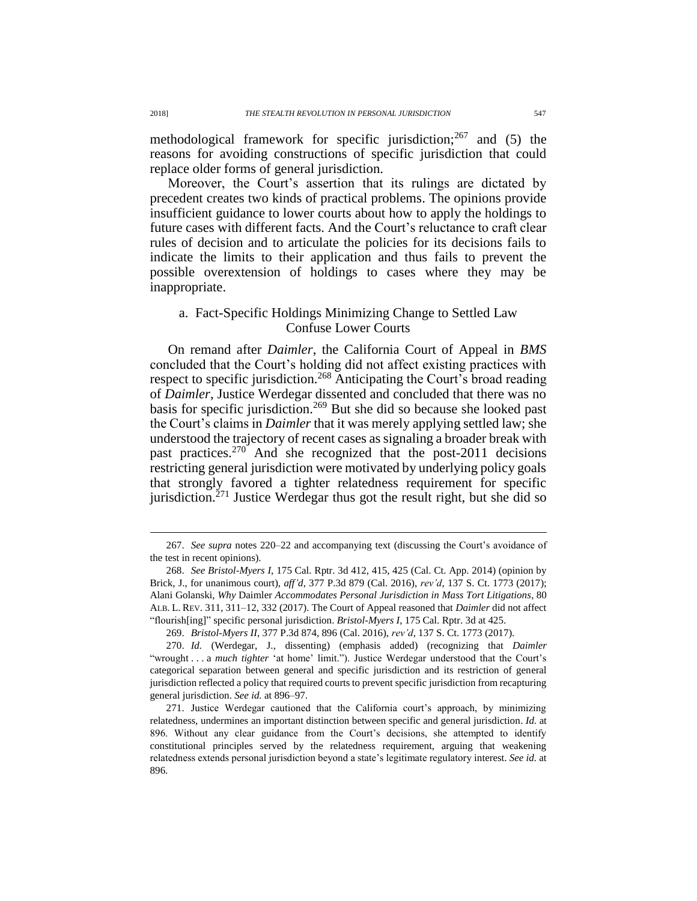methodological framework for specific jurisdiction;[267] and (5) the reasons for avoiding constructions of specific jurisdiction that could replace older forms of general jurisdiction.

Moreover, the Court's assertion that its rulings are dictated by precedent creates two kinds of practical problems. The opinions provide insufficient guidance to lower courts about how to apply the holdings to future cases with different facts. And the Court's reluctance to craft clear rules of decision and to articulate the policies for its decisions fails to indicate the limits to their application and thus fails to prevent the possible overextension of holdings to cases where they may be inappropriate.

### a. Fact-Specific Holdings Minimizing Change to Settled Law Confuse Lower Courts

On remand after *Daimler*, the California Court of Appeal in *BMS* concluded that the Court's holding did not affect existing practices with respect to specific jurisdiction.[268] Anticipating the Court's broad reading of *Daimler*, Justice Werdegar dissented and concluded that there was no basis for specific jurisdiction.[269] But she did so because she looked past the Court's claims in *Daimler* that it was merely applying settled law; she understood the trajectory of recent cases as signaling a broader break with past practices.[270] And she recognized that the post-2011 decisions restricting general jurisdiction were motivated by underlying policy goals that strongly favored a tighter relatedness requirement for specific jurisdiction.[271] Justice Werdegar thus got the result right, but she did so

---

267. *See supra* notes 220–22 and accompanying text (discussing the Court's avoidance of the test in recent opinions).

268. *See Bristol-Myers I*, 175 Cal. Rptr. 3d 412, 415, 425 (Cal. Ct. App. 2014) (opinion by Brick, J., for unanimous court), *aff'd*, 377 P.3d 879 (Cal. 2016), *rev'd*, 137 S. Ct. 1773 (2017); Alani Golanski, *Why* Daimler *Accommodates Personal Jurisdiction in Mass Tort Litigations*, 80 ALB. L. REV. 311, 311–12, 332 (2017). The Court of Appeal reasoned that *Daimler* did not affect "flourish[ing]" specific personal jurisdiction. *Bristol-Myers I*, 175 Cal. Rptr. 3d at 425.

269. *Bristol-Myers II*, 377 P.3d 874, 896 (Cal. 2016), *rev'd*, 137 S. Ct. 1773 (2017).

270. *Id.* (Werdegar, J., dissenting) (emphasis added) (recognizing that *Daimler* "wrought . . . a *much tighter* 'at home' limit."). Justice Werdegar understood that the Court's categorical separation between general and specific jurisdiction and its restriction of general jurisdiction reflected a policy that required courts to prevent specific jurisdiction from recapturing general jurisdiction. *See id.* at 896–97.

271. Justice Werdegar cautioned that the California court's approach, by minimizing relatedness, undermines an important distinction between specific and general jurisdiction. *Id.* at 896. Without any clear guidance from the Court's decisions, she attempted to identify constitutional principles served by the relatedness requirement, arguing that weakening relatedness extends personal jurisdiction beyond a state's legitimate regulatory interest. *See id.* at 896.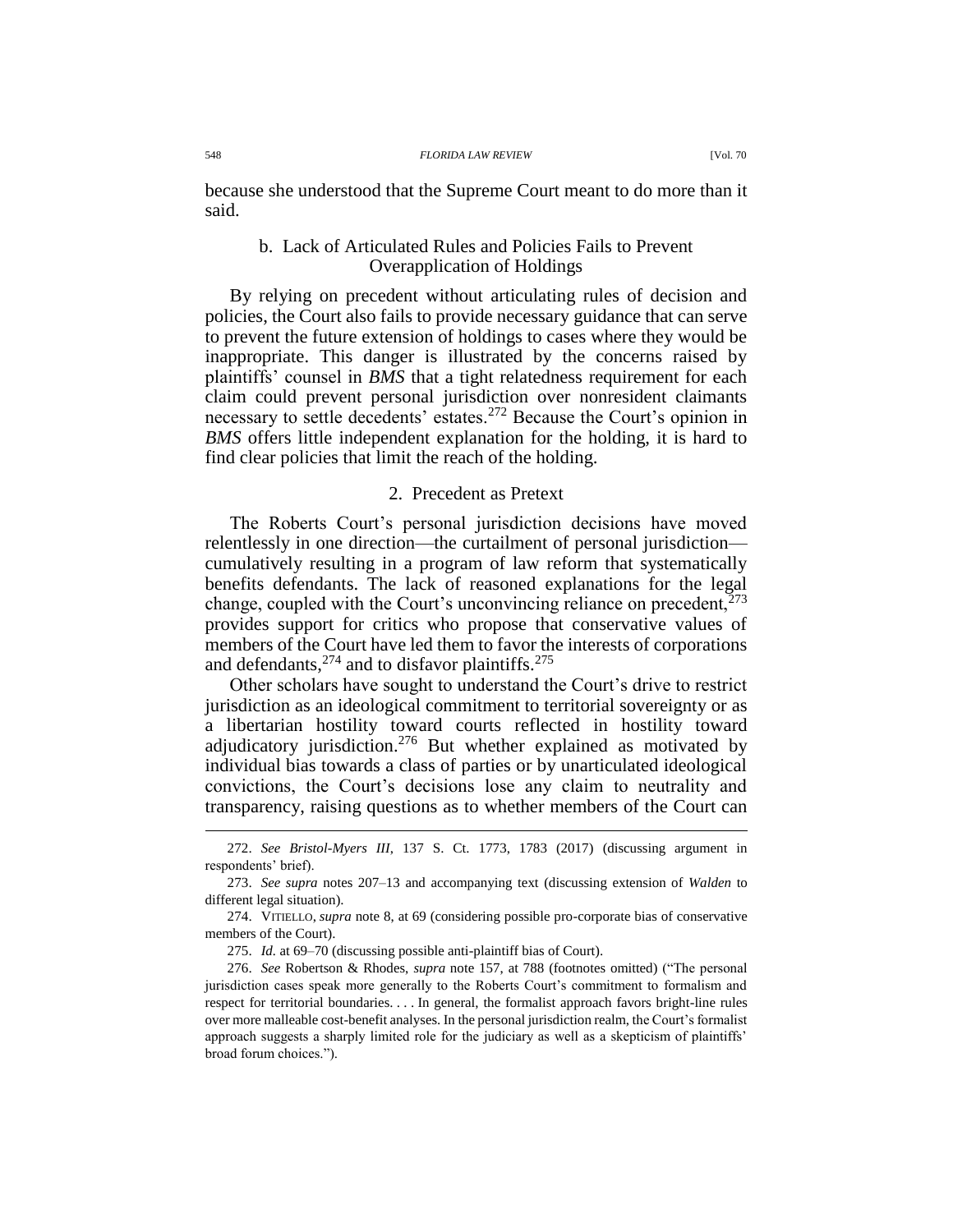because she understood that the Supreme Court meant to do more than it said.

### b. Lack of Articulated Rules and Policies Fails to Prevent Overapplication of Holdings

By relying on precedent without articulating rules of decision and policies, the Court also fails to provide necessary guidance that can serve to prevent the future extension of holdings to cases where they would be inappropriate. This danger is illustrated by the concerns raised by plaintiffs' counsel in *BMS* that a tight relatedness requirement for each claim could prevent personal jurisdiction over nonresident claimants necessary to settle decedents' estates.[272] Because the Court's opinion in *BMS* offers little independent explanation for the holding, it is hard to find clear policies that limit the reach of the holding.

## 2. Precedent as Pretext

The Roberts Court's personal jurisdiction decisions have moved relentlessly in one direction—the curtailment of personal jurisdiction—cumulatively resulting in a program of law reform that systematically benefits defendants. The lack of reasoned explanations for the legal change, coupled with the Court's unconvincing reliance on precedent,[273] provides support for critics who propose that conservative values of members of the Court have led them to favor the interests of corporations and defendants,[274] and to disfavor plaintiffs.[275]

Other scholars have sought to understand the Court's drive to restrict jurisdiction as an ideological commitment to territorial sovereignty or as a libertarian hostility toward courts reflected in hostility toward adjudicatory jurisdiction.[276] But whether explained as motivated by individual bias towards a class of parties or by unarticulated ideological convictions, the Court's decisions lose any claim to neutrality and transparency, raising questions as to whether members of the Court can

---

272. *See Bristol-Myers III*, 137 S. Ct. 1773, 1783 (2017) (discussing argument in respondents' brief).

273. *See supra* notes 207–13 and accompanying text (discussing extension of *Walden* to different legal situation).

274. VITIELLO, *supra* note 8, at 69 (considering possible pro-corporate bias of conservative members of the Court).

275. *Id.* at 69–70 (discussing possible anti-plaintiff bias of Court).

276. *See* Robertson & Rhodes, *supra* note 157, at 788 (footnotes omitted) ("The personal jurisdiction cases speak more generally to the Roberts Court's commitment to formalism and respect for territorial boundaries. . . . In general, the formalist approach favors bright-line rules over more malleable cost-benefit analyses. In the personal jurisdiction realm, the Court's formalist approach suggests a sharply limited role for the judiciary as well as a skepticism of plaintiffs' broad forum choices.").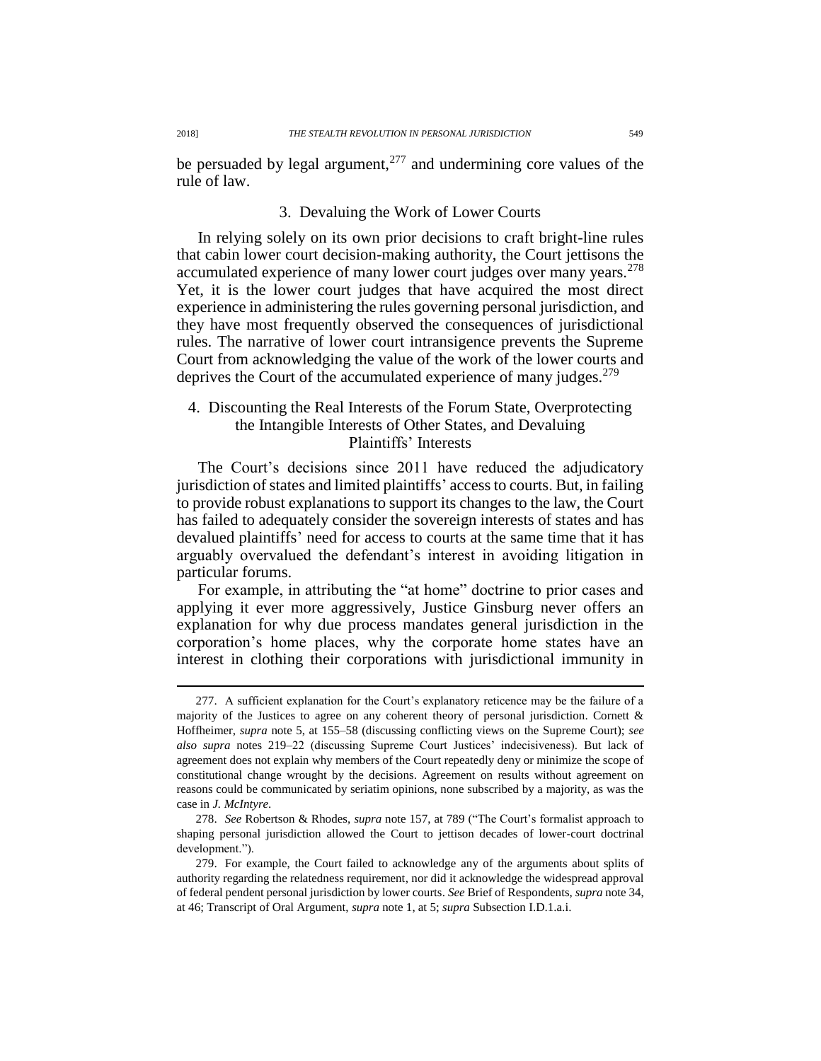be persuaded by legal argument,[277] and undermining core values of the rule of law.

### 3. Devaluing the Work of Lower Courts

In relying solely on its own prior decisions to craft bright-line rules that cabin lower court decision-making authority, the Court jettisons the accumulated experience of many lower court judges over many years.[278] Yet, it is the lower court judges that have acquired the most direct experience in administering the rules governing personal jurisdiction, and they have most frequently observed the consequences of jurisdictional rules. The narrative of lower court intransigence prevents the Supreme Court from acknowledging the value of the work of the lower courts and deprives the Court of the accumulated experience of many judges.[279]

### 4. Discounting the Real Interests of the Forum State, Overprotecting the Intangible Interests of Other States, and Devaluing Plaintiffs' Interests

The Court's decisions since 2011 have reduced the adjudicatory jurisdiction of states and limited plaintiffs' access to courts. But, in failing to provide robust explanations to support its changes to the law, the Court has failed to adequately consider the sovereign interests of states and has devalued plaintiffs' need for access to courts at the same time that it has arguably overvalued the defendant's interest in avoiding litigation in particular forums.

For example, in attributing the "at home" doctrine to prior cases and applying it ever more aggressively, Justice Ginsburg never offers an explanation for why due process mandates general jurisdiction in the corporation's home places, why the corporate home states have an interest in clothing their corporations with jurisdictional immunity in

---

277. A sufficient explanation for the Court's explanatory reticence may be the failure of a majority of the Justices to agree on any coherent theory of personal jurisdiction. Cornett & Hoffheimer, *supra* note 5, at 155–58 (discussing conflicting views on the Supreme Court); *see also supra* notes 219–22 (discussing Supreme Court Justices' indecisiveness). But lack of agreement does not explain why members of the Court repeatedly deny or minimize the scope of constitutional change wrought by the decisions. Agreement on results without agreement on reasons could be communicated by seriatim opinions, none subscribed by a majority, as was the case in *J. McIntyre*.

278. *See* Robertson & Rhodes, *supra* note 157, at 789 ("The Court's formalist approach to shaping personal jurisdiction allowed the Court to jettison decades of lower-court doctrinal development.").

279. For example, the Court failed to acknowledge any of the arguments about splits of authority regarding the relatedness requirement, nor did it acknowledge the widespread approval of federal pendent personal jurisdiction by lower courts. *See* Brief of Respondents, *supra* note 34, at 46; Transcript of Oral Argument, *supra* note 1, at 5; *supra* Subsection I.D.1.a.i.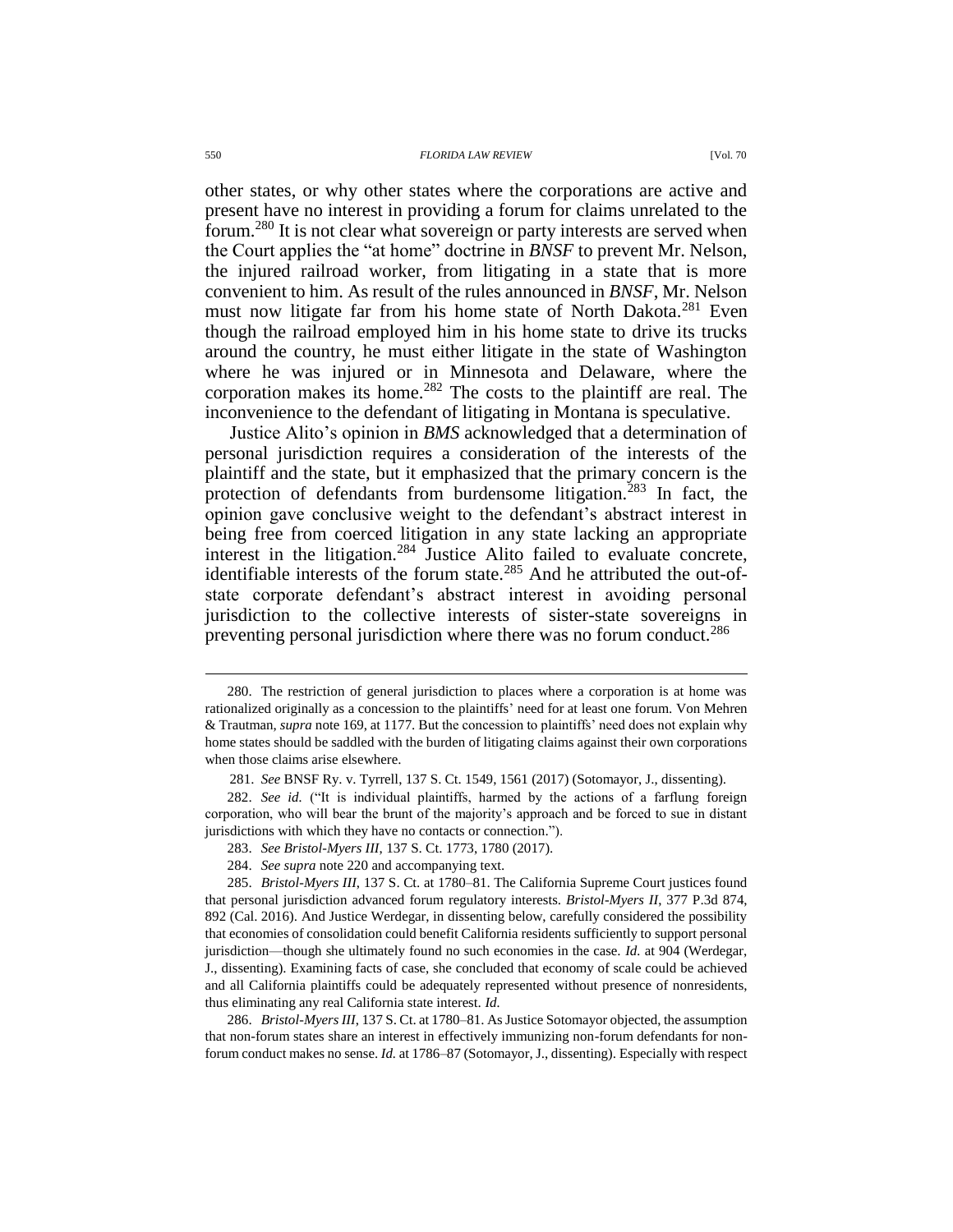other states, or why other states where the corporations are active and present have no interest in providing a forum for claims unrelated to the forum.[280] It is not clear what sovereign or party interests are served when the Court applies the "at home" doctrine in *BNSF* to prevent Mr. Nelson, the injured railroad worker, from litigating in a state that is more convenient to him. As result of the rules announced in *BNSF*, Mr. Nelson must now litigate far from his home state of North Dakota.[281] Even though the railroad employed him in his home state to drive its trucks around the country, he must either litigate in the state of Washington where he was injured or in Minnesota and Delaware, where the corporation makes its home.[282] The costs to the plaintiff are real. The inconvenience to the defendant of litigating in Montana is speculative.

Justice Alito's opinion in *BMS* acknowledged that a determination of personal jurisdiction requires a consideration of the interests of the plaintiff and the state, but it emphasized that the primary concern is the protection of defendants from burdensome litigation.[283] In fact, the opinion gave conclusive weight to the defendant's abstract interest in being free from coerced litigation in any state lacking an appropriate interest in the litigation.[284] Justice Alito failed to evaluate concrete, identifiable interests of the forum state.[285] And he attributed the out-of-state corporate defendant's abstract interest in avoiding personal jurisdiction to the collective interests of sister-state sovereigns in preventing personal jurisdiction where there was no forum conduct.[286]

280. The restriction of general jurisdiction to places where a corporation is at home was rationalized originally as a concession to the plaintiffs' need for at least one forum. Von Mehren & Trautman, *supra* note 169, at 1177. But the concession to plaintiffs' need does not explain why home states should be saddled with the burden of litigating claims against their own corporations when those claims arise elsewhere.

281. *See* BNSF Ry. v. Tyrrell, 137 S. Ct. 1549, 1561 (2017) (Sotomayor, J., dissenting).

282. *See id.* ("It is individual plaintiffs, harmed by the actions of a farflung foreign corporation, who will bear the brunt of the majority's approach and be forced to sue in distant jurisdictions with which they have no contacts or connection.").

283. *See Bristol-Myers III*, 137 S. Ct. 1773, 1780 (2017).

284. *See supra* note 220 and accompanying text.

285. *Bristol-Myers III*, 137 S. Ct. at 1780–81. The California Supreme Court justices found that personal jurisdiction advanced forum regulatory interests. *Bristol-Myers II*, 377 P.3d 874, 892 (Cal. 2016). And Justice Werdegar, in dissenting below, carefully considered the possibility that economies of consolidation could benefit California residents sufficiently to support personal jurisdiction—though she ultimately found no such economies in the case. *Id.* at 904 (Werdegar, J., dissenting). Examining facts of case, she concluded that economy of scale could be achieved and all California plaintiffs could be adequately represented without presence of nonresidents, thus eliminating any real California state interest. *Id.*

286. *Bristol-Myers III*, 137 S. Ct. at 1780–81. As Justice Sotomayor objected, the assumption that non-forum states share an interest in effectively immunizing non-forum defendants for non-forum conduct makes no sense. *Id.* at 1786–87 (Sotomayor, J., dissenting). Especially with respect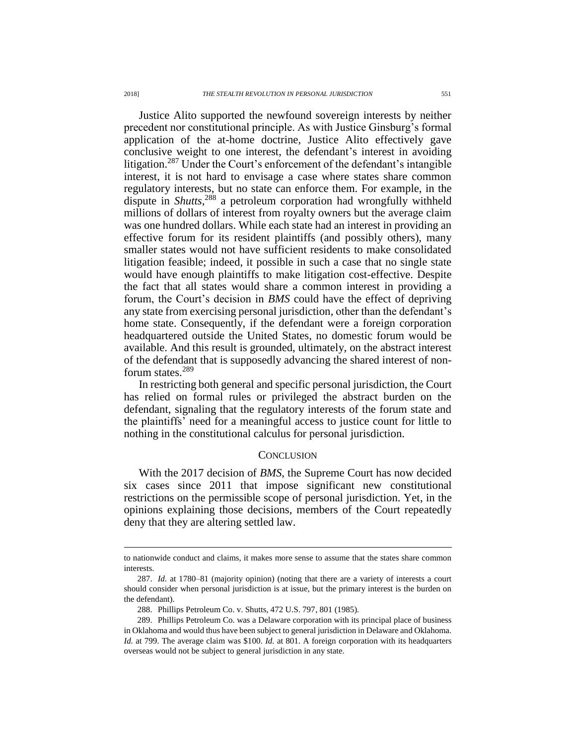Justice Alito supported the newfound sovereign interests by neither precedent nor constitutional principle. As with Justice Ginsburg's formal application of the at-home doctrine, Justice Alito effectively gave conclusive weight to one interest, the defendant's interest in avoiding litigation.[287] Under the Court's enforcement of the defendant's intangible interest, it is not hard to envisage a case where states share common regulatory interests, but no state can enforce them. For example, in the dispute in *Shutts*,[288] a petroleum corporation had wrongfully withheld millions of dollars of interest from royalty owners but the average claim was one hundred dollars. While each state had an interest in providing an effective forum for its resident plaintiffs (and possibly others), many smaller states would not have sufficient residents to make consolidated litigation feasible; indeed, it possible in such a case that no single state would have enough plaintiffs to make litigation cost-effective. Despite the fact that all states would share a common interest in providing a forum, the Court's decision in *BMS* could have the effect of depriving any state from exercising personal jurisdiction, other than the defendant's home state. Consequently, if the defendant were a foreign corporation headquartered outside the United States, no domestic forum would be available. And this result is grounded, ultimately, on the abstract interest of the defendant that is supposedly advancing the shared interest of non-forum states.[289]

In restricting both general and specific personal jurisdiction, the Court has relied on formal rules or privileged the abstract burden on the defendant, signaling that the regulatory interests of the forum state and the plaintiffs' need for a meaningful access to justice count for little to nothing in the constitutional calculus for personal jurisdiction.

## CONCLUSION

With the 2017 decision of *BMS*, the Supreme Court has now decided six cases since 2011 that impose significant new constitutional restrictions on the permissible scope of personal jurisdiction. Yet, in the opinions explaining those decisions, members of the Court repeatedly deny that they are altering settled law.

---

to nationwide conduct and claims, it makes more sense to assume that the states share common interests.

287. *Id.* at 1780–81 (majority opinion) (noting that there are a variety of interests a court should consider when personal jurisdiction is at issue, but the primary interest is the burden on the defendant).

288. Phillips Petroleum Co. v. Shutts, 472 U.S. 797, 801 (1985).

289. Phillips Petroleum Co. was a Delaware corporation with its principal place of business in Oklahoma and would thus have been subject to general jurisdiction in Delaware and Oklahoma. *Id.* at 799. The average claim was $100. *Id.* at 801. A foreign corporation with its headquarters overseas would not be subject to general jurisdiction in any state.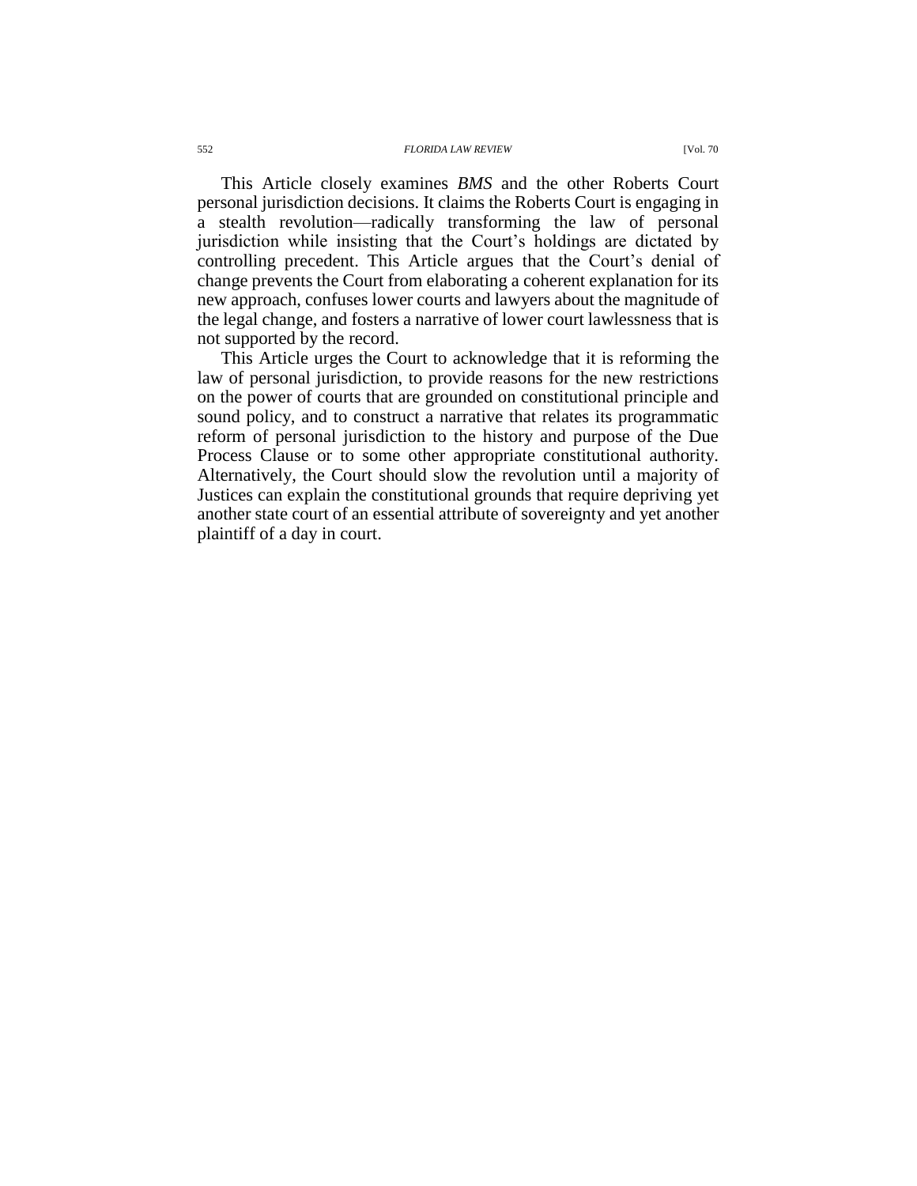This Article closely examines *BMS* and the other Roberts Court personal jurisdiction decisions. It claims the Roberts Court is engaging in a stealth revolution—radically transforming the law of personal jurisdiction while insisting that the Court's holdings are dictated by controlling precedent. This Article argues that the Court's denial of change prevents the Court from elaborating a coherent explanation for its new approach, confuses lower courts and lawyers about the magnitude of the legal change, and fosters a narrative of lower court lawlessness that is not supported by the record.

This Article urges the Court to acknowledge that it is reforming the law of personal jurisdiction, to provide reasons for the new restrictions on the power of courts that are grounded on constitutional principle and sound policy, and to construct a narrative that relates its programmatic reform of personal jurisdiction to the history and purpose of the Due Process Clause or to some other appropriate constitutional authority. Alternatively, the Court should slow the revolution until a majority of Justices can explain the constitutional grounds that require depriving yet another state court of an essential attribute of sovereignty and yet another plaintiff of a day in court.